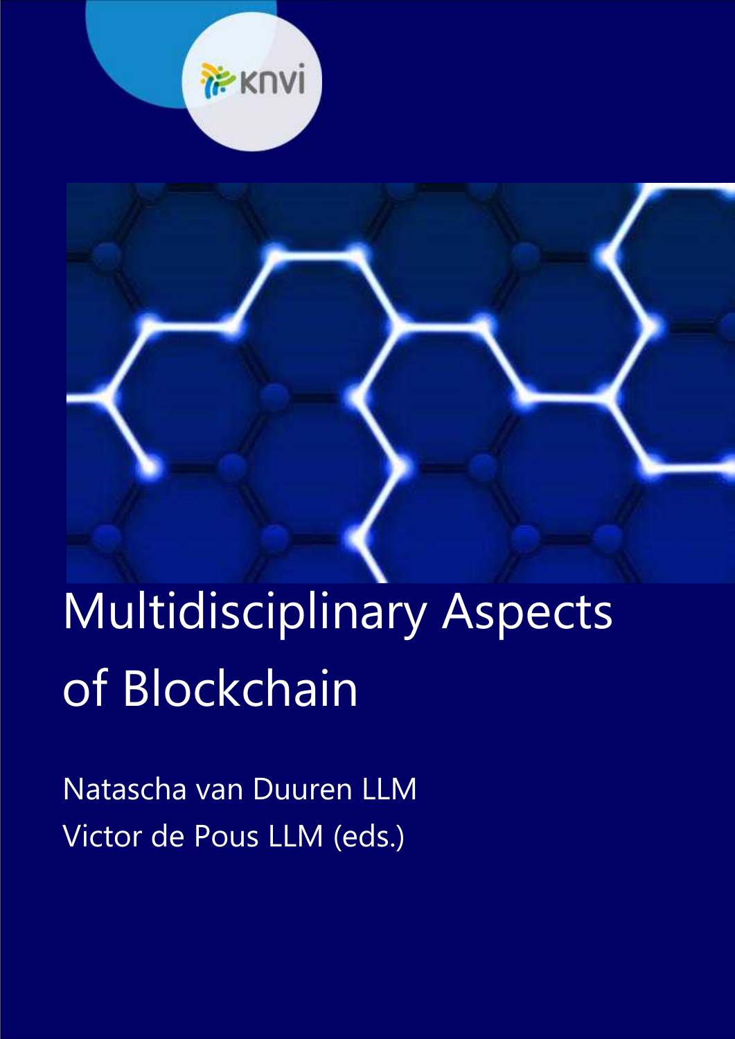# Multidisciplinary Aspects of Blockchain

Natascha van Duuren LLM

Victor de Pous LLM (eds.)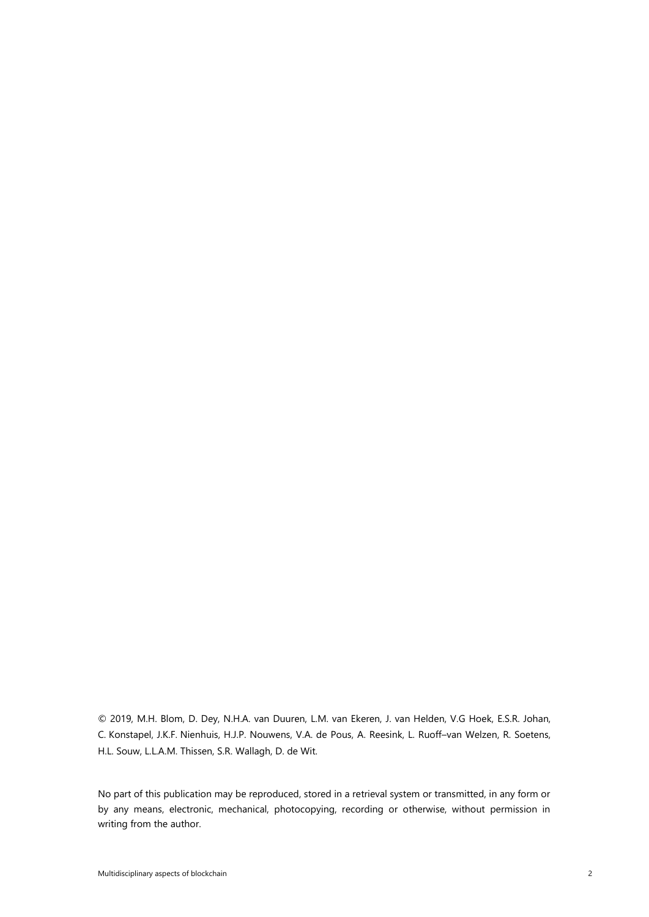© 2019, M.H. Blom, D. Dey, N.H.A. van Duuren, L.M. van Ekeren, J. van Helden, V.G Hoek, E.S.R. Johan, C. Konstapel, J.K.F. Nienhuis, H.J.P. Nouwens, V.A. de Pous, A. Reesink, L. Ruoff–van Welzen, R. Soetens, H.L. Souw, L.L.A.M. Thissen, S.R. Wallagh, D. de Wit.

No part of this publication may be reproduced, stored in a retrieval system or transmitted, in any form or by any means, electronic, mechanical, photocopying, recording or otherwise, without permission in writing from the author.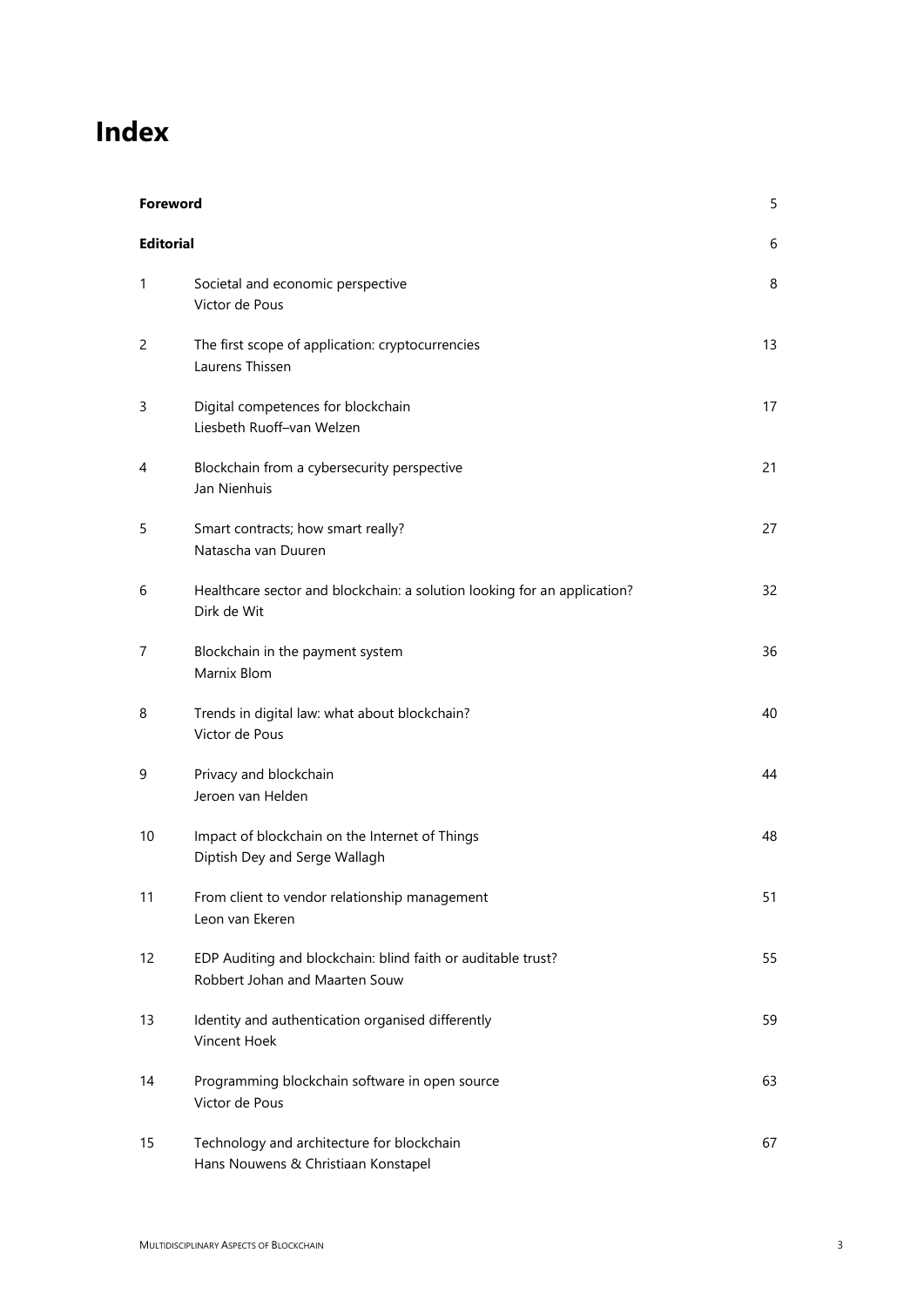# Index

| | | |
|---|---|---|
| **Foreword** | | 5 |
| **Editorial** | | 6 |
| 1 | Societal and economic perspective<br>Victor de Pous | 8 |
| 2 | The first scope of application: cryptocurrencies<br>Laurens Thissen | 13 |
| 3 | Digital competences for blockchain<br>Liesbeth Ruoff–van Welzen | 17 |
| 4 | Blockchain from a cybersecurity perspective<br>Jan Nienhuis | 21 |
| 5 | Smart contracts; how smart really?<br>Natascha van Duuren | 27 |
| 6 | Healthcare sector and blockchain: a solution looking for an application?<br>Dirk de Wit | 32 |
| 7 | Blockchain in the payment system<br>Marnix Blom | 36 |
| 8 | Trends in digital law: what about blockchain?<br>Victor de Pous | 40 |
| 9 | Privacy and blockchain<br>Jeroen van Helden | 44 |
| 10 | Impact of blockchain on the Internet of Things<br>Diptish Dey and Serge Wallagh | 48 |
| 11 | From client to vendor relationship management<br>Leon van Ekeren | 51 |
| 12 | EDP Auditing and blockchain: blind faith or auditable trust?<br>Robbert Johan and Maarten Souw | 55 |
| 13 | Identity and authentication organised differently<br>Vincent Hoek | 59 |
| 14 | Programming blockchain software in open source<br>Victor de Pous | 63 |
| 15 | Technology and architecture for blockchain<br>Hans Nouwens & Christiaan Konstapel | 67 |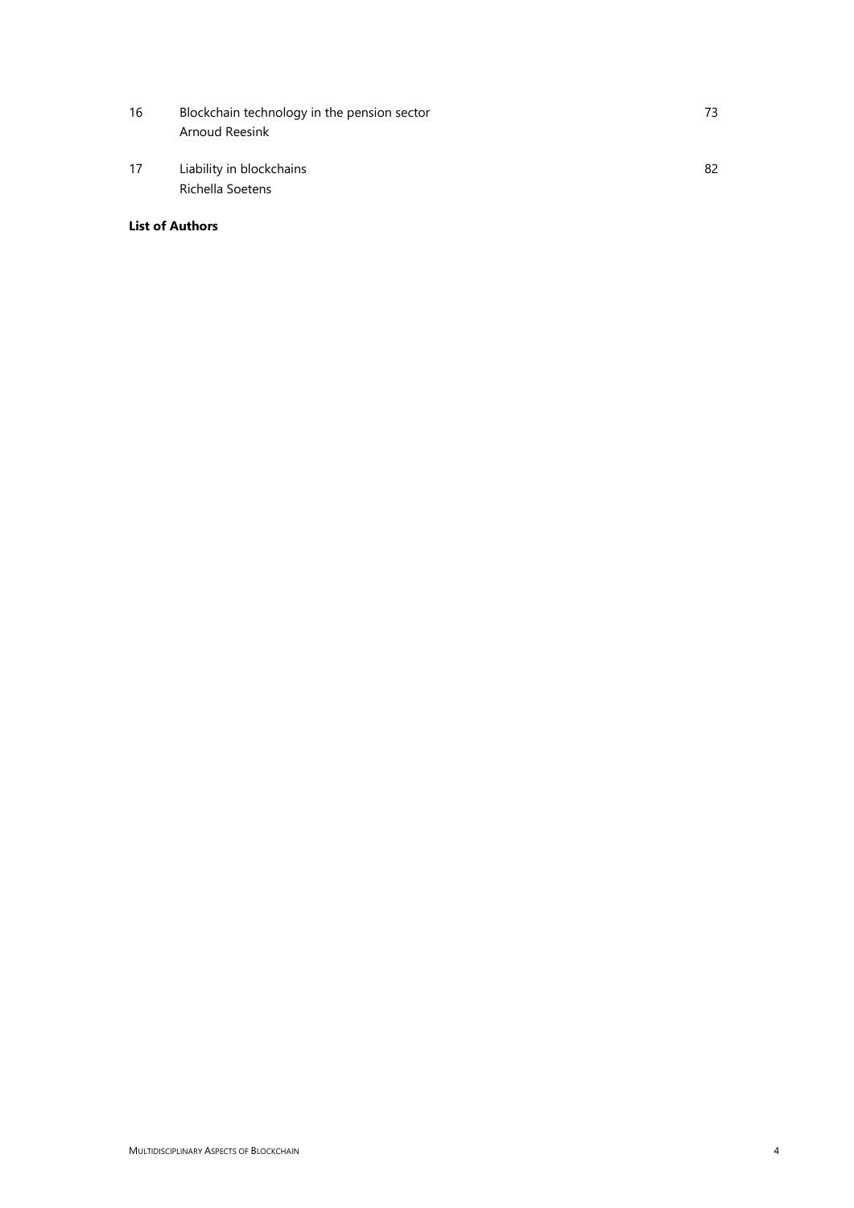| | | |
|---|---|---|
| 16 | Blockchain technology in the pension sector<br>Arnoud Reesink | 73 |
| 17 | Liability in blockchains<br>Richella Soetens | 82 |

**List of Authors**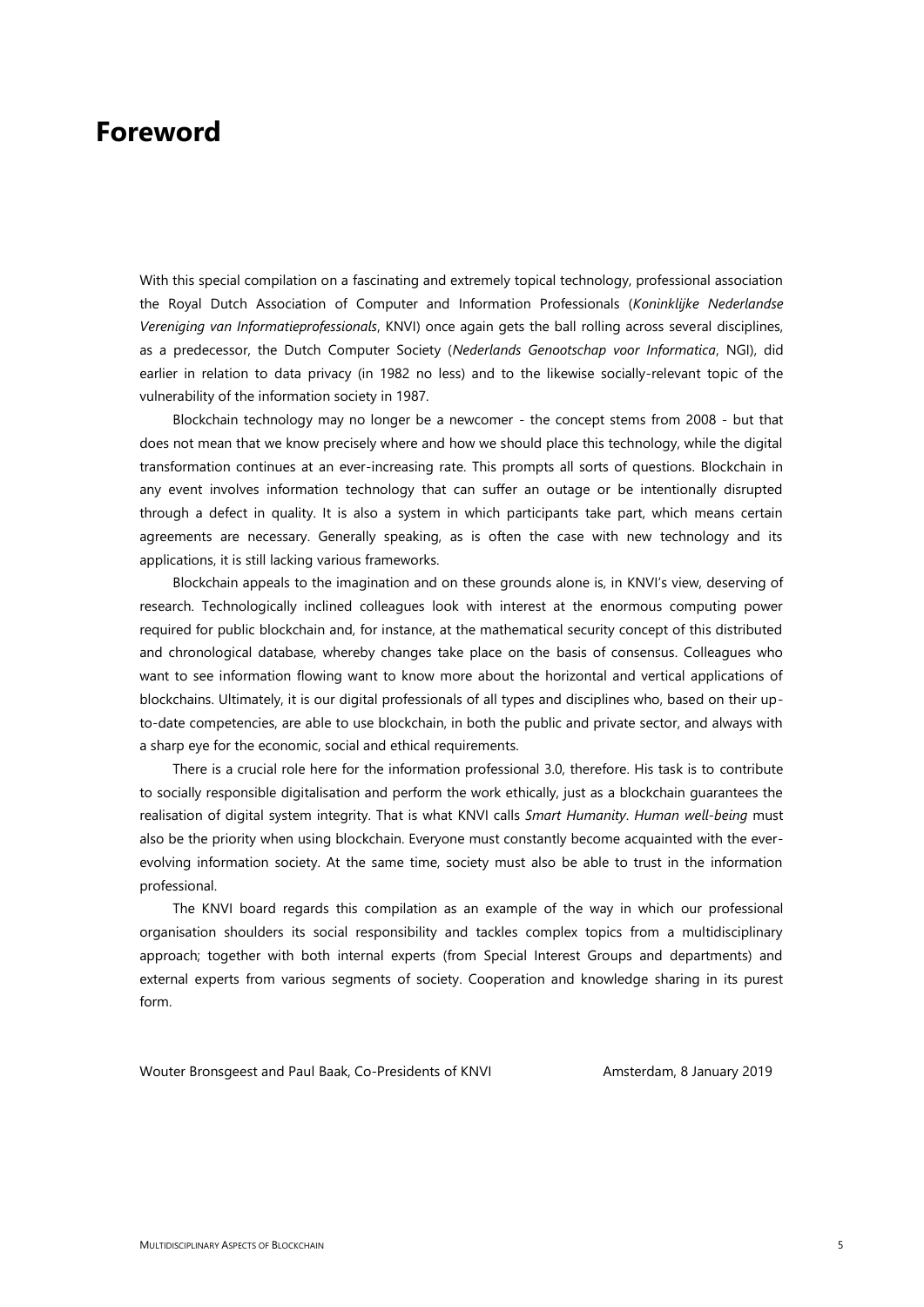# Foreword

With this special compilation on a fascinating and extremely topical technology, professional association the Royal Dutch Association of Computer and Information Professionals (*Koninklijke Nederlandse Vereniging van Informatieprofessionals*, KNVI) once again gets the ball rolling across several disciplines, as a predecessor, the Dutch Computer Society (*Nederlands Genootschap voor Informatica*, NGI), did earlier in relation to data privacy (in 1982 no less) and to the likewise socially-relevant topic of the vulnerability of the information society in 1987.

Blockchain technology may no longer be a newcomer - the concept stems from 2008 - but that does not mean that we know precisely where and how we should place this technology, while the digital transformation continues at an ever-increasing rate. This prompts all sorts of questions. Blockchain in any event involves information technology that can suffer an outage or be intentionally disrupted through a defect in quality. It is also a system in which participants take part, which means certain agreements are necessary. Generally speaking, as is often the case with new technology and its applications, it is still lacking various frameworks.

Blockchain appeals to the imagination and on these grounds alone is, in KNVI's view, deserving of research. Technologically inclined colleagues look with interest at the enormous computing power required for public blockchain and, for instance, at the mathematical security concept of this distributed and chronological database, whereby changes take place on the basis of consensus. Colleagues who want to see information flowing want to know more about the horizontal and vertical applications of blockchains. Ultimately, it is our digital professionals of all types and disciplines who, based on their up-to-date competencies, are able to use blockchain, in both the public and private sector, and always with a sharp eye for the economic, social and ethical requirements.

There is a crucial role here for the information professional 3.0, therefore. His task is to contribute to socially responsible digitalisation and perform the work ethically, just as a blockchain guarantees the realisation of digital system integrity. That is what KNVI calls *Smart Humanity*. *Human well-being* must also be the priority when using blockchain. Everyone must constantly become acquainted with the ever-evolving information society. At the same time, society must also be able to trust in the information professional.

The KNVI board regards this compilation as an example of the way in which our professional organisation shoulders its social responsibility and tackles complex topics from a multidisciplinary approach; together with both internal experts (from Special Interest Groups and departments) and external experts from various segments of society. Cooperation and knowledge sharing in its purest form.

Wouter Bronsgeest and Paul Baak, Co-Presidents of KNVI — Amsterdam, 8 January 2019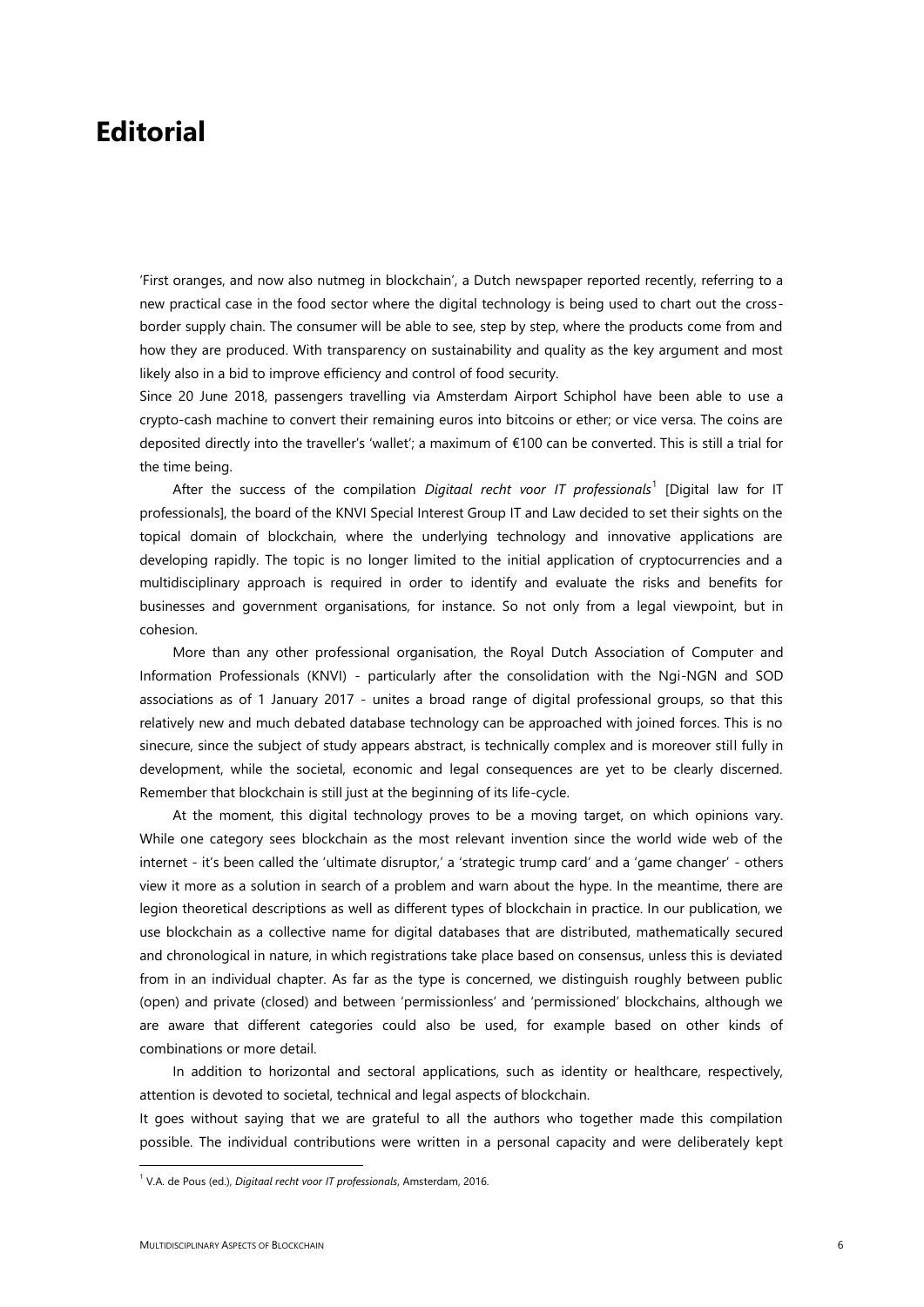# Editorial

'First oranges, and now also nutmeg in blockchain', a Dutch newspaper reported recently, referring to a new practical case in the food sector where the digital technology is being used to chart out the cross-border supply chain. The consumer will be able to see, step by step, where the products come from and how they are produced. With transparency on sustainability and quality as the key argument and most likely also in a bid to improve efficiency and control of food security.

Since 20 June 2018, passengers travelling via Amsterdam Airport Schiphol have been able to use a crypto-cash machine to convert their remaining euros into bitcoins or ether; or vice versa. The coins are deposited directly into the traveller's 'wallet'; a maximum of €100 can be converted. This is still a trial for the time being.

After the success of the compilation *Digitaal recht voor IT professionals*[1] [Digital law for IT professionals], the board of the KNVI Special Interest Group IT and Law decided to set their sights on the topical domain of blockchain, where the underlying technology and innovative applications are developing rapidly. The topic is no longer limited to the initial application of cryptocurrencies and a multidisciplinary approach is required in order to identify and evaluate the risks and benefits for businesses and government organisations, for instance. So not only from a legal viewpoint, but in cohesion.

More than any other professional organisation, the Royal Dutch Association of Computer and Information Professionals (KNVI) - particularly after the consolidation with the Ngi-NGN and SOD associations as of 1 January 2017 - unites a broad range of digital professional groups, so that this relatively new and much debated database technology can be approached with joined forces. This is no sinecure, since the subject of study appears abstract, is technically complex and is moreover still fully in development, while the societal, economic and legal consequences are yet to be clearly discerned. Remember that blockchain is still just at the beginning of its life-cycle.

At the moment, this digital technology proves to be a moving target, on which opinions vary. While one category sees blockchain as the most relevant invention since the world wide web of the internet - it's been called the 'ultimate disruptor,' a 'strategic trump card' and a 'game changer' - others view it more as a solution in search of a problem and warn about the hype. In the meantime, there are legion theoretical descriptions as well as different types of blockchain in practice. In our publication, we use blockchain as a collective name for digital databases that are distributed, mathematically secured and chronological in nature, in which registrations take place based on consensus, unless this is deviated from in an individual chapter. As far as the type is concerned, we distinguish roughly between public (open) and private (closed) and between 'permissionless' and 'permissioned' blockchains, although we are aware that different categories could also be used, for example based on other kinds of combinations or more detail.

In addition to horizontal and sectoral applications, such as identity or healthcare, respectively, attention is devoted to societal, technical and legal aspects of blockchain.

It goes without saying that we are grateful to all the authors who together made this compilation possible. The individual contributions were written in a personal capacity and were deliberately kept

[1] V.A. de Pous (ed.), *Digitaal recht voor IT professionals*, Amsterdam, 2016.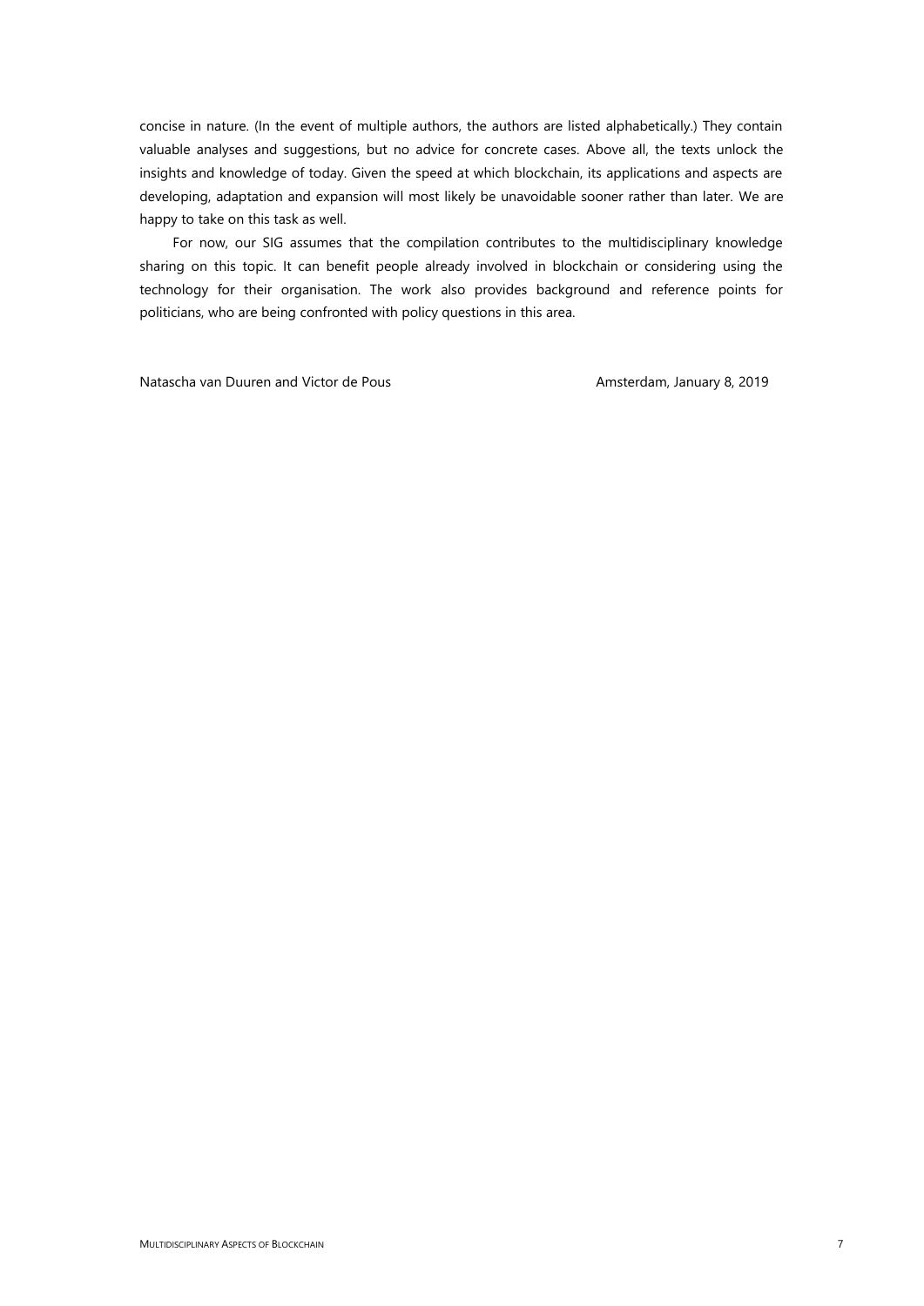concise in nature. (In the event of multiple authors, the authors are listed alphabetically.) They contain valuable analyses and suggestions, but no advice for concrete cases. Above all, the texts unlock the insights and knowledge of today. Given the speed at which blockchain, its applications and aspects are developing, adaptation and expansion will most likely be unavoidable sooner rather than later. We are happy to take on this task as well.

For now, our SIG assumes that the compilation contributes to the multidisciplinary knowledge sharing on this topic. It can benefit people already involved in blockchain or considering using the technology for their organisation. The work also provides background and reference points for politicians, who are being confronted with policy questions in this area.

Natascha van Duuren and Victor de Pous — Amsterdam, January 8, 2019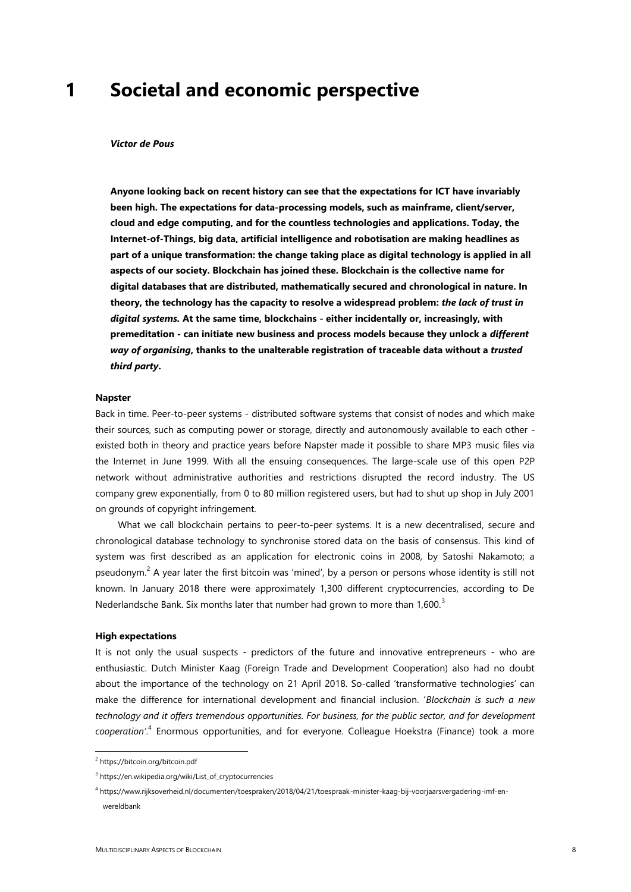# 1 Societal and economic perspective

***Victor de Pous***

**Anyone looking back on recent history can see that the expectations for ICT have invariably been high. The expectations for data-processing models, such as mainframe, client/server, cloud and edge computing, and for the countless technologies and applications. Today, the Internet-of-Things, big data, artificial intelligence and robotisation are making headlines as part of a unique transformation: the change taking place as digital technology is applied in all aspects of our society. Blockchain has joined these. Blockchain is the collective name for digital databases that are distributed, mathematically secured and chronological in nature. In theory, the technology has the capacity to resolve a widespread problem: *the lack of trust in digital systems*. At the same time, blockchains - either incidentally or, increasingly, with premeditation - can initiate new business and process models because they unlock a *different way of organising*, thanks to the unalterable registration of traceable data without a *trusted third party*.**

**Napster**

Back in time. Peer-to-peer systems - distributed software systems that consist of nodes and which make their sources, such as computing power or storage, directly and autonomously available to each other - existed both in theory and practice years before Napster made it possible to share MP3 music files via the Internet in June 1999. With all the ensuing consequences. The large-scale use of this open P2P network without administrative authorities and restrictions disrupted the record industry. The US company grew exponentially, from 0 to 80 million registered users, but had to shut up shop in July 2001 on grounds of copyright infringement.

What we call blockchain pertains to peer-to-peer systems. It is a new decentralised, secure and chronological database technology to synchronise stored data on the basis of consensus. This kind of system was first described as an application for electronic coins in 2008, by Satoshi Nakamoto; a pseudonym.[2] A year later the first bitcoin was 'mined', by a person or persons whose identity is still not known. In January 2018 there were approximately 1,300 different cryptocurrencies, according to De Nederlandsche Bank. Six months later that number had grown to more than 1,600.[3]

**High expectations**

It is not only the usual suspects - predictors of the future and innovative entrepreneurs - who are enthusiastic. Dutch Minister Kaag (Foreign Trade and Development Cooperation) also had no doubt about the importance of the technology on 21 April 2018. So-called 'transformative technologies' can make the difference for international development and financial inclusion. '*Blockchain is such a new technology and it offers tremendous opportunities. For business, for the public sector, and for development cooperation*'.[4] Enormous opportunities, and for everyone. Colleague Hoekstra (Finance) took a more

---

[2] https://bitcoin.org/bitcoin.pdf

[3] https://en.wikipedia.org/wiki/List_of_cryptocurrencies

[4] https://www.rijksoverheid.nl/documenten/toespraken/2018/04/21/toespraak-minister-kaag-bij-voorjaarsvergadering-imf-en-wereldbank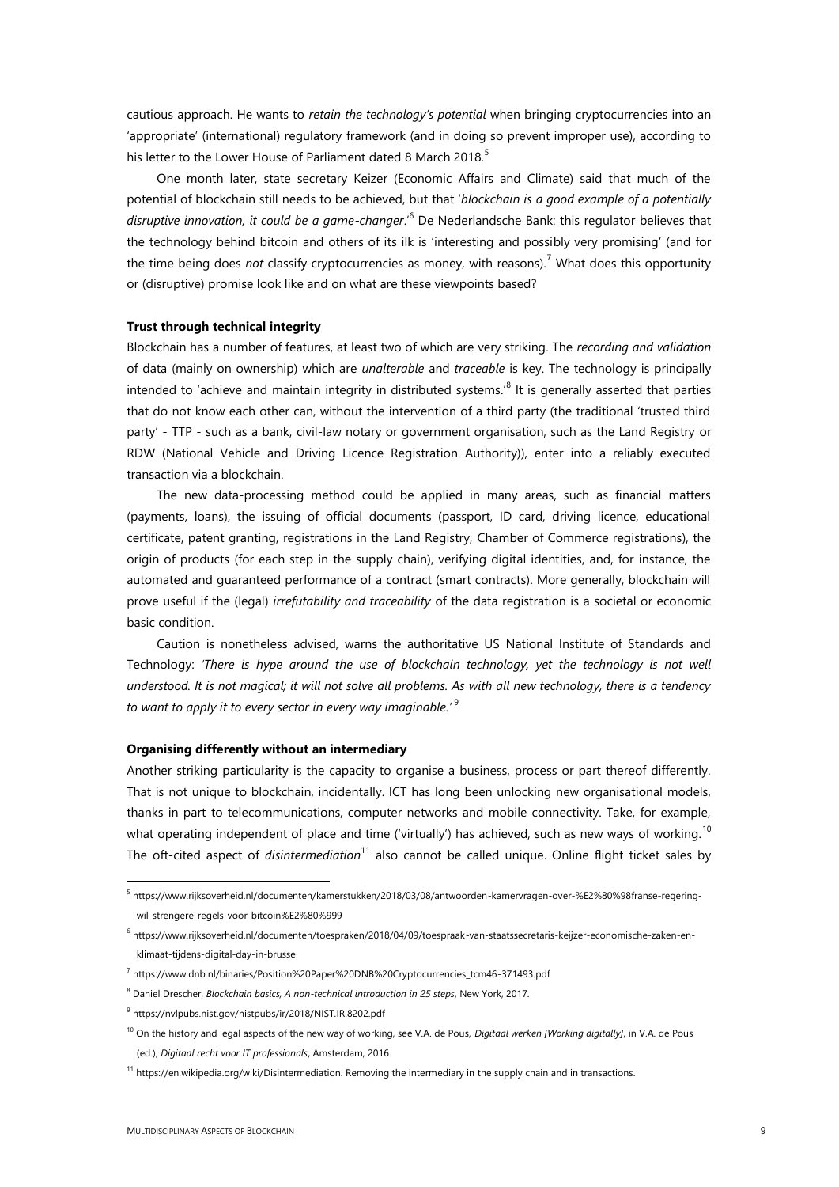cautious approach. He wants to *retain the technology's potential* when bringing cryptocurrencies into an 'appropriate' (international) regulatory framework (and in doing so prevent improper use), according to his letter to the Lower House of Parliament dated 8 March 2018.[5]

One month later, state secretary Keizer (Economic Affairs and Climate) said that much of the potential of blockchain still needs to be achieved, but that '*blockchain is a good example of a potentially disruptive innovation, it could be a game-changer*.'[6] De Nederlandsche Bank: this regulator believes that the technology behind bitcoin and others of its ilk is 'interesting and possibly very promising' (and for the time being does *not* classify cryptocurrencies as money, with reasons).[7] What does this opportunity or (disruptive) promise look like and on what are these viewpoints based?

**Trust through technical integrity**

Blockchain has a number of features, at least two of which are very striking. The *recording and validation* of data (mainly on ownership) which are *unalterable* and *traceable* is key. The technology is principally intended to 'achieve and maintain integrity in distributed systems.'[8] It is generally asserted that parties that do not know each other can, without the intervention of a third party (the traditional 'trusted third party' - TTP - such as a bank, civil-law notary or government organisation, such as the Land Registry or RDW (National Vehicle and Driving Licence Registration Authority)), enter into a reliably executed transaction via a blockchain.

The new data-processing method could be applied in many areas, such as financial matters (payments, loans), the issuing of official documents (passport, ID card, driving licence, educational certificate, patent granting, registrations in the Land Registry, Chamber of Commerce registrations), the origin of products (for each step in the supply chain), verifying digital identities, and, for instance, the automated and guaranteed performance of a contract (smart contracts). More generally, blockchain will prove useful if the (legal) *irrefutability and traceability* of the data registration is a societal or economic basic condition.

Caution is nonetheless advised, warns the authoritative US National Institute of Standards and Technology: *'There is hype around the use of blockchain technology, yet the technology is not well understood. It is not magical; it will not solve all problems. As with all new technology, there is a tendency to want to apply it to every sector in every way imaginable.'*[9]

**Organising differently without an intermediary**

Another striking particularity is the capacity to organise a business, process or part thereof differently. That is not unique to blockchain, incidentally. ICT has long been unlocking new organisational models, thanks in part to telecommunications, computer networks and mobile connectivity. Take, for example, what operating independent of place and time ('virtually') has achieved, such as new ways of working.[10] The oft-cited aspect of *disintermediation*[11] also cannot be called unique. Online flight ticket sales by

---

[5] https://www.rijksoverheid.nl/documenten/kamerstukken/2018/03/08/antwoorden-kamervragen-over-%E2%80%98franse-regering-wil-strengere-regels-voor-bitcoin%E2%80%999

[6] https://www.rijksoverheid.nl/documenten/toespraken/2018/04/09/toespraak-van-staatssecretaris-keijzer-economische-zaken-en-klimaat-tijdens-digital-day-in-brussel

[7] https://www.dnb.nl/binaries/Position%20Paper%20DNB%20Cryptocurrencies_tcm46-371493.pdf

[8] Daniel Drescher, *Blockchain basics, A non-technical introduction in 25 steps*, New York, 2017.

[9] https://nvlpubs.nist.gov/nistpubs/ir/2018/NIST.IR.8202.pdf

[10] On the history and legal aspects of the new way of working, see V.A. de Pous, *Digitaal werken [Working digitally]*, in V.A. de Pous (ed.), *Digitaal recht voor IT professionals*, Amsterdam, 2016.

[11] https://en.wikipedia.org/wiki/Disintermediation. Removing the intermediary in the supply chain and in transactions.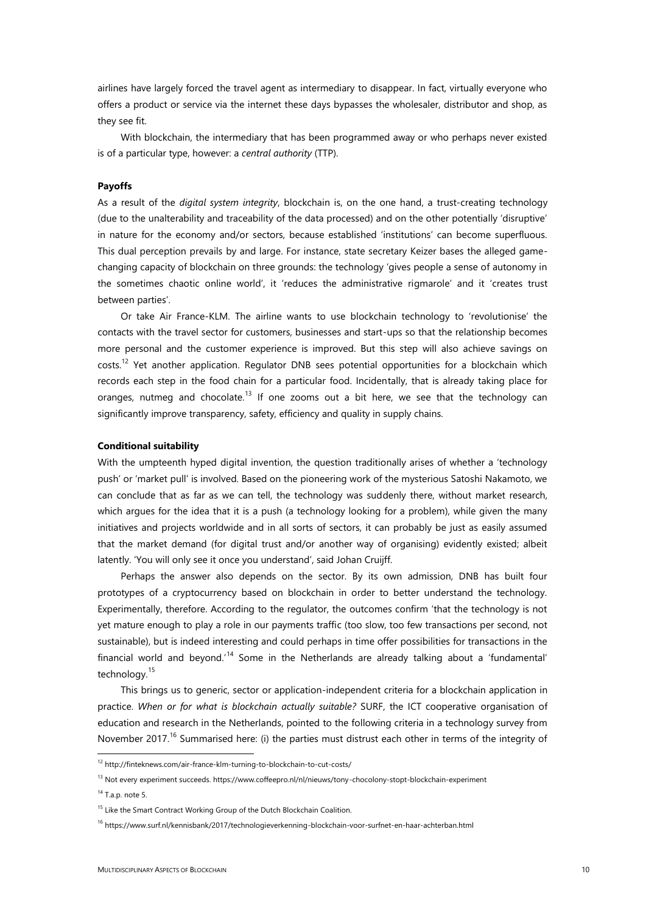airlines have largely forced the travel agent as intermediary to disappear. In fact, virtually everyone who offers a product or service via the internet these days bypasses the wholesaler, distributor and shop, as they see fit.

With blockchain, the intermediary that has been programmed away or who perhaps never existed is of a particular type, however: a *central authority* (TTP).

**Payoffs**

As a result of the *digital system integrity*, blockchain is, on the one hand, a trust-creating technology (due to the unalterability and traceability of the data processed) and on the other potentially 'disruptive' in nature for the economy and/or sectors, because established 'institutions' can become superfluous. This dual perception prevails by and large. For instance, state secretary Keizer bases the alleged game-changing capacity of blockchain on three grounds: the technology 'gives people a sense of autonomy in the sometimes chaotic online world', it 'reduces the administrative rigmarole' and it 'creates trust between parties'.

Or take Air France-KLM. The airline wants to use blockchain technology to 'revolutionise' the contacts with the travel sector for customers, businesses and start-ups so that the relationship becomes more personal and the customer experience is improved. But this step will also achieve savings on costs.[12] Yet another application. Regulator DNB sees potential opportunities for a blockchain which records each step in the food chain for a particular food. Incidentally, that is already taking place for oranges, nutmeg and chocolate.[13] If one zooms out a bit here, we see that the technology can significantly improve transparency, safety, efficiency and quality in supply chains.

**Conditional suitability**

With the umpteenth hyped digital invention, the question traditionally arises of whether a 'technology push' or 'market pull' is involved. Based on the pioneering work of the mysterious Satoshi Nakamoto, we can conclude that as far as we can tell, the technology was suddenly there, without market research, which argues for the idea that it is a push (a technology looking for a problem), while given the many initiatives and projects worldwide and in all sorts of sectors, it can probably be just as easily assumed that the market demand (for digital trust and/or another way of organising) evidently existed; albeit latently. 'You will only see it once you understand', said Johan Cruijff.

Perhaps the answer also depends on the sector. By its own admission, DNB has built four prototypes of a cryptocurrency based on blockchain in order to better understand the technology. Experimentally, therefore. According to the regulator, the outcomes confirm 'that the technology is not yet mature enough to play a role in our payments traffic (too slow, too few transactions per second, not sustainable), but is indeed interesting and could perhaps in time offer possibilities for transactions in the financial world and beyond.'[14] Some in the Netherlands are already talking about a 'fundamental' technology.[15]

This brings us to generic, sector or application-independent criteria for a blockchain application in practice. *When or for what is blockchain actually suitable?* SURF, the ICT cooperative organisation of education and research in the Netherlands, pointed to the following criteria in a technology survey from November 2017.[16] Summarised here: (i) the parties must distrust each other in terms of the integrity of

---

[12] http://finteknews.com/air-france-klm-turning-to-blockchain-to-cut-costs/

[13] Not every experiment succeeds. https://www.coffeepro.nl/nl/nieuws/tony-chocolony-stopt-blockchain-experiment

[14] T.a.p. note 5.

[15] Like the Smart Contract Working Group of the Dutch Blockchain Coalition.

[16] https://www.surf.nl/kennisbank/2017/technologieverkenning-blockchain-voor-surfnet-en-haar-achterban.html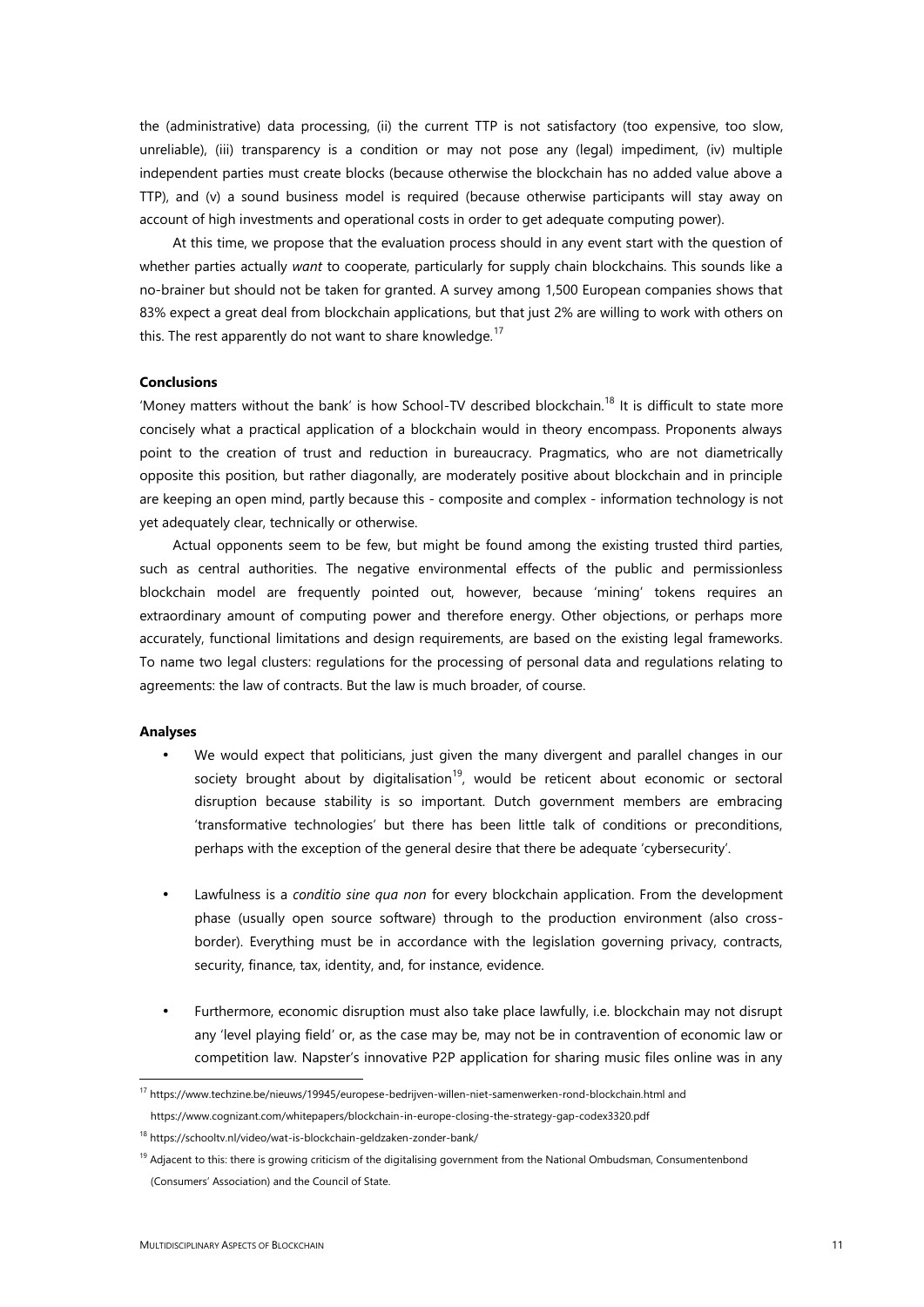the (administrative) data processing, (ii) the current TTP is not satisfactory (too expensive, too slow, unreliable), (iii) transparency is a condition or may not pose any (legal) impediment, (iv) multiple independent parties must create blocks (because otherwise the blockchain has no added value above a TTP), and (v) a sound business model is required (because otherwise participants will stay away on account of high investments and operational costs in order to get adequate computing power).

At this time, we propose that the evaluation process should in any event start with the question of whether parties actually *want* to cooperate, particularly for supply chain blockchains. This sounds like a no-brainer but should not be taken for granted. A survey among 1,500 European companies shows that 83% expect a great deal from blockchain applications, but that just 2% are willing to work with others on this. The rest apparently do not want to share knowledge.[17]

**Conclusions**

'Money matters without the bank' is how School-TV described blockchain.[18] It is difficult to state more concisely what a practical application of a blockchain would in theory encompass. Proponents always point to the creation of trust and reduction in bureaucracy. Pragmatics, who are not diametrically opposite this position, but rather diagonally, are moderately positive about blockchain and in principle are keeping an open mind, partly because this - composite and complex - information technology is not yet adequately clear, technically or otherwise.

Actual opponents seem to be few, but might be found among the existing trusted third parties, such as central authorities. The negative environmental effects of the public and permissionless blockchain model are frequently pointed out, however, because 'mining' tokens requires an extraordinary amount of computing power and therefore energy. Other objections, or perhaps more accurately, functional limitations and design requirements, are based on the existing legal frameworks. To name two legal clusters: regulations for the processing of personal data and regulations relating to agreements: the law of contracts. But the law is much broader, of course.

**Analyses**

- We would expect that politicians, just given the many divergent and parallel changes in our society brought about by digitalisation[19], would be reticent about economic or sectoral disruption because stability is so important. Dutch government members are embracing 'transformative technologies' but there has been little talk of conditions or preconditions, perhaps with the exception of the general desire that there be adequate 'cybersecurity'.

- Lawfulness is a *conditio sine qua non* for every blockchain application. From the development phase (usually open source software) through to the production environment (also cross-border). Everything must be in accordance with the legislation governing privacy, contracts, security, finance, tax, identity, and, for instance, evidence.

- Furthermore, economic disruption must also take place lawfully, i.e. blockchain may not disrupt any 'level playing field' or, as the case may be, may not be in contravention of economic law or competition law. Napster's innovative P2P application for sharing music files online was in any

---

[17] https://www.techzine.be/nieuws/19945/europese-bedrijven-willen-niet-samenwerken-rond-blockchain.html and https://www.cognizant.com/whitepapers/blockchain-in-europe-closing-the-strategy-gap-codex3320.pdf

[18] https://schooltv.nl/video/wat-is-blockchain-geldzaken-zonder-bank/

[19] Adjacent to this: there is growing criticism of the digitalising government from the National Ombudsman, Consumentenbond (Consumers' Association) and the Council of State.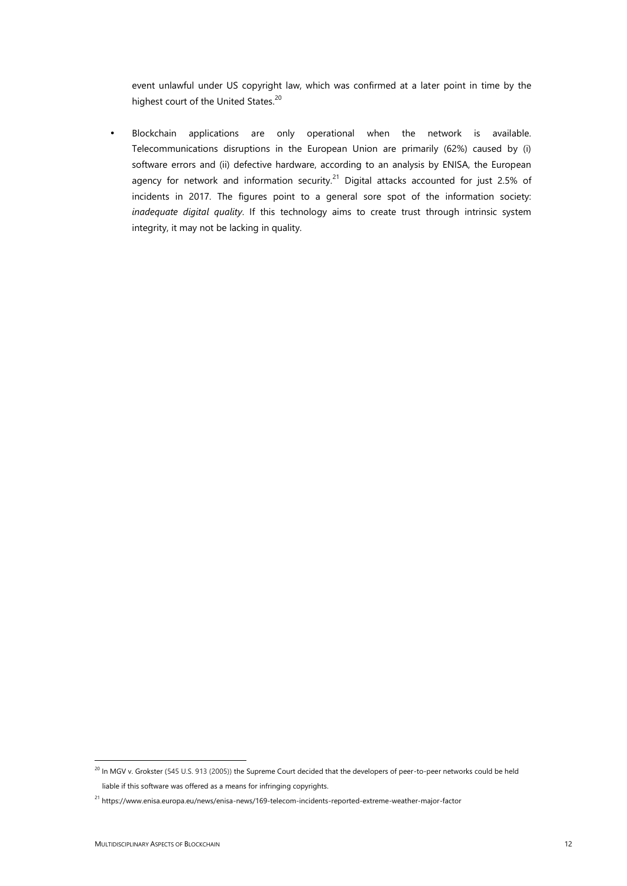event unlawful under US copyright law, which was confirmed at a later point in time by the highest court of the United States.[20]

- Blockchain applications are only operational when the network is available. Telecommunications disruptions in the European Union are primarily (62%) caused by (i) software errors and (ii) defective hardware, according to an analysis by ENISA, the European agency for network and information security.[21] Digital attacks accounted for just 2.5% of incidents in 2017. The figures point to a general sore spot of the information society: *inadequate digital quality*. If this technology aims to create trust through intrinsic system integrity, it may not be lacking in quality.

---

[20] In MGV v. Grokster (545 U.S. 913 (2005)) the Supreme Court decided that the developers of peer-to-peer networks could be held liable if this software was offered as a means for infringing copyrights.

[21] https://www.enisa.europa.eu/news/enisa-news/169-telecom-incidents-reported-extreme-weather-major-factor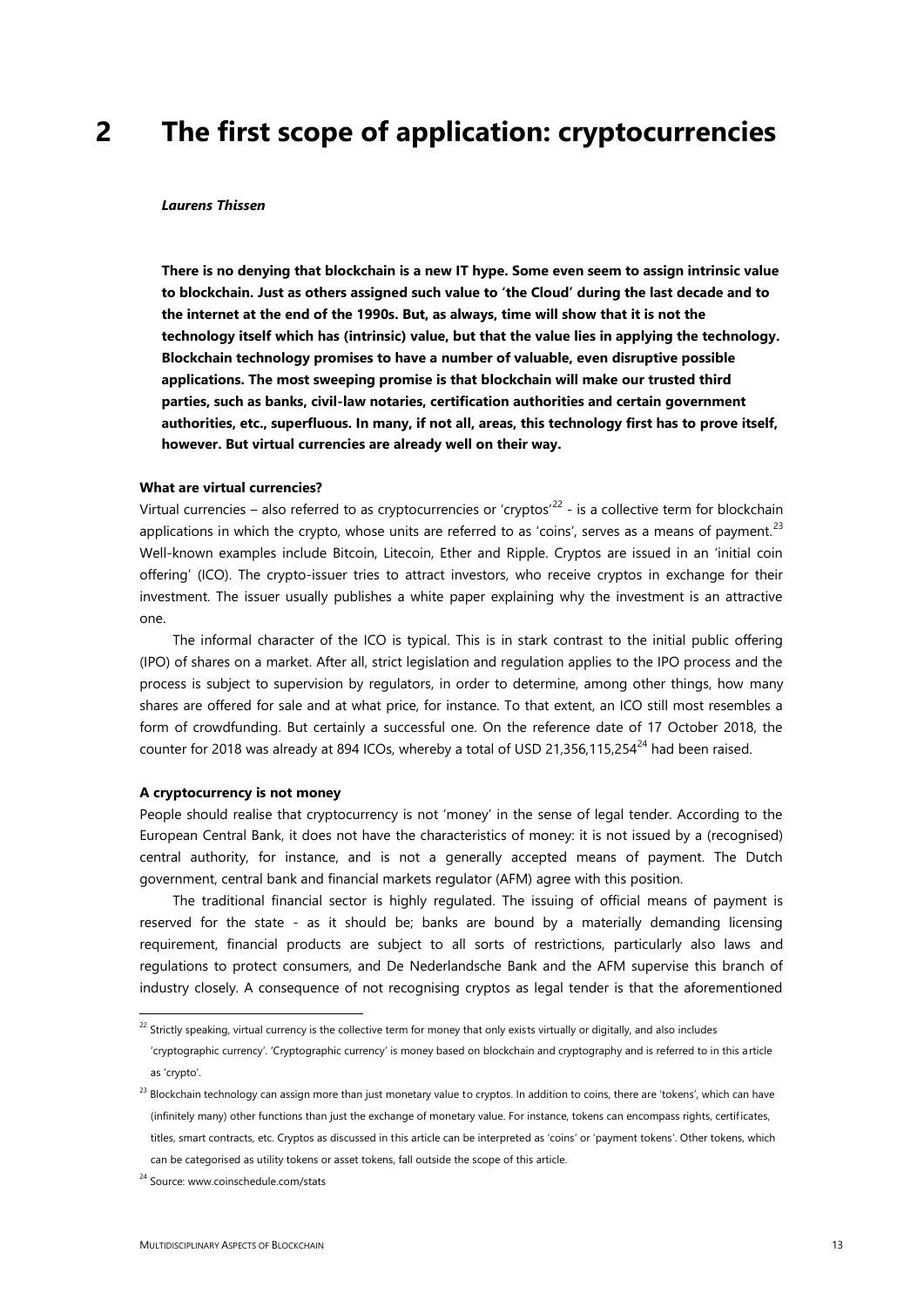# 2 The first scope of application: cryptocurrencies

***Laurens Thissen***

**There is no denying that blockchain is a new IT hype. Some even seem to assign intrinsic value to blockchain. Just as others assigned such value to 'the Cloud' during the last decade and to the internet at the end of the 1990s. But, as always, time will show that it is not the technology itself which has (intrinsic) value, but that the value lies in applying the technology. Blockchain technology promises to have a number of valuable, even disruptive possible applications. The most sweeping promise is that blockchain will make our trusted third parties, such as banks, civil-law notaries, certification authorities and certain government authorities, etc., superfluous. In many, if not all, areas, this technology first has to prove itself, however. But virtual currencies are already well on their way.**

**What are virtual currencies?**

Virtual currencies – also referred to as cryptocurrencies or 'cryptos'[22] - is a collective term for blockchain applications in which the crypto, whose units are referred to as 'coins', serves as a means of payment.[23] Well-known examples include Bitcoin, Litecoin, Ether and Ripple. Cryptos are issued in an 'initial coin offering' (ICO). The crypto-issuer tries to attract investors, who receive cryptos in exchange for their investment. The issuer usually publishes a white paper explaining why the investment is an attractive one.

The informal character of the ICO is typical. This is in stark contrast to the initial public offering (IPO) of shares on a market. After all, strict legislation and regulation applies to the IPO process and the process is subject to supervision by regulators, in order to determine, among other things, how many shares are offered for sale and at what price, for instance. To that extent, an ICO still most resembles a form of crowdfunding. But certainly a successful one. On the reference date of 17 October 2018, the counter for 2018 was already at 894 ICOs, whereby a total of USD 21,356,115,254[24] had been raised.

**A cryptocurrency is not money**

People should realise that cryptocurrency is not 'money' in the sense of legal tender. According to the European Central Bank, it does not have the characteristics of money: it is not issued by a (recognised) central authority, for instance, and is not a generally accepted means of payment. The Dutch government, central bank and financial markets regulator (AFM) agree with this position.

The traditional financial sector is highly regulated. The issuing of official means of payment is reserved for the state - as it should be; banks are bound by a materially demanding licensing requirement, financial products are subject to all sorts of restrictions, particularly also laws and regulations to protect consumers, and De Nederlandsche Bank and the AFM supervise this branch of industry closely. A consequence of not recognising cryptos as legal tender is that the aforementioned

---

[22] Strictly speaking, virtual currency is the collective term for money that only exists virtually or digitally, and also includes 'cryptographic currency'. 'Cryptographic currency' is money based on blockchain and cryptography and is referred to in this article as 'crypto'.

[23] Blockchain technology can assign more than just monetary value to cryptos. In addition to coins, there are 'tokens', which can have (infinitely many) other functions than just the exchange of monetary value. For instance, tokens can encompass rights, certificates, titles, smart contracts, etc. Cryptos as discussed in this article can be interpreted as 'coins' or 'payment tokens'. Other tokens, which can be categorised as utility tokens or asset tokens, fall outside the scope of this article.

[24] Source: www.coinschedule.com/stats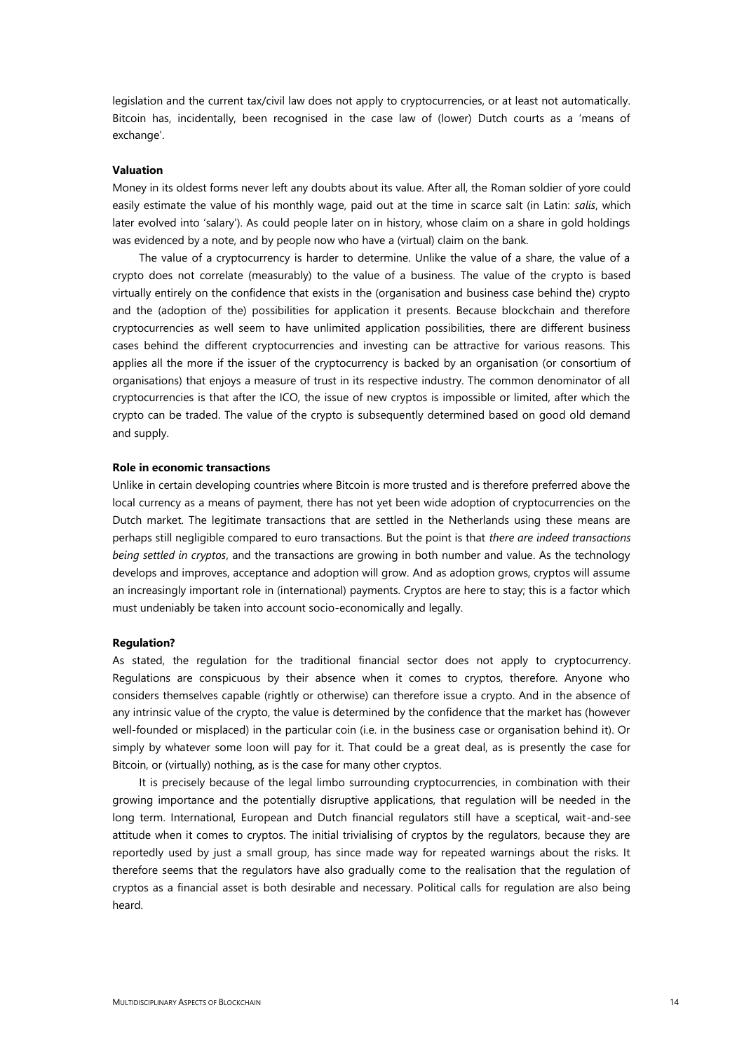legislation and the current tax/civil law does not apply to cryptocurrencies, or at least not automatically. Bitcoin has, incidentally, been recognised in the case law of (lower) Dutch courts as a 'means of exchange'.

### Valuation

Money in its oldest forms never left any doubts about its value. After all, the Roman soldier of yore could easily estimate the value of his monthly wage, paid out at the time in scarce salt (in Latin: *salis*, which later evolved into 'salary'). As could people later on in history, whose claim on a share in gold holdings was evidenced by a note, and by people now who have a (virtual) claim on the bank.

The value of a cryptocurrency is harder to determine. Unlike the value of a share, the value of a crypto does not correlate (measurably) to the value of a business. The value of the crypto is based virtually entirely on the confidence that exists in the (organisation and business case behind the) crypto and the (adoption of the) possibilities for application it presents. Because blockchain and therefore cryptocurrencies as well seem to have unlimited application possibilities, there are different business cases behind the different cryptocurrencies and investing can be attractive for various reasons. This applies all the more if the issuer of the cryptocurrency is backed by an organisation (or consortium of organisations) that enjoys a measure of trust in its respective industry. The common denominator of all cryptocurrencies is that after the ICO, the issue of new cryptos is impossible or limited, after which the crypto can be traded. The value of the crypto is subsequently determined based on good old demand and supply.

### Role in economic transactions

Unlike in certain developing countries where Bitcoin is more trusted and is therefore preferred above the local currency as a means of payment, there has not yet been wide adoption of cryptocurrencies on the Dutch market. The legitimate transactions that are settled in the Netherlands using these means are perhaps still negligible compared to euro transactions. But the point is that *there are indeed transactions being settled in cryptos*, and the transactions are growing in both number and value. As the technology develops and improves, acceptance and adoption will grow. And as adoption grows, cryptos will assume an increasingly important role in (international) payments. Cryptos are here to stay; this is a factor which must undeniably be taken into account socio-economically and legally.

### Regulation?

As stated, the regulation for the traditional financial sector does not apply to cryptocurrency. Regulations are conspicuous by their absence when it comes to cryptos, therefore. Anyone who considers themselves capable (rightly or otherwise) can therefore issue a crypto. And in the absence of any intrinsic value of the crypto, the value is determined by the confidence that the market has (however well-founded or misplaced) in the particular coin (i.e. in the business case or organisation behind it). Or simply by whatever some loon will pay for it. That could be a great deal, as is presently the case for Bitcoin, or (virtually) nothing, as is the case for many other cryptos.

It is precisely because of the legal limbo surrounding cryptocurrencies, in combination with their growing importance and the potentially disruptive applications, that regulation will be needed in the long term. International, European and Dutch financial regulators still have a sceptical, wait-and-see attitude when it comes to cryptos. The initial trivialising of cryptos by the regulators, because they are reportedly used by just a small group, has since made way for repeated warnings about the risks. It therefore seems that the regulators have also gradually come to the realisation that the regulation of cryptos as a financial asset is both desirable and necessary. Political calls for regulation are also being heard.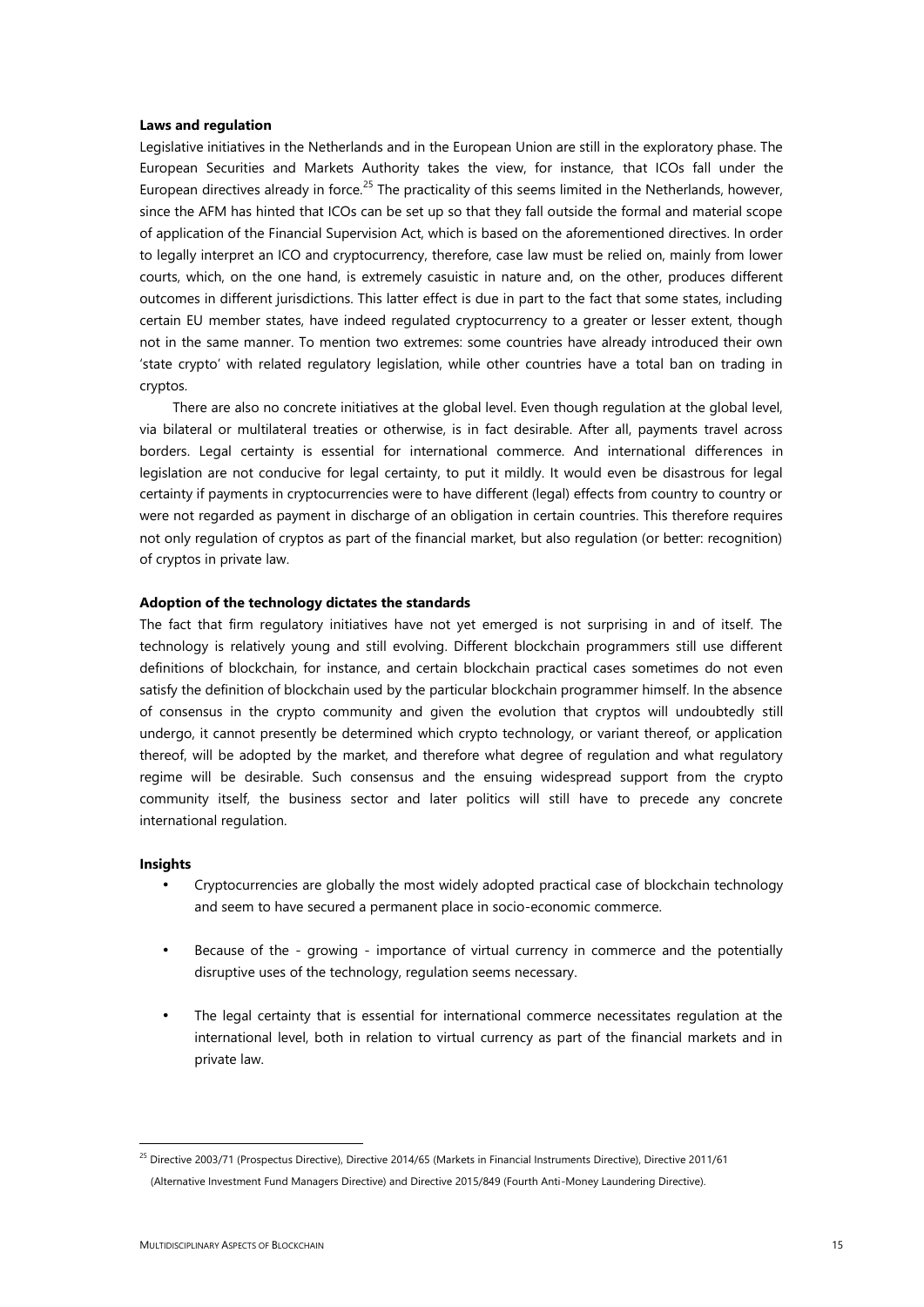**Laws and regulation**

Legislative initiatives in the Netherlands and in the European Union are still in the exploratory phase. The European Securities and Markets Authority takes the view, for instance, that ICOs fall under the European directives already in force.[25] The practicality of this seems limited in the Netherlands, however, since the AFM has hinted that ICOs can be set up so that they fall outside the formal and material scope of application of the Financial Supervision Act, which is based on the aforementioned directives. In order to legally interpret an ICO and cryptocurrency, therefore, case law must be relied on, mainly from lower courts, which, on the one hand, is extremely casuistic in nature and, on the other, produces different outcomes in different jurisdictions. This latter effect is due in part to the fact that some states, including certain EU member states, have indeed regulated cryptocurrency to a greater or lesser extent, though not in the same manner. To mention two extremes: some countries have already introduced their own 'state crypto' with related regulatory legislation, while other countries have a total ban on trading in cryptos.

There are also no concrete initiatives at the global level. Even though regulation at the global level, via bilateral or multilateral treaties or otherwise, is in fact desirable. After all, payments travel across borders. Legal certainty is essential for international commerce. And international differences in legislation are not conducive for legal certainty, to put it mildly. It would even be disastrous for legal certainty if payments in cryptocurrencies were to have different (legal) effects from country to country or were not regarded as payment in discharge of an obligation in certain countries. This therefore requires not only regulation of cryptos as part of the financial market, but also regulation (or better: recognition) of cryptos in private law.

**Adoption of the technology dictates the standards**

The fact that firm regulatory initiatives have not yet emerged is not surprising in and of itself. The technology is relatively young and still evolving. Different blockchain programmers still use different definitions of blockchain, for instance, and certain blockchain practical cases sometimes do not even satisfy the definition of blockchain used by the particular blockchain programmer himself. In the absence of consensus in the crypto community and given the evolution that cryptos will undoubtedly still undergo, it cannot presently be determined which crypto technology, or variant thereof, or application thereof, will be adopted by the market, and therefore what degree of regulation and what regulatory regime will be desirable. Such consensus and the ensuing widespread support from the crypto community itself, the business sector and later politics will still have to precede any concrete international regulation.

**Insights**

- Cryptocurrencies are globally the most widely adopted practical case of blockchain technology and seem to have secured a permanent place in socio-economic commerce.
- Because of the - growing - importance of virtual currency in commerce and the potentially disruptive uses of the technology, regulation seems necessary.
- The legal certainty that is essential for international commerce necessitates regulation at the international level, both in relation to virtual currency as part of the financial markets and in private law.

---

[25] Directive 2003/71 (Prospectus Directive), Directive 2014/65 (Markets in Financial Instruments Directive), Directive 2011/61 (Alternative Investment Fund Managers Directive) and Directive 2015/849 (Fourth Anti-Money Laundering Directive).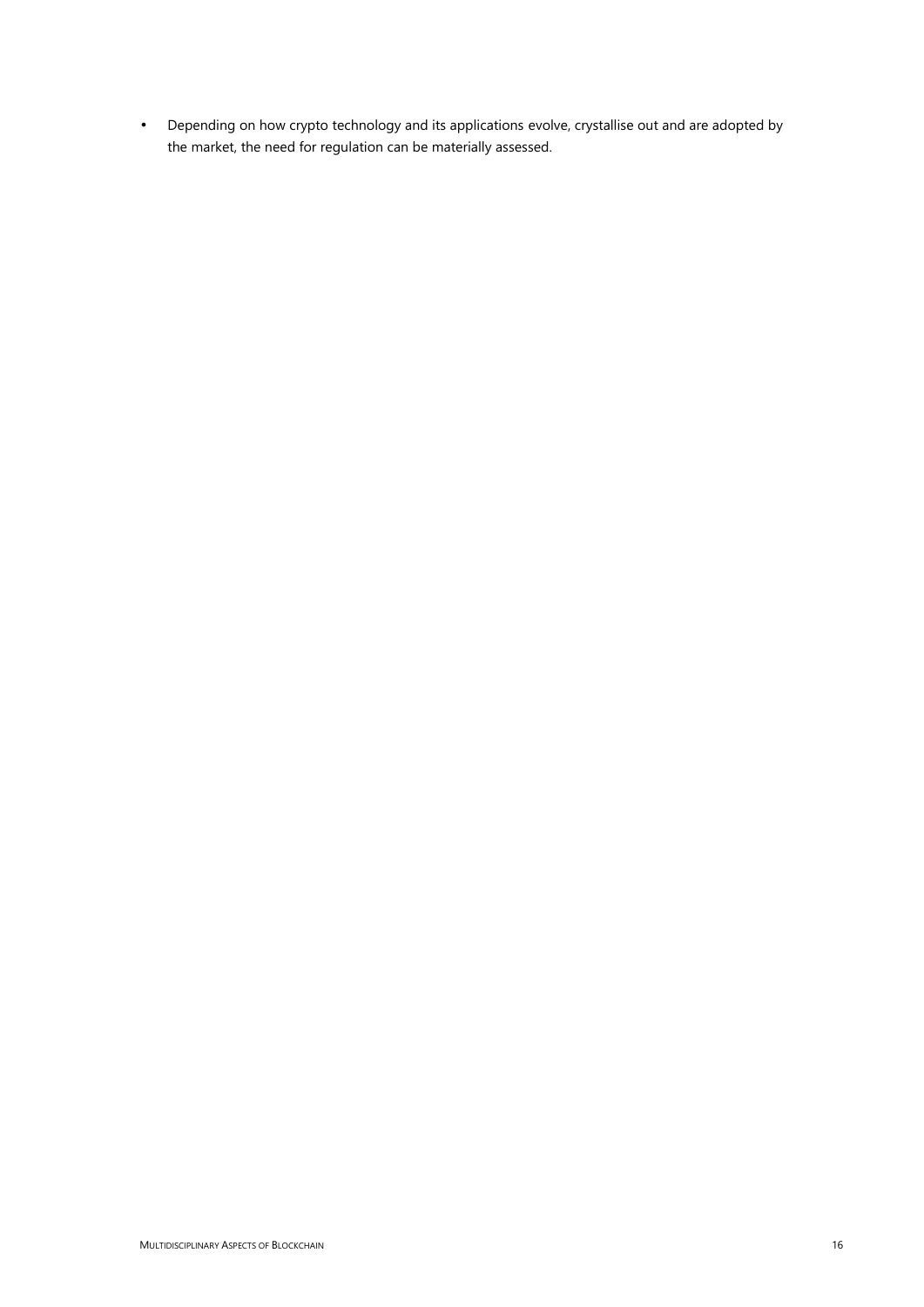- Depending on how crypto technology and its applications evolve, crystallise out and are adopted by the market, the need for regulation can be materially assessed.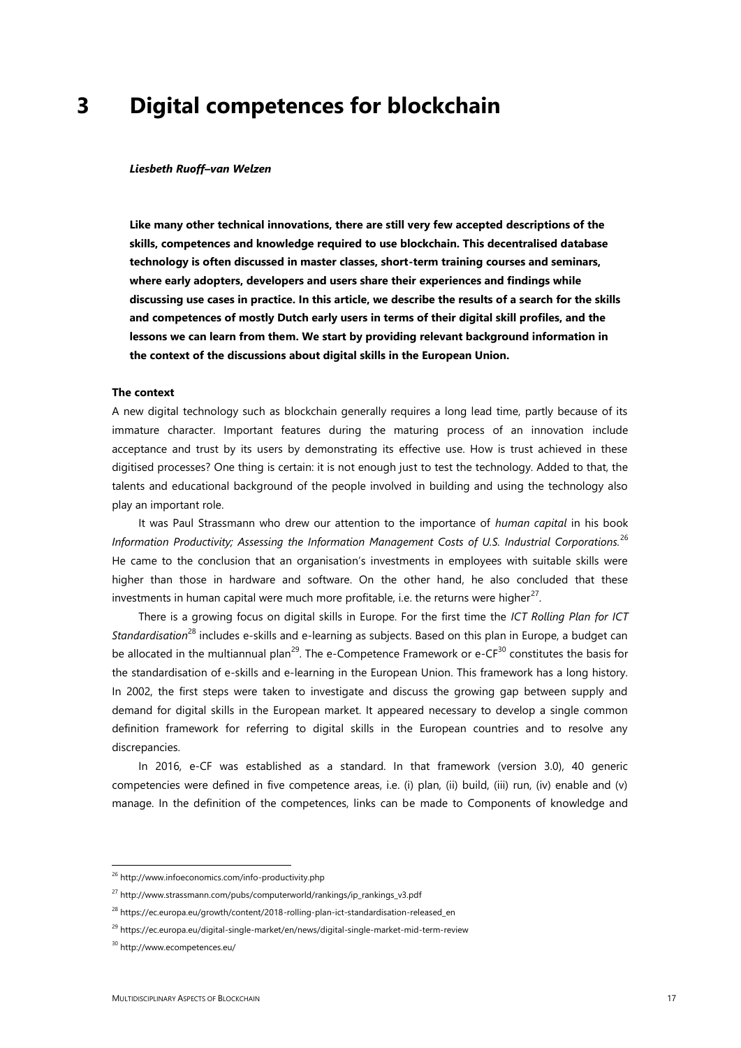# 3 Digital competences for blockchain

***Liesbeth Ruoff–van Welzen***

**Like many other technical innovations, there are still very few accepted descriptions of the skills, competences and knowledge required to use blockchain. This decentralised database technology is often discussed in master classes, short-term training courses and seminars, where early adopters, developers and users share their experiences and findings while discussing use cases in practice. In this article, we describe the results of a search for the skills and competences of mostly Dutch early users in terms of their digital skill profiles, and the lessons we can learn from them. We start by providing relevant background information in the context of the discussions about digital skills in the European Union.**

**The context**

A new digital technology such as blockchain generally requires a long lead time, partly because of its immature character. Important features during the maturing process of an innovation include acceptance and trust by its users by demonstrating its effective use. How is trust achieved in these digitised processes? One thing is certain: it is not enough just to test the technology. Added to that, the talents and educational background of the people involved in building and using the technology also play an important role.

It was Paul Strassmann who drew our attention to the importance of *human capital* in his book *Information Productivity; Assessing the Information Management Costs of U.S. Industrial Corporations.*[26] He came to the conclusion that an organisation's investments in employees with suitable skills were higher than those in hardware and software. On the other hand, he also concluded that these investments in human capital were much more profitable, i.e. the returns were higher[27].

There is a growing focus on digital skills in Europe. For the first time the *ICT Rolling Plan for ICT Standardisation*[28] includes e-skills and e-learning as subjects. Based on this plan in Europe, a budget can be allocated in the multiannual plan[29]. The e-Competence Framework or e-CF[30] constitutes the basis for the standardisation of e-skills and e-learning in the European Union. This framework has a long history. In 2002, the first steps were taken to investigate and discuss the growing gap between supply and demand for digital skills in the European market. It appeared necessary to develop a single common definition framework for referring to digital skills in the European countries and to resolve any discrepancies.

In 2016, e-CF was established as a standard. In that framework (version 3.0), 40 generic competencies were defined in five competence areas, i.e. (i) plan, (ii) build, (iii) run, (iv) enable and (v) manage. In the definition of the competences, links can be made to Components of knowledge and

---

[26] http://www.infoeconomics.com/info-productivity.php

[27] http://www.strassmann.com/pubs/computerworld/rankings/ip_rankings_v3.pdf

[28] https://ec.europa.eu/growth/content/2018-rolling-plan-ict-standardisation-released_en

[29] https://ec.europa.eu/digital-single-market/en/news/digital-single-market-mid-term-review

[30] http://www.ecompetences.eu/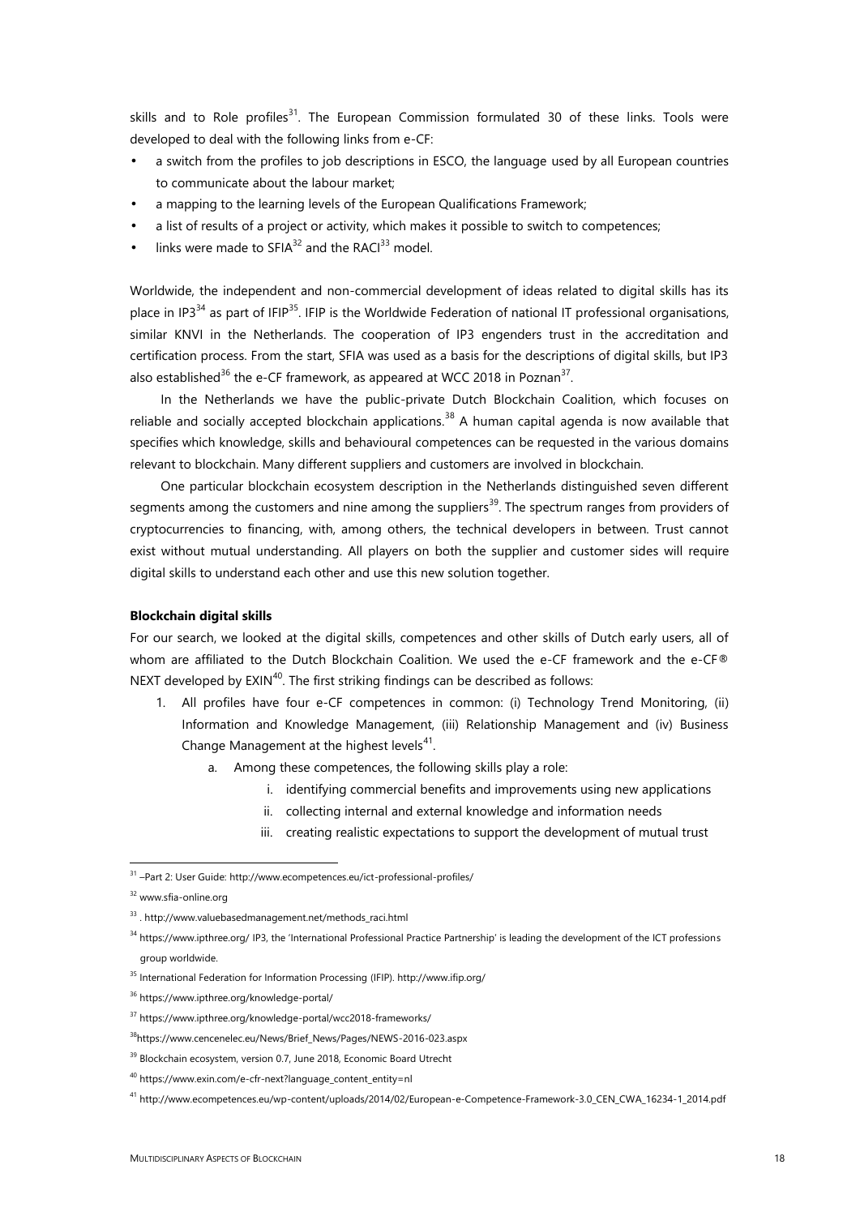skills and to Role profiles[31]. The European Commission formulated 30 of these links. Tools were developed to deal with the following links from e-CF:

- a switch from the profiles to job descriptions in ESCO, the language used by all European countries to communicate about the labour market;
- a mapping to the learning levels of the European Qualifications Framework;
- a list of results of a project or activity, which makes it possible to switch to competences;
- links were made to SFIA[32] and the RACI[33] model.

Worldwide, the independent and non-commercial development of ideas related to digital skills has its place in IP3[34] as part of IFIP[35]. IFIP is the Worldwide Federation of national IT professional organisations, similar KNVI in the Netherlands. The cooperation of IP3 engenders trust in the accreditation and certification process. From the start, SFIA was used as a basis for the descriptions of digital skills, but IP3 also established[36] the e-CF framework, as appeared at WCC 2018 in Poznan[37].

In the Netherlands we have the public-private Dutch Blockchain Coalition, which focuses on reliable and socially accepted blockchain applications.[38] A human capital agenda is now available that specifies which knowledge, skills and behavioural competences can be requested in the various domains relevant to blockchain. Many different suppliers and customers are involved in blockchain.

One particular blockchain ecosystem description in the Netherlands distinguished seven different segments among the customers and nine among the suppliers[39]. The spectrum ranges from providers of cryptocurrencies to financing, with, among others, the technical developers in between. Trust cannot exist without mutual understanding. All players on both the supplier and customer sides will require digital skills to understand each other and use this new solution together.

**Blockchain digital skills**

For our search, we looked at the digital skills, competences and other skills of Dutch early users, all of whom are affiliated to the Dutch Blockchain Coalition. We used the e-CF framework and the e-CF® NEXT developed by EXIN[40]. The first striking findings can be described as follows:

1. All profiles have four e-CF competences in common: (i) Technology Trend Monitoring, (ii) Information and Knowledge Management, (iii) Relationship Management and (iv) Business Change Management at the highest levels[41].
    a. Among these competences, the following skills play a role:
        i. identifying commercial benefits and improvements using new applications
        ii. collecting internal and external knowledge and information needs
        iii. creating realistic expectations to support the development of mutual trust

---

[31] –Part 2: User Guide: http://www.ecompetences.eu/ict-professional-profiles/

[32] www.sfia-online.org

[33] . http://www.valuebasedmanagement.net/methods_raci.html

[34] https://www.ipthree.org/ IP3, the 'International Professional Practice Partnership' is leading the development of the ICT professions group worldwide.

[35] International Federation for Information Processing (IFIP). http://www.ifip.org/

[36] https://www.ipthree.org/knowledge-portal/

[37] https://www.ipthree.org/knowledge-portal/wcc2018-frameworks/

[38] https://www.cencenelec.eu/News/Brief_News/Pages/NEWS-2016-023.aspx

[39] Blockchain ecosystem, version 0.7, June 2018, Economic Board Utrecht

[40] https://www.exin.com/e-cfr-next?language_content_entity=nl

[41] http://www.ecompetences.eu/wp-content/uploads/2014/02/European-e-Competence-Framework-3.0_CEN_CWA_16234-1_2014.pdf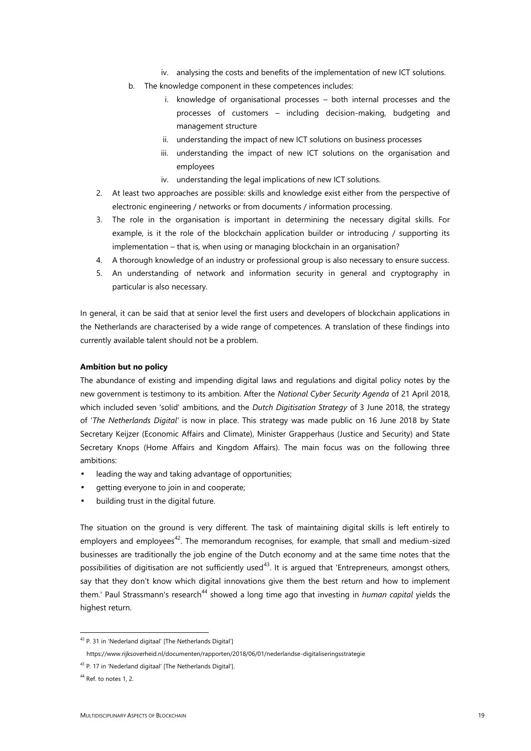iv. analysing the costs and benefits of the implementation of new ICT solutions.

  b. The knowledge component in these competences includes:
    i. knowledge of organisational processes – both internal processes and the processes of customers – including decision-making, budgeting and management structure
    ii. understanding the impact of new ICT solutions on business processes
    iii. understanding the impact of new ICT solutions on the organisation and employees
    iv. understanding the legal implications of new ICT solutions.

2. At least two approaches are possible: skills and knowledge exist either from the perspective of electronic engineering / networks or from documents / information processing.
3. The role in the organisation is important in determining the necessary digital skills. For example, is it the role of the blockchain application builder or introducing / supporting its implementation – that is, when using or managing blockchain in an organisation?
4. A thorough knowledge of an industry or professional group is also necessary to ensure success.
5. An understanding of network and information security in general and cryptography in particular is also necessary.

In general, it can be said that at senior level the first users and developers of blockchain applications in the Netherlands are characterised by a wide range of competences. A translation of these findings into currently available talent should not be a problem.

**Ambition but no policy**

The abundance of existing and impending digital laws and regulations and digital policy notes by the new government is testimony to its ambition. After the *National Cyber Security Agenda* of 21 April 2018, which included seven 'solid' ambitions, and the *Dutch Digitisation Strategy* of 3 June 2018, the strategy of '*The Netherlands Digital*' is now in place. This strategy was made public on 16 June 2018 by State Secretary Keijzer (Economic Affairs and Climate), Minister Grapperhaus (Justice and Security) and State Secretary Knops (Home Affairs and Kingdom Affairs). The main focus was on the following three ambitions:

- leading the way and taking advantage of opportunities;
- getting everyone to join in and cooperate;
- building trust in the digital future.

The situation on the ground is very different. The task of maintaining digital skills is left entirely to employers and employees[42]. The memorandum recognises, for example, that small and medium-sized businesses are traditionally the job engine of the Dutch economy and at the same time notes that the possibilities of digitisation are not sufficiently used[43]. It is argued that 'Entrepreneurs, amongst others, say that they don't know which digital innovations give them the best return and how to implement them.' Paul Strassmann's research[44] showed a long time ago that investing in *human capital* yields the highest return.

---

[42] P. 31 in 'Nederland digitaal' [The Netherlands Digital]
https://www.rijksoverheid.nl/documenten/rapporten/2018/06/01/nederlandse-digitaliseringsstrategie

[43] P. 17 in 'Nederland digitaal' [The Netherlands Digital].

[44] Ref. to notes 1, 2.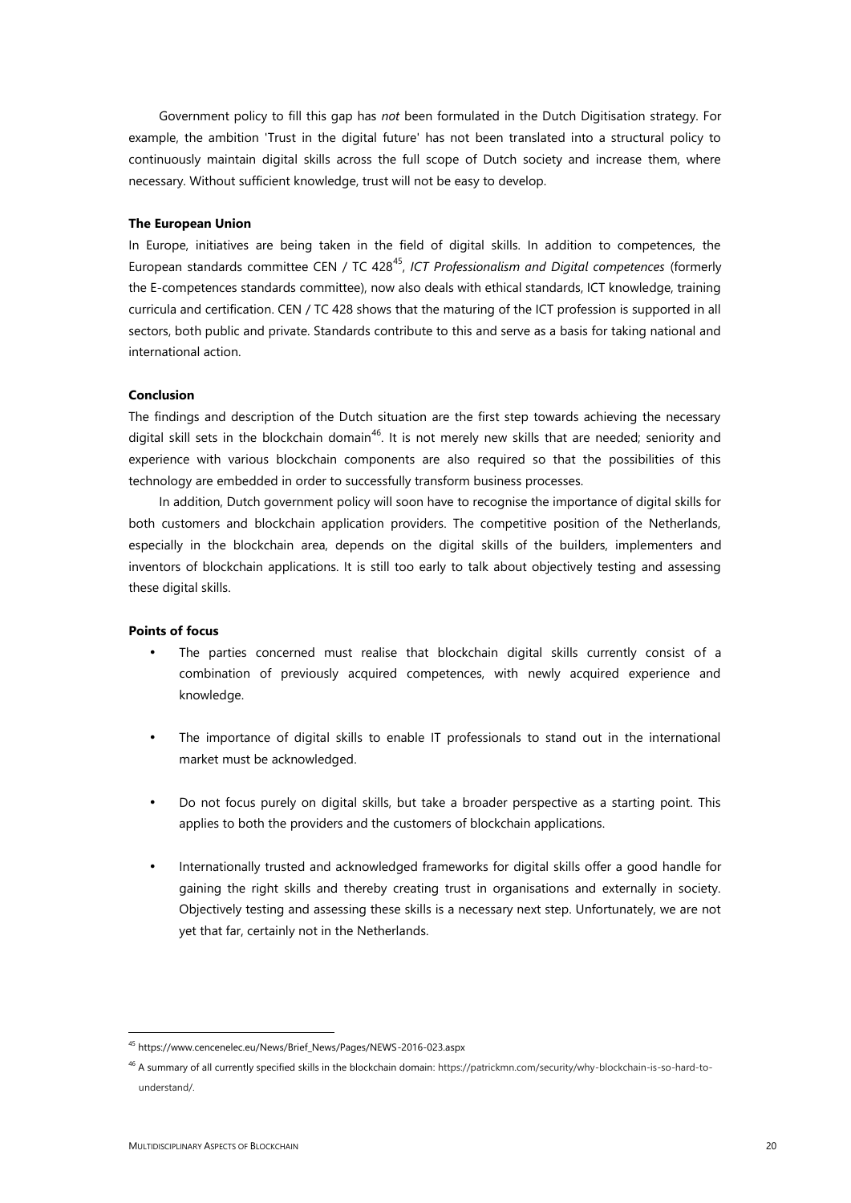Government policy to fill this gap has *not* been formulated in the Dutch Digitisation strategy. For example, the ambition 'Trust in the digital future' has not been translated into a structural policy to continuously maintain digital skills across the full scope of Dutch society and increase them, where necessary. Without sufficient knowledge, trust will not be easy to develop.

**The European Union**

In Europe, initiatives are being taken in the field of digital skills. In addition to competences, the European standards committee CEN / TC 428[45], *ICT Professionalism and Digital competences* (formerly the E-competences standards committee), now also deals with ethical standards, ICT knowledge, training curricula and certification. CEN / TC 428 shows that the maturing of the ICT profession is supported in all sectors, both public and private. Standards contribute to this and serve as a basis for taking national and international action.

**Conclusion**

The findings and description of the Dutch situation are the first step towards achieving the necessary digital skill sets in the blockchain domain[46]. It is not merely new skills that are needed; seniority and experience with various blockchain components are also required so that the possibilities of this technology are embedded in order to successfully transform business processes.

In addition, Dutch government policy will soon have to recognise the importance of digital skills for both customers and blockchain application providers. The competitive position of the Netherlands, especially in the blockchain area, depends on the digital skills of the builders, implementers and inventors of blockchain applications. It is still too early to talk about objectively testing and assessing these digital skills.

**Points of focus**

- The parties concerned must realise that blockchain digital skills currently consist of a combination of previously acquired competences, with newly acquired experience and knowledge.
- The importance of digital skills to enable IT professionals to stand out in the international market must be acknowledged.
- Do not focus purely on digital skills, but take a broader perspective as a starting point. This applies to both the providers and the customers of blockchain applications.
- Internationally trusted and acknowledged frameworks for digital skills offer a good handle for gaining the right skills and thereby creating trust in organisations and externally in society. Objectively testing and assessing these skills is a necessary next step. Unfortunately, we are not yet that far, certainly not in the Netherlands.

---

[45] https://www.cencenelec.eu/News/Brief_News/Pages/NEWS-2016-023.aspx

[46] A summary of all currently specified skills in the blockchain domain: https://patrickmn.com/security/why-blockchain-is-so-hard-to-understand/.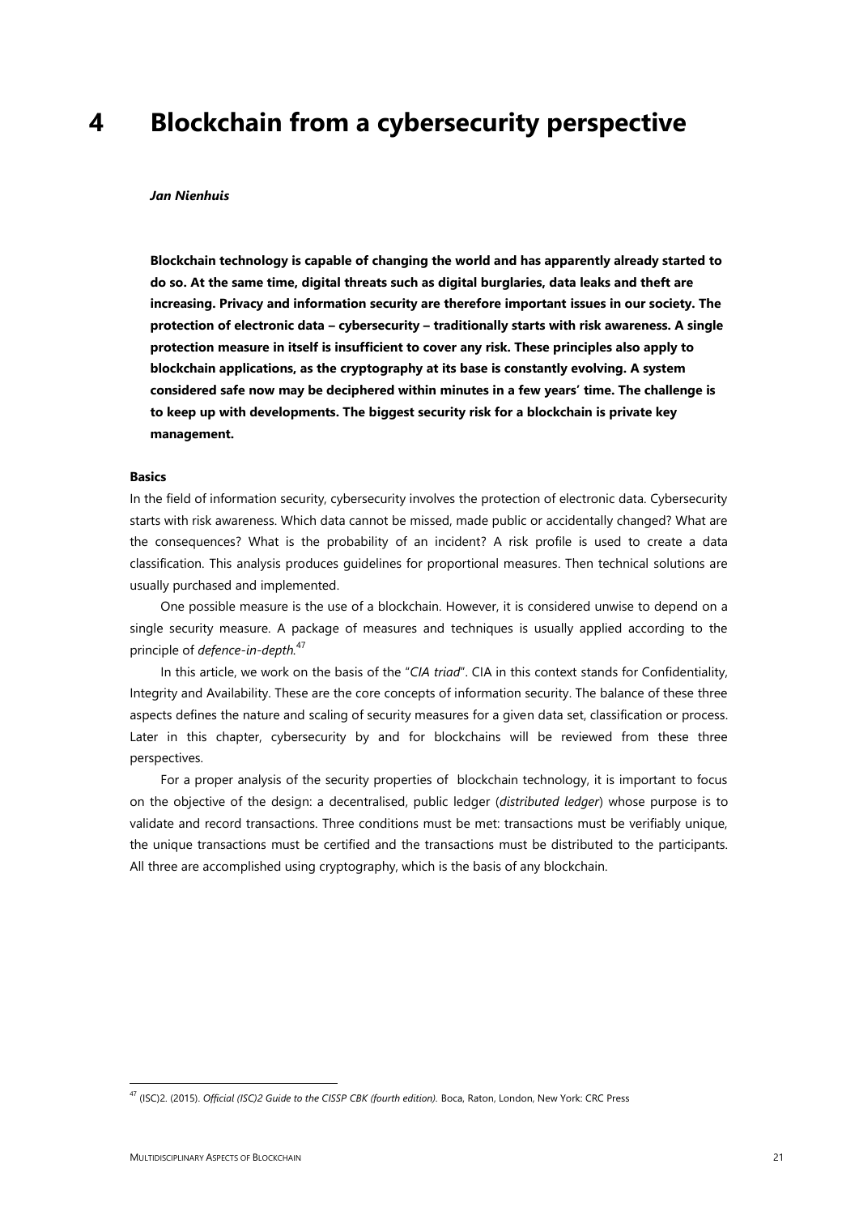# 4 Blockchain from a cybersecurity perspective

***Jan Nienhuis***

**Blockchain technology is capable of changing the world and has apparently already started to do so. At the same time, digital threats such as digital burglaries, data leaks and theft are increasing. Privacy and information security are therefore important issues in our society. The protection of electronic data – cybersecurity – traditionally starts with risk awareness. A single protection measure in itself is insufficient to cover any risk. These principles also apply to blockchain applications, as the cryptography at its base is constantly evolving. A system considered safe now may be deciphered within minutes in a few years' time. The challenge is to keep up with developments. The biggest security risk for a blockchain is private key management.**

**Basics**

In the field of information security, cybersecurity involves the protection of electronic data. Cybersecurity starts with risk awareness. Which data cannot be missed, made public or accidentally changed? What are the consequences? What is the probability of an incident? A risk profile is used to create a data classification. This analysis produces guidelines for proportional measures. Then technical solutions are usually purchased and implemented.

One possible measure is the use of a blockchain. However, it is considered unwise to depend on a single security measure. A package of measures and techniques is usually applied according to the principle of *defence-in-depth*.[47]

In this article, we work on the basis of the "*CIA triad*". CIA in this context stands for Confidentiality, Integrity and Availability. These are the core concepts of information security. The balance of these three aspects defines the nature and scaling of security measures for a given data set, classification or process. Later in this chapter, cybersecurity by and for blockchains will be reviewed from these three perspectives.

For a proper analysis of the security properties of blockchain technology, it is important to focus on the objective of the design: a decentralised, public ledger (*distributed ledger*) whose purpose is to validate and record transactions. Three conditions must be met: transactions must be verifiably unique, the unique transactions must be certified and the transactions must be distributed to the participants. All three are accomplished using cryptography, which is the basis of any blockchain.

---

[47] (ISC)2. (2015). *Official (ISC)2 Guide to the CISSP CBK (fourth edition).* Boca, Raton, London, New York: CRC Press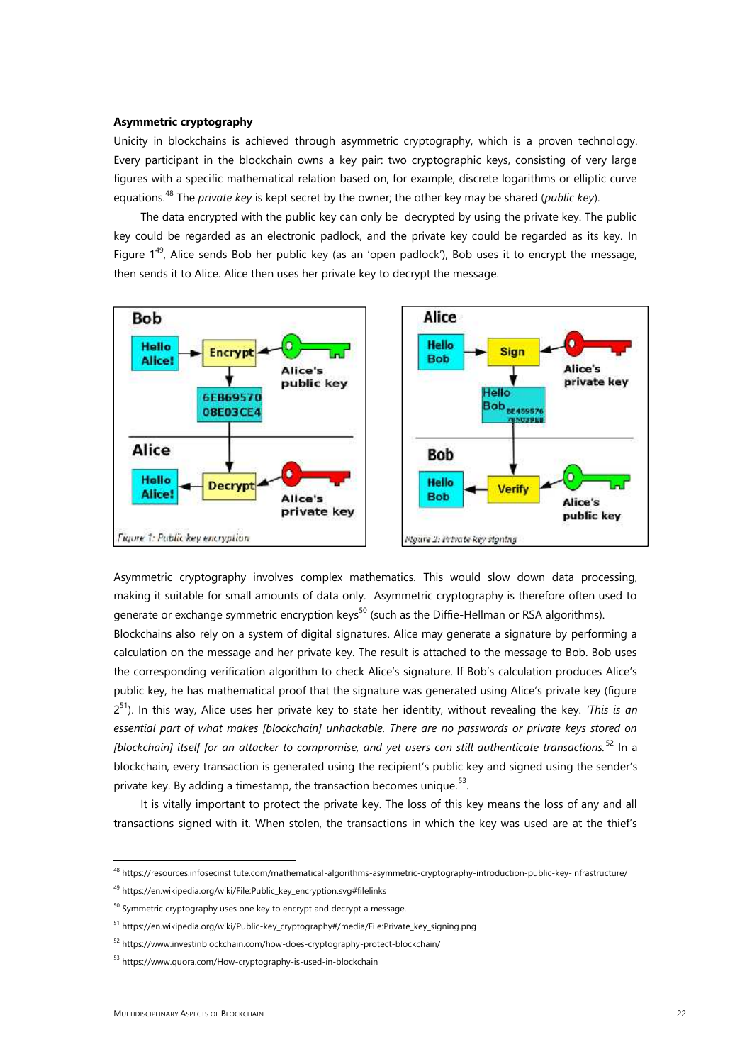**Asymmetric cryptography**

Unicity in blockchains is achieved through asymmetric cryptography, which is a proven technology. Every participant in the blockchain owns a key pair: two cryptographic keys, consisting of very large figures with a specific mathematical relation based on, for example, discrete logarithms or elliptic curve equations.[48] The *private key* is kept secret by the owner; the other key may be shared (*public key*).

The data encrypted with the public key can only be decrypted by using the private key. The public key could be regarded as an electronic padlock, and the private key could be regarded as its key. In Figure 1[49], Alice sends Bob her public key (as an 'open padlock'), Bob uses it to encrypt the message, then sends it to Alice. Alice then uses her private key to decrypt the message.

Figure 1: Public key encryption

Figure 2: Private key signing

Asymmetric cryptography involves complex mathematics. This would slow down data processing, making it suitable for small amounts of data only. Asymmetric cryptography is therefore often used to generate or exchange symmetric encryption keys[50] (such as the Diffie-Hellman or RSA algorithms).

Blockchains also rely on a system of digital signatures. Alice may generate a signature by performing a calculation on the message and her private key. The result is attached to the message to Bob. Bob uses the corresponding verification algorithm to check Alice's signature. If Bob's calculation produces Alice's public key, he has mathematical proof that the signature was generated using Alice's private key (figure 2[51]). In this way, Alice uses her private key to state her identity, without revealing the key. *'This is an essential part of what makes [blockchain] unhackable. There are no passwords or private keys stored on [blockchain] itself for an attacker to compromise, and yet users can still authenticate transactions.*[52] In a blockchain, every transaction is generated using the recipient's public key and signed using the sender's private key. By adding a timestamp, the transaction becomes unique.[53].

It is vitally important to protect the private key. The loss of this key means the loss of any and all transactions signed with it. When stolen, the transactions in which the key was used are at the thief's

[48] https://resources.infosecinstitute.com/mathematical-algorithms-asymmetric-cryptography-introduction-public-key-infrastructure/

[49] https://en.wikipedia.org/wiki/File:Public_key_encryption.svg#filelinks

[50] Symmetric cryptography uses one key to encrypt and decrypt a message.

[51] https://en.wikipedia.org/wiki/Public-key_cryptography#/media/File:Private_key_signing.png

[52] https://www.investinblockchain.com/how-does-cryptography-protect-blockchain/

[53] https://www.quora.com/How-cryptography-is-used-in-blockchain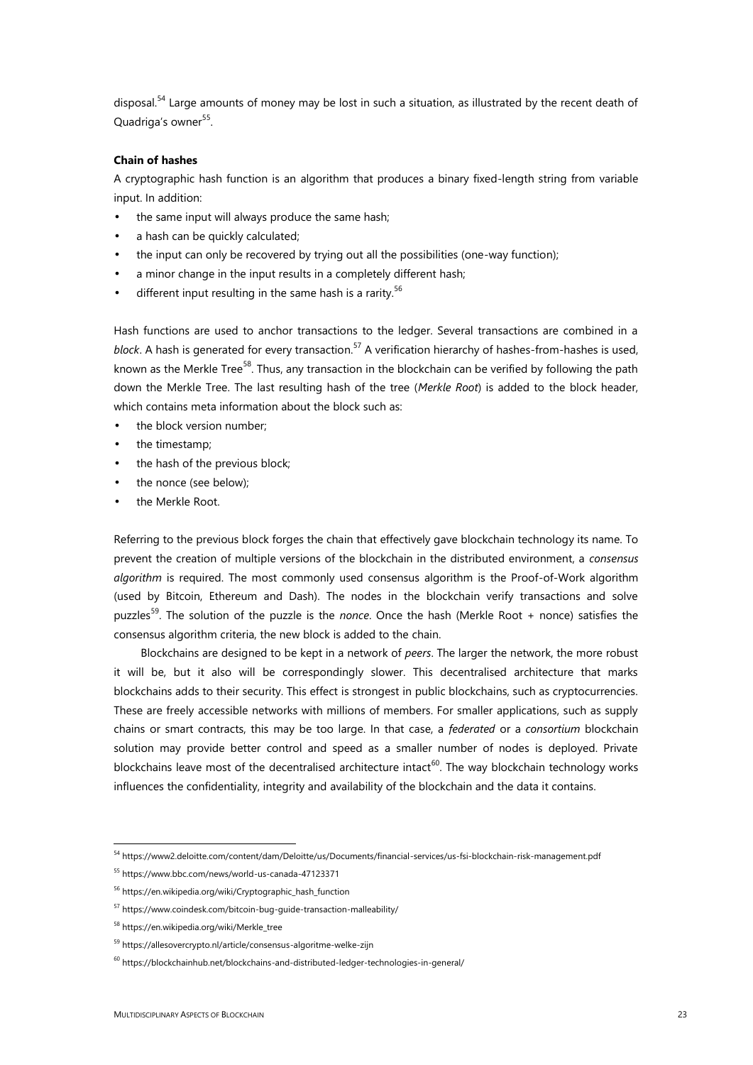disposal.[54] Large amounts of money may be lost in such a situation, as illustrated by the recent death of Quadriga's owner[55].

**Chain of hashes**

A cryptographic hash function is an algorithm that produces a binary fixed-length string from variable input. In addition:

- the same input will always produce the same hash;
- a hash can be quickly calculated;
- the input can only be recovered by trying out all the possibilities (one-way function);
- a minor change in the input results in a completely different hash;
- different input resulting in the same hash is a rarity.[56]

Hash functions are used to anchor transactions to the ledger. Several transactions are combined in a *block*. A hash is generated for every transaction.[57] A verification hierarchy of hashes-from-hashes is used, known as the Merkle Tree[58]. Thus, any transaction in the blockchain can be verified by following the path down the Merkle Tree. The last resulting hash of the tree (*Merkle Root*) is added to the block header, which contains meta information about the block such as:

- the block version number;
- the timestamp;
- the hash of the previous block;
- the nonce (see below);
- the Merkle Root.

Referring to the previous block forges the chain that effectively gave blockchain technology its name. To prevent the creation of multiple versions of the blockchain in the distributed environment, a *consensus algorithm* is required. The most commonly used consensus algorithm is the Proof-of-Work algorithm (used by Bitcoin, Ethereum and Dash). The nodes in the blockchain verify transactions and solve puzzles[59]. The solution of the puzzle is the *nonce*. Once the hash (Merkle Root + nonce) satisfies the consensus algorithm criteria, the new block is added to the chain.

Blockchains are designed to be kept in a network of *peers*. The larger the network, the more robust it will be, but it also will be correspondingly slower. This decentralised architecture that marks blockchains adds to their security. This effect is strongest in public blockchains, such as cryptocurrencies. These are freely accessible networks with millions of members. For smaller applications, such as supply chains or smart contracts, this may be too large. In that case, a *federated* or a *consortium* blockchain solution may provide better control and speed as a smaller number of nodes is deployed. Private blockchains leave most of the decentralised architecture intact[60]. The way blockchain technology works influences the confidentiality, integrity and availability of the blockchain and the data it contains.

---

[54] https://www2.deloitte.com/content/dam/Deloitte/us/Documents/financial-services/us-fsi-blockchain-risk-management.pdf

[55] https://www.bbc.com/news/world-us-canada-47123371

[56] https://en.wikipedia.org/wiki/Cryptographic_hash_function

[57] https://www.coindesk.com/bitcoin-bug-guide-transaction-malleability/

[58] https://en.wikipedia.org/wiki/Merkle_tree

[59] https://allesovercrypto.nl/article/consensus-algoritme-welke-zijn

[60] https://blockchainhub.net/blockchains-and-distributed-ledger-technologies-in-general/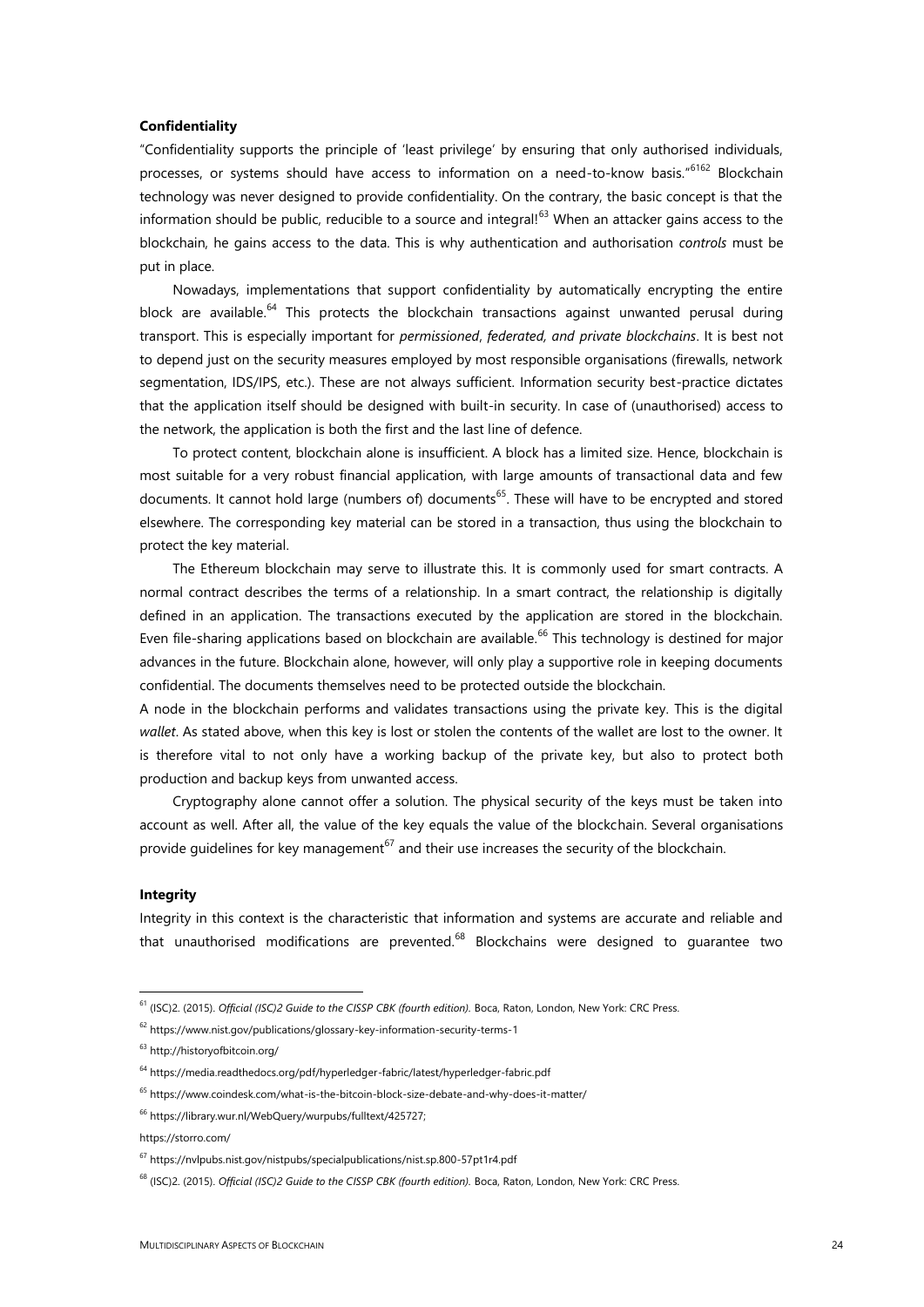**Confidentiality**

"Confidentiality supports the principle of 'least privilege' by ensuring that only authorised individuals, processes, or systems should have access to information on a need-to-know basis."[61][62] Blockchain technology was never designed to provide confidentiality. On the contrary, the basic concept is that the information should be public, reducible to a source and integral![63] When an attacker gains access to the blockchain, he gains access to the data. This is why authentication and authorisation *controls* must be put in place.

Nowadays, implementations that support confidentiality by automatically encrypting the entire block are available.[64] This protects the blockchain transactions against unwanted perusal during transport. This is especially important for *permissioned*, *federated, and private blockchains*. It is best not to depend just on the security measures employed by most responsible organisations (firewalls, network segmentation, IDS/IPS, etc.). These are not always sufficient. Information security best-practice dictates that the application itself should be designed with built-in security. In case of (unauthorised) access to the network, the application is both the first and the last line of defence.

To protect content, blockchain alone is insufficient. A block has a limited size. Hence, blockchain is most suitable for a very robust financial application, with large amounts of transactional data and few documents. It cannot hold large (numbers of) documents[65]. These will have to be encrypted and stored elsewhere. The corresponding key material can be stored in a transaction, thus using the blockchain to protect the key material.

The Ethereum blockchain may serve to illustrate this. It is commonly used for smart contracts. A normal contract describes the terms of a relationship. In a smart contract, the relationship is digitally defined in an application. The transactions executed by the application are stored in the blockchain. Even file-sharing applications based on blockchain are available.[66] This technology is destined for major advances in the future. Blockchain alone, however, will only play a supportive role in keeping documents confidential. The documents themselves need to be protected outside the blockchain.

A node in the blockchain performs and validates transactions using the private key. This is the digital *wallet*. As stated above, when this key is lost or stolen the contents of the wallet are lost to the owner. It is therefore vital to not only have a working backup of the private key, but also to protect both production and backup keys from unwanted access.

Cryptography alone cannot offer a solution. The physical security of the keys must be taken into account as well. After all, the value of the key equals the value of the blockchain. Several organisations provide guidelines for key management[67] and their use increases the security of the blockchain.

**Integrity**

Integrity in this context is the characteristic that information and systems are accurate and reliable and that unauthorised modifications are prevented.[68] Blockchains were designed to guarantee two

---

[61] (ISC)2. (2015). *Official (ISC)2 Guide to the CISSP CBK (fourth edition).* Boca, Raton, London, New York: CRC Press.

[62] https://www.nist.gov/publications/glossary-key-information-security-terms-1

[63] http://historyofbitcoin.org/

[64] https://media.readthedocs.org/pdf/hyperledger-fabric/latest/hyperledger-fabric.pdf

[65] https://www.coindesk.com/what-is-the-bitcoin-block-size-debate-and-why-does-it-matter/

[66] https://library.wur.nl/WebQuery/wurpubs/fulltext/425727;
https://storro.com/

[67] https://nvlpubs.nist.gov/nistpubs/specialpublications/nist.sp.800-57pt1r4.pdf

[68] (ISC)2. (2015). *Official (ISC)2 Guide to the CISSP CBK (fourth edition).* Boca, Raton, London, New York: CRC Press.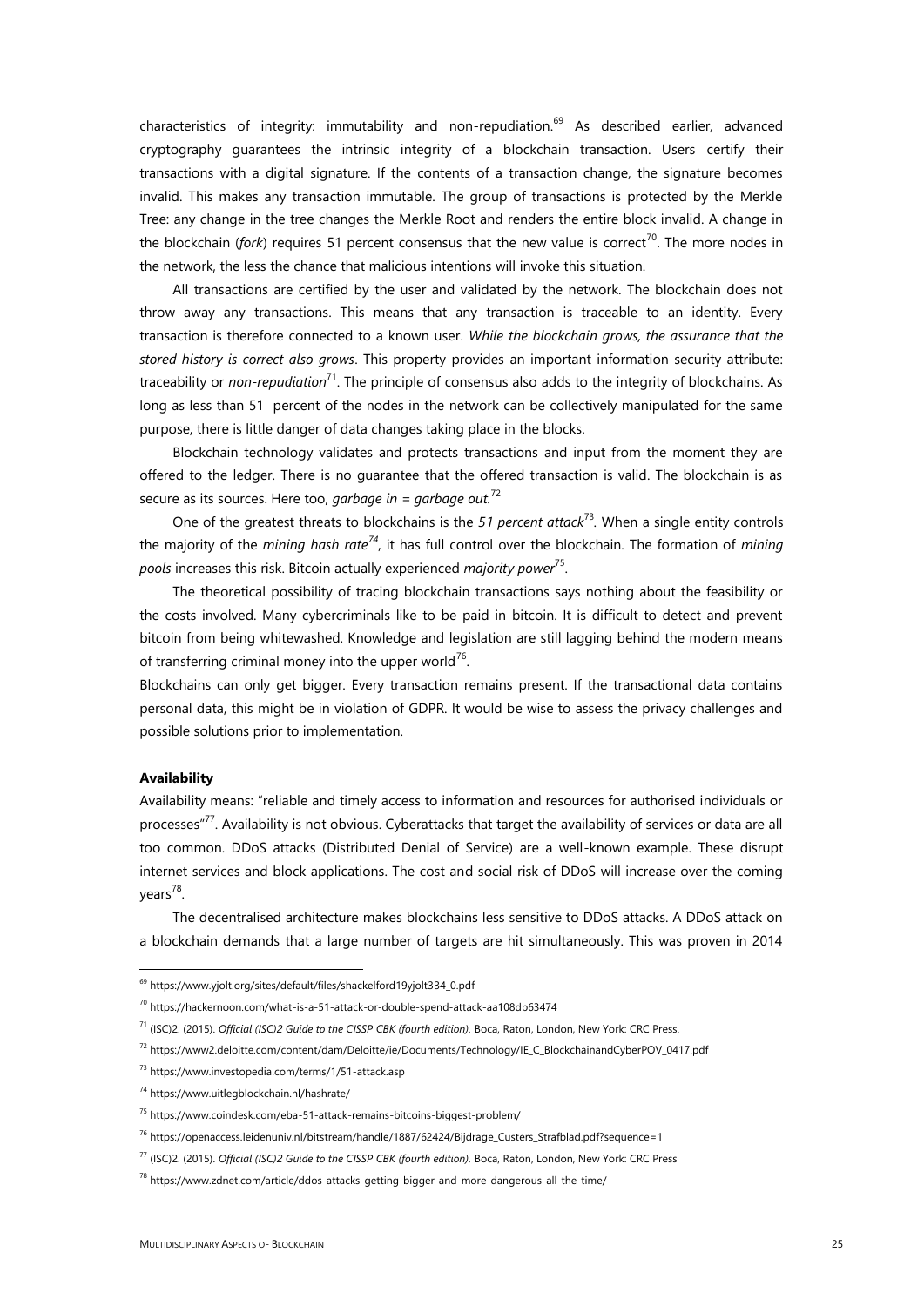characteristics of integrity: immutability and non-repudiation.[69] As described earlier, advanced cryptography guarantees the intrinsic integrity of a blockchain transaction. Users certify their transactions with a digital signature. If the contents of a transaction change, the signature becomes invalid. This makes any transaction immutable. The group of transactions is protected by the Merkle Tree: any change in the tree changes the Merkle Root and renders the entire block invalid. A change in the blockchain (*fork*) requires 51 percent consensus that the new value is correct[70]. The more nodes in the network, the less the chance that malicious intentions will invoke this situation.

All transactions are certified by the user and validated by the network. The blockchain does not throw away any transactions. This means that any transaction is traceable to an identity. Every transaction is therefore connected to a known user. *While the blockchain grows, the assurance that the stored history is correct also grows*. This property provides an important information security attribute: traceability or *non-repudiation*[71]. The principle of consensus also adds to the integrity of blockchains. As long as less than 51 percent of the nodes in the network can be collectively manipulated for the same purpose, there is little danger of data changes taking place in the blocks.

Blockchain technology validates and protects transactions and input from the moment they are offered to the ledger. There is no guarantee that the offered transaction is valid. The blockchain is as secure as its sources. Here too, *garbage in = garbage out.*[72]

One of the greatest threats to blockchains is the *51 percent attack*[73]. When a single entity controls the majority of the *mining hash rate*[74], it has full control over the blockchain. The formation of *mining pools* increases this risk. Bitcoin actually experienced *majority power*[75].

The theoretical possibility of tracing blockchain transactions says nothing about the feasibility or the costs involved. Many cybercriminals like to be paid in bitcoin. It is difficult to detect and prevent bitcoin from being whitewashed. Knowledge and legislation are still lagging behind the modern means of transferring criminal money into the upper world[76].

Blockchains can only get bigger. Every transaction remains present. If the transactional data contains personal data, this might be in violation of GDPR. It would be wise to assess the privacy challenges and possible solutions prior to implementation.

**Availability**

Availability means: "reliable and timely access to information and resources for authorised individuals or processes"[77]. Availability is not obvious. Cyberattacks that target the availability of services or data are all too common. DDoS attacks (Distributed Denial of Service) are a well-known example. These disrupt internet services and block applications. The cost and social risk of DDoS will increase over the coming years[78].

The decentralised architecture makes blockchains less sensitive to DDoS attacks. A DDoS attack on a blockchain demands that a large number of targets are hit simultaneously. This was proven in 2014

---

[69] https://www.yjolt.org/sites/default/files/shackelford19yjolt334_0.pdf

[70] https://hackernoon.com/what-is-a-51-attack-or-double-spend-attack-aa108db63474

[71] (ISC)2. (2015). *Official (ISC)2 Guide to the CISSP CBK (fourth edition).* Boca, Raton, London, New York: CRC Press.

[72] https://www2.deloitte.com/content/dam/Deloitte/ie/Documents/Technology/IE_C_BlockchainandCyberPOV_0417.pdf

[73] https://www.investopedia.com/terms/1/51-attack.asp

[74] https://www.uitlegblockchain.nl/hashrate/

[75] https://www.coindesk.com/eba-51-attack-remains-bitcoins-biggest-problem/

[76] https://openaccess.leidenuniv.nl/bitstream/handle/1887/62424/Bijdrage_Custers_Strafblad.pdf?sequence=1

[77] (ISC)2. (2015). *Official (ISC)2 Guide to the CISSP CBK (fourth edition).* Boca, Raton, London, New York: CRC Press

[78] https://www.zdnet.com/article/ddos-attacks-getting-bigger-and-more-dangerous-all-the-time/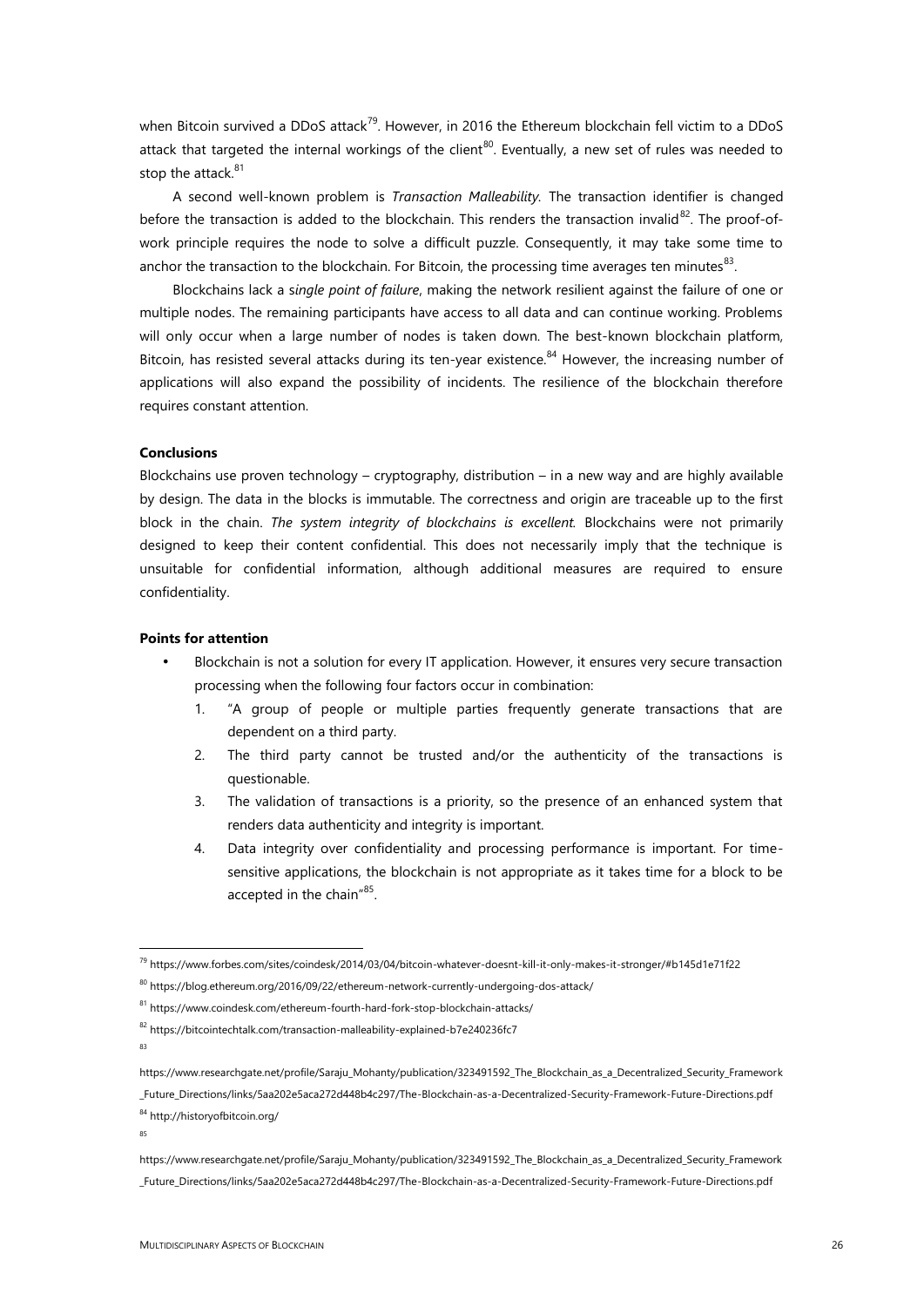when Bitcoin survived a DDoS attack[79]. However, in 2016 the Ethereum blockchain fell victim to a DDoS attack that targeted the internal workings of the client[80]. Eventually, a new set of rules was needed to stop the attack.[81]

A second well-known problem is *Transaction Malleability*. The transaction identifier is changed before the transaction is added to the blockchain. This renders the transaction invalid[82]. The proof-of-work principle requires the node to solve a difficult puzzle. Consequently, it may take some time to anchor the transaction to the blockchain. For Bitcoin, the processing time averages ten minutes[83].

Blockchains lack a s*ingle point of failure*, making the network resilient against the failure of one or multiple nodes. The remaining participants have access to all data and can continue working. Problems will only occur when a large number of nodes is taken down. The best-known blockchain platform, Bitcoin, has resisted several attacks during its ten-year existence.[84] However, the increasing number of applications will also expand the possibility of incidents. The resilience of the blockchain therefore requires constant attention.

**Conclusions**

Blockchains use proven technology – cryptography, distribution – in a new way and are highly available by design. The data in the blocks is immutable. The correctness and origin are traceable up to the first block in the chain. *The system integrity of blockchains is excellent.* Blockchains were not primarily designed to keep their content confidential. This does not necessarily imply that the technique is unsuitable for confidential information, although additional measures are required to ensure confidentiality.

**Points for attention**

- Blockchain is not a solution for every IT application. However, it ensures very secure transaction processing when the following four factors occur in combination:
    1. "A group of people or multiple parties frequently generate transactions that are dependent on a third party.
    2. The third party cannot be trusted and/or the authenticity of the transactions is questionable.
    3. The validation of transactions is a priority, so the presence of an enhanced system that renders data authenticity and integrity is important.
    4. Data integrity over confidentiality and processing performance is important. For time-sensitive applications, the blockchain is not appropriate as it takes time for a block to be accepted in the chain"[85].

---

[79] https://www.forbes.com/sites/coindesk/2014/03/04/bitcoin-whatever-doesnt-kill-it-only-makes-it-stronger/#b145d1e71f22

[80] https://blog.ethereum.org/2016/09/22/ethereum-network-currently-undergoing-dos-attack/

[81] https://www.coindesk.com/ethereum-fourth-hard-fork-stop-blockchain-attacks/

[82] https://bitcointechtalk.com/transaction-malleability-explained-b7e240236fc7

[83] https://www.researchgate.net/profile/Saraju_Mohanty/publication/323491592_The_Blockchain_as_a_Decentralized_Security_Framework_Future_Directions/links/5aa202e5aca272d448b4c297/The-Blockchain-as-a-Decentralized-Security-Framework-Future-Directions.pdf

[84] http://historyofbitcoin.org/

[85] https://www.researchgate.net/profile/Saraju_Mohanty/publication/323491592_The_Blockchain_as_a_Decentralized_Security_Framework_Future_Directions/links/5aa202e5aca272d448b4c297/The-Blockchain-as-a-Decentralized-Security-Framework-Future-Directions.pdf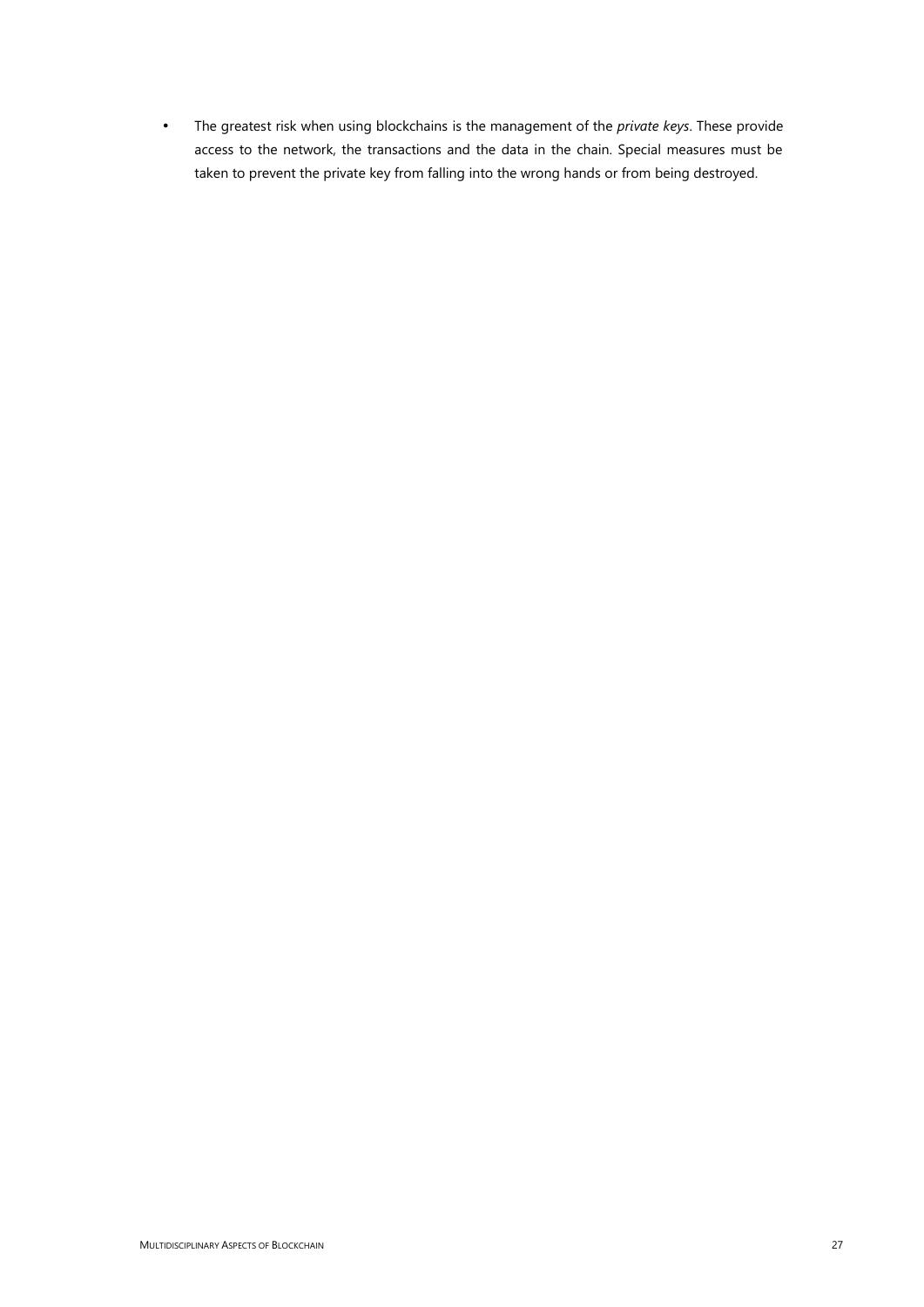- The greatest risk when using blockchains is the management of the *private keys*. These provide access to the network, the transactions and the data in the chain. Special measures must be taken to prevent the private key from falling into the wrong hands or from being destroyed.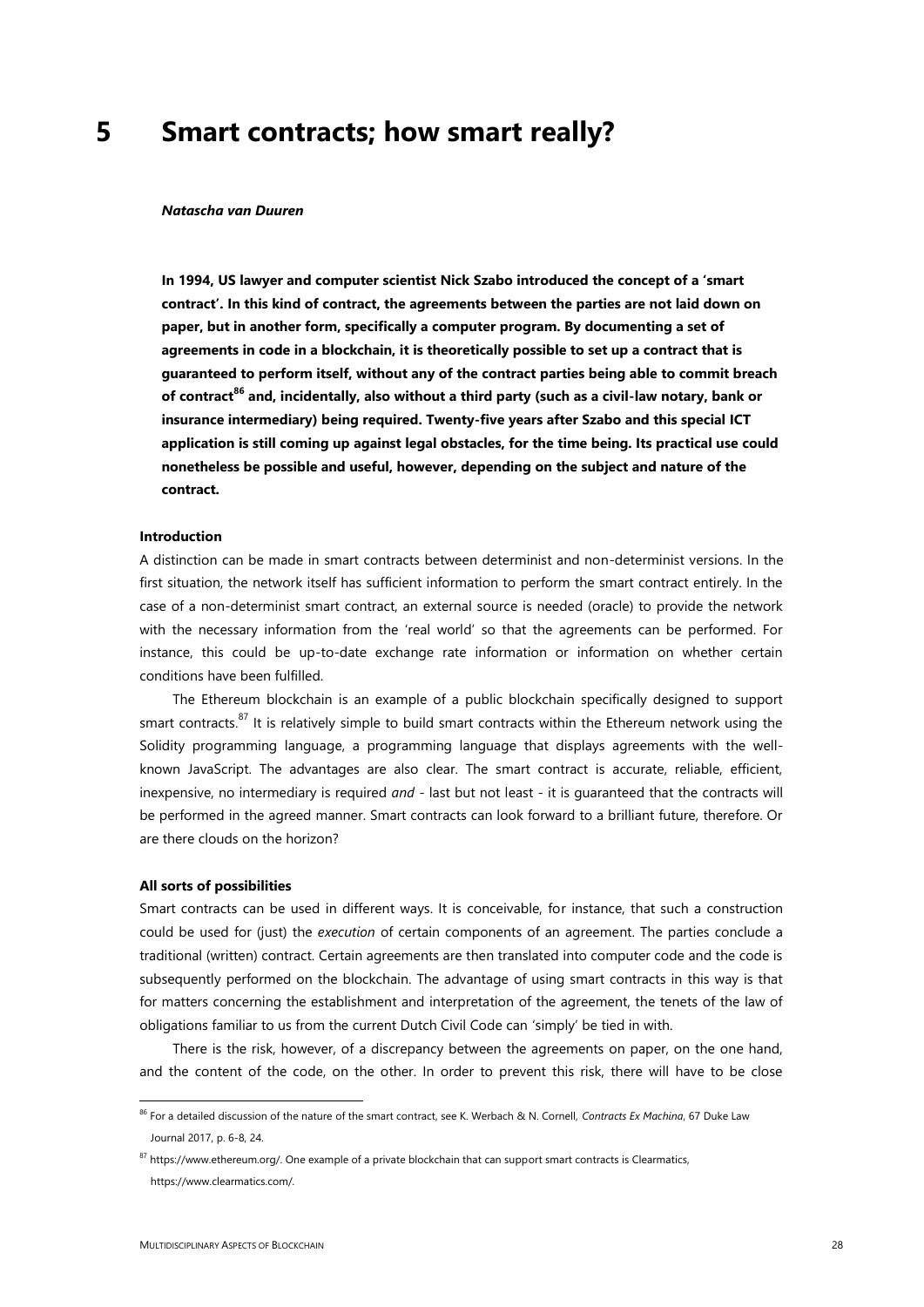# 5 Smart contracts; how smart really?

***Natascha van Duuren***

**In 1994, US lawyer and computer scientist Nick Szabo introduced the concept of a 'smart contract'. In this kind of contract, the agreements between the parties are not laid down on paper, but in another form, specifically a computer program. By documenting a set of agreements in code in a blockchain, it is theoretically possible to set up a contract that is guaranteed to perform itself, without any of the contract parties being able to commit breach of contract[86] and, incidentally, also without a third party (such as a civil-law notary, bank or insurance intermediary) being required. Twenty-five years after Szabo and this special ICT application is still coming up against legal obstacles, for the time being. Its practical use could nonetheless be possible and useful, however, depending on the subject and nature of the contract.**

**Introduction**

A distinction can be made in smart contracts between determinist and non-determinist versions. In the first situation, the network itself has sufficient information to perform the smart contract entirely. In the case of a non-determinist smart contract, an external source is needed (oracle) to provide the network with the necessary information from the 'real world' so that the agreements can be performed. For instance, this could be up-to-date exchange rate information or information on whether certain conditions have been fulfilled.

The Ethereum blockchain is an example of a public blockchain specifically designed to support smart contracts.[87] It is relatively simple to build smart contracts within the Ethereum network using the Solidity programming language, a programming language that displays agreements with the well-known JavaScript. The advantages are also clear. The smart contract is accurate, reliable, efficient, inexpensive, no intermediary is required *and* - last but not least - it is guaranteed that the contracts will be performed in the agreed manner. Smart contracts can look forward to a brilliant future, therefore. Or are there clouds on the horizon?

**All sorts of possibilities**

Smart contracts can be used in different ways. It is conceivable, for instance, that such a construction could be used for (just) the *execution* of certain components of an agreement. The parties conclude a traditional (written) contract. Certain agreements are then translated into computer code and the code is subsequently performed on the blockchain. The advantage of using smart contracts in this way is that for matters concerning the establishment and interpretation of the agreement, the tenets of the law of obligations familiar to us from the current Dutch Civil Code can 'simply' be tied in with.

There is the risk, however, of a discrepancy between the agreements on paper, on the one hand, and the content of the code, on the other. In order to prevent this risk, there will have to be close

[86] For a detailed discussion of the nature of the smart contract, see K. Werbach & N. Cornell, *Contracts Ex Machina*, 67 Duke Law Journal 2017, p. 6-8, 24.

[87] https://www.ethereum.org/. One example of a private blockchain that can support smart contracts is Clearmatics, https://www.clearmatics.com/.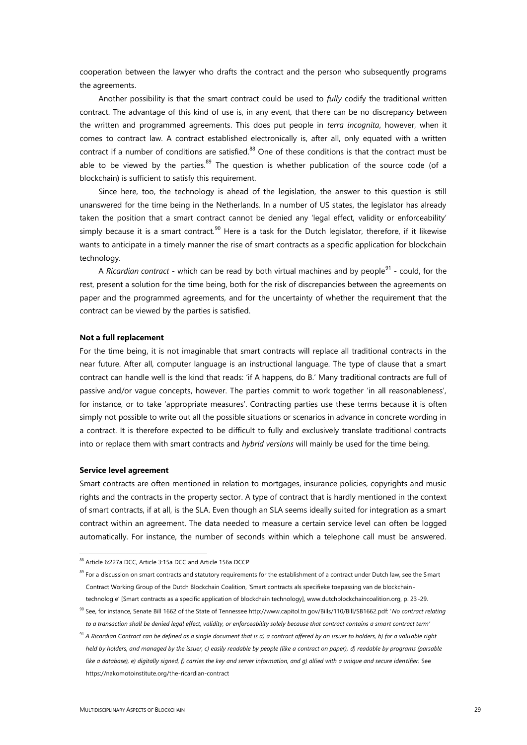cooperation between the lawyer who drafts the contract and the person who subsequently programs the agreements.

Another possibility is that the smart contract could be used to *fully* codify the traditional written contract. The advantage of this kind of use is, in any event, that there can be no discrepancy between the written and programmed agreements. This does put people in *terra incognita*, however, when it comes to contract law. A contract established electronically is, after all, only equated with a written contract if a number of conditions are satisfied.[88] One of these conditions is that the contract must be able to be viewed by the parties.[89] The question is whether publication of the source code (of a blockchain) is sufficient to satisfy this requirement.

Since here, too, the technology is ahead of the legislation, the answer to this question is still unanswered for the time being in the Netherlands. In a number of US states, the legislator has already taken the position that a smart contract cannot be denied any 'legal effect, validity or enforceability' simply because it is a smart contract.[90] Here is a task for the Dutch legislator, therefore, if it likewise wants to anticipate in a timely manner the rise of smart contracts as a specific application for blockchain technology.

A *Ricardian contract* - which can be read by both virtual machines and by people[91] - could, for the rest, present a solution for the time being, both for the risk of discrepancies between the agreements on paper and the programmed agreements, and for the uncertainty of whether the requirement that the contract can be viewed by the parties is satisfied.

**Not a full replacement**

For the time being, it is not imaginable that smart contracts will replace all traditional contracts in the near future. After all, computer language is an instructional language. The type of clause that a smart contract can handle well is the kind that reads: 'if A happens, do B.' Many traditional contracts are full of passive and/or vague concepts, however. The parties commit to work together 'in all reasonableness', for instance, or to take 'appropriate measures'. Contracting parties use these terms because it is often simply not possible to write out all the possible situations or scenarios in advance in concrete wording in a contract. It is therefore expected to be difficult to fully and exclusively translate traditional contracts into or replace them with smart contracts and *hybrid versions* will mainly be used for the time being.

**Service level agreement**

Smart contracts are often mentioned in relation to mortgages, insurance policies, copyrights and music rights and the contracts in the property sector. A type of contract that is hardly mentioned in the context of smart contracts, if at all, is the SLA. Even though an SLA seems ideally suited for integration as a smart contract within an agreement. The data needed to measure a certain service level can often be logged automatically. For instance, the number of seconds within which a telephone call must be answered.

---

[88] Article 6:227a DCC, Article 3:15a DCC and Article 156a DCCP

[89] For a discussion on smart contracts and statutory requirements for the establishment of a contract under Dutch law, see the Smart Contract Working Group of the Dutch Blockchain Coalition, 'Smart contracts als specifieke toepassing van de blockchain-technologie' [Smart contracts as a specific application of blockchain technology], www.dutchblockchaincoalition.org, p. 23-29.

[90] See, for instance, Senate Bill 1662 of the State of Tennessee http://www.capitol.tn.gov/Bills/110/Bill/SB1662.pdf: '*No contract relating to a transaction shall be denied legal effect, validity, or enforceability solely because that contract contains a smart contract term*'

[91] *A Ricardian Contract can be defined as a single document that is a) a contract offered by an issuer to holders, b) for a valuable right held by holders, and managed by the issuer, c) easily readable by people (like a contract on paper), d) readable by programs (parsable like a database), e) digitally signed, f) carries the key and server information, and g) allied with a unique and secure identifier.* See https://nakomotoinstitute.org/the-ricardian-contract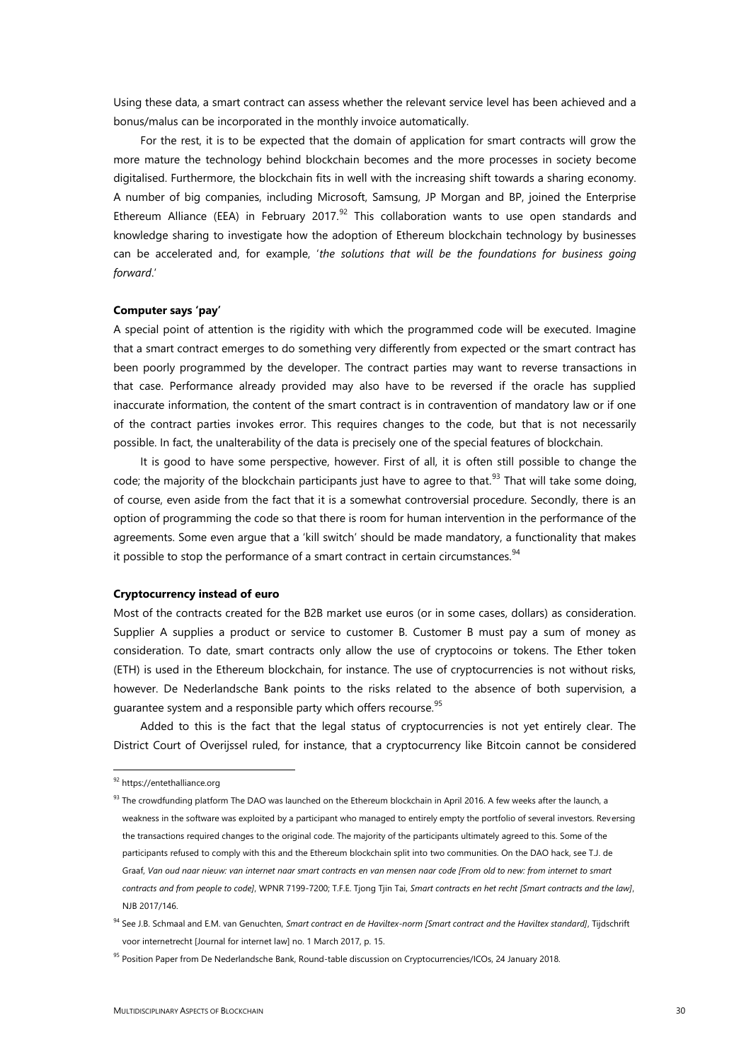Using these data, a smart contract can assess whether the relevant service level has been achieved and a bonus/malus can be incorporated in the monthly invoice automatically.

For the rest, it is to be expected that the domain of application for smart contracts will grow the more mature the technology behind blockchain becomes and the more processes in society become digitalised. Furthermore, the blockchain fits in well with the increasing shift towards a sharing economy. A number of big companies, including Microsoft, Samsung, JP Morgan and BP, joined the Enterprise Ethereum Alliance (EEA) in February 2017.[92] This collaboration wants to use open standards and knowledge sharing to investigate how the adoption of Ethereum blockchain technology by businesses can be accelerated and, for example, '*the solutions that will be the foundations for business going forward*.'

**Computer says 'pay'**

A special point of attention is the rigidity with which the programmed code will be executed. Imagine that a smart contract emerges to do something very differently from expected or the smart contract has been poorly programmed by the developer. The contract parties may want to reverse transactions in that case. Performance already provided may also have to be reversed if the oracle has supplied inaccurate information, the content of the smart contract is in contravention of mandatory law or if one of the contract parties invokes error. This requires changes to the code, but that is not necessarily possible. In fact, the unalterability of the data is precisely one of the special features of blockchain.

It is good to have some perspective, however. First of all, it is often still possible to change the code; the majority of the blockchain participants just have to agree to that.[93] That will take some doing, of course, even aside from the fact that it is a somewhat controversial procedure. Secondly, there is an option of programming the code so that there is room for human intervention in the performance of the agreements. Some even argue that a 'kill switch' should be made mandatory, a functionality that makes it possible to stop the performance of a smart contract in certain circumstances.[94]

**Cryptocurrency instead of euro**

Most of the contracts created for the B2B market use euros (or in some cases, dollars) as consideration. Supplier A supplies a product or service to customer B. Customer B must pay a sum of money as consideration. To date, smart contracts only allow the use of cryptocoins or tokens. The Ether token (ETH) is used in the Ethereum blockchain, for instance. The use of cryptocurrencies is not without risks, however. De Nederlandsche Bank points to the risks related to the absence of both supervision, a guarantee system and a responsible party which offers recourse.[95]

Added to this is the fact that the legal status of cryptocurrencies is not yet entirely clear. The District Court of Overijssel ruled, for instance, that a cryptocurrency like Bitcoin cannot be considered

---

[92] https://entethalliance.org

[93] The crowdfunding platform The DAO was launched on the Ethereum blockchain in April 2016. A few weeks after the launch, a weakness in the software was exploited by a participant who managed to entirely empty the portfolio of several investors. Reversing the transactions required changes to the original code. The majority of the participants ultimately agreed to this. Some of the participants refused to comply with this and the Ethereum blockchain split into two communities. On the DAO hack, see T.J. de Graaf, *Van oud naar nieuw: van internet naar smart contracts en van mensen naar code [From old to new: from internet to smart contracts and from people to code]*, WPNR 7199-7200; T.F.E. Tjong Tjin Tai, *Smart contracts en het recht [Smart contracts and the law]*, NJB 2017/146.

[94] See J.B. Schmaal and E.M. van Genuchten, *Smart contract en de Haviltex-norm [Smart contract and the Haviltex standard]*, Tijdschrift voor internetrecht [Journal for internet law] no. 1 March 2017, p. 15.

[95] Position Paper from De Nederlandsche Bank, Round-table discussion on Cryptocurrencies/ICOs, 24 January 2018.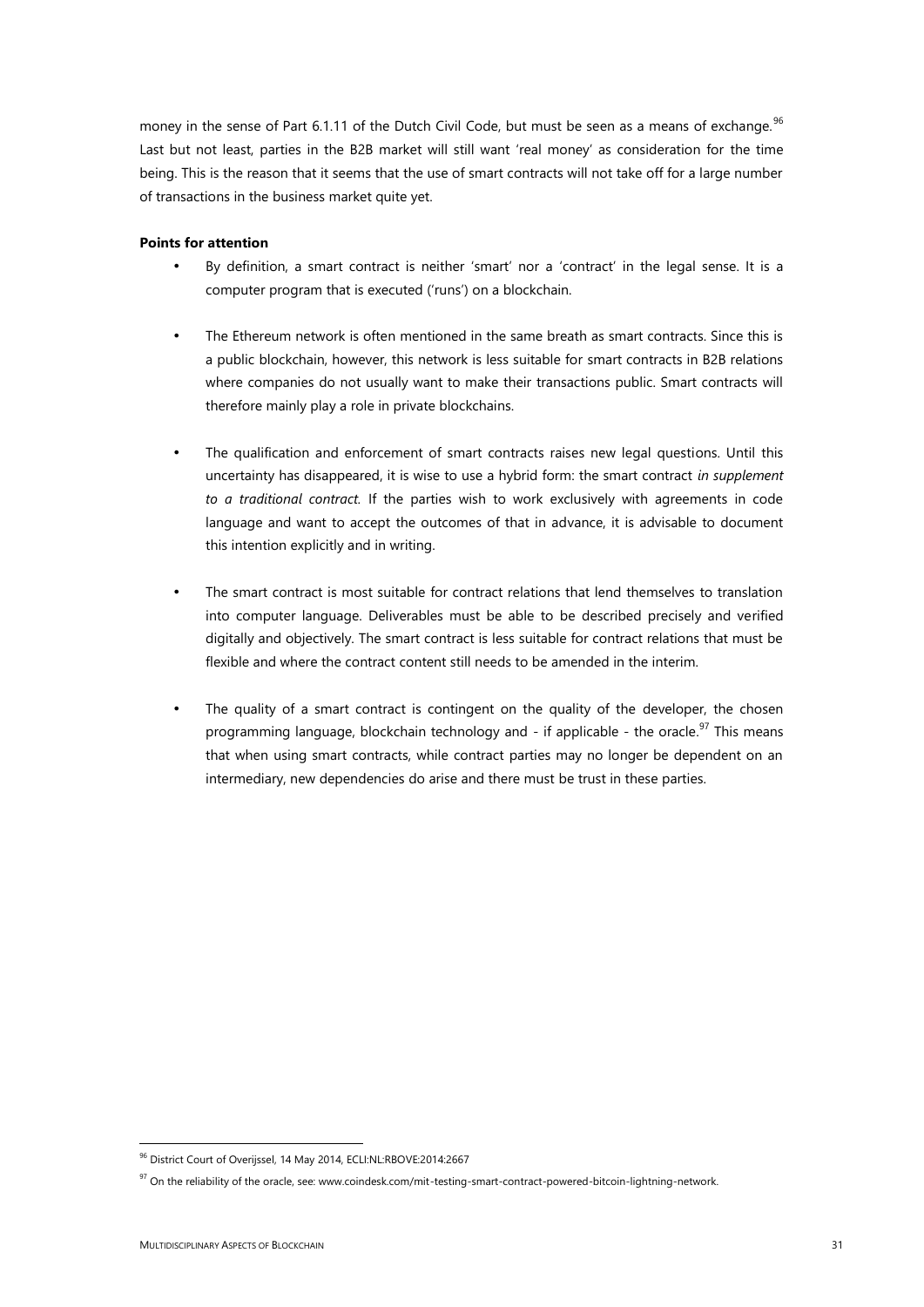money in the sense of Part 6.1.11 of the Dutch Civil Code, but must be seen as a means of exchange.[96] Last but not least, parties in the B2B market will still want 'real money' as consideration for the time being. This is the reason that it seems that the use of smart contracts will not take off for a large number of transactions in the business market quite yet.

**Points for attention**

- By definition, a smart contract is neither 'smart' nor a 'contract' in the legal sense. It is a computer program that is executed ('runs') on a blockchain.

- The Ethereum network is often mentioned in the same breath as smart contracts. Since this is a public blockchain, however, this network is less suitable for smart contracts in B2B relations where companies do not usually want to make their transactions public. Smart contracts will therefore mainly play a role in private blockchains.

- The qualification and enforcement of smart contracts raises new legal questions. Until this uncertainty has disappeared, it is wise to use a hybrid form: the smart contract *in supplement to a traditional contract.* If the parties wish to work exclusively with agreements in code language and want to accept the outcomes of that in advance, it is advisable to document this intention explicitly and in writing.

- The smart contract is most suitable for contract relations that lend themselves to translation into computer language. Deliverables must be able to be described precisely and verified digitally and objectively. The smart contract is less suitable for contract relations that must be flexible and where the contract content still needs to be amended in the interim.

- The quality of a smart contract is contingent on the quality of the developer, the chosen programming language, blockchain technology and - if applicable - the oracle.[97] This means that when using smart contracts, while contract parties may no longer be dependent on an intermediary, new dependencies do arise and there must be trust in these parties.

---

[96] District Court of Overijssel, 14 May 2014, ECLI:NL:RBOVE:2014:2667

[97] On the reliability of the oracle, see: www.coindesk.com/mit-testing-smart-contract-powered-bitcoin-lightning-network.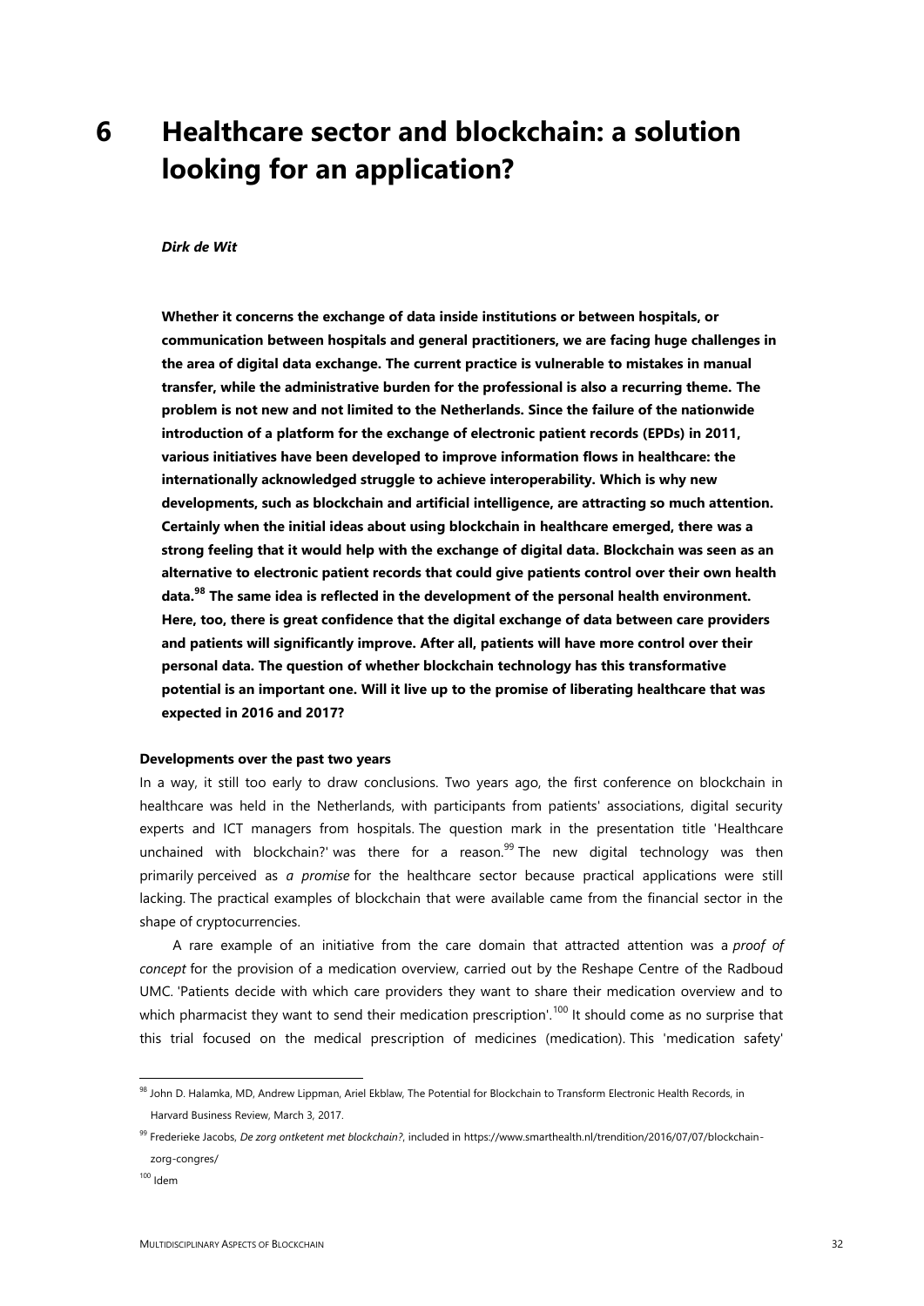# 6 Healthcare sector and blockchain: a solution looking for an application?

***Dirk de Wit***

**Whether it concerns the exchange of data inside institutions or between hospitals, or communication between hospitals and general practitioners, we are facing huge challenges in the area of digital data exchange. The current practice is vulnerable to mistakes in manual transfer, while the administrative burden for the professional is also a recurring theme. The problem is not new and not limited to the Netherlands. Since the failure of the nationwide introduction of a platform for the exchange of electronic patient records (EPDs) in 2011, various initiatives have been developed to improve information flows in healthcare: the internationally acknowledged struggle to achieve interoperability. Which is why new developments, such as blockchain and artificial intelligence, are attracting so much attention. Certainly when the initial ideas about using blockchain in healthcare emerged, there was a strong feeling that it would help with the exchange of digital data. Blockchain was seen as an alternative to electronic patient records that could give patients control over their own health data.[98] The same idea is reflected in the development of the personal health environment. Here, too, there is great confidence that the digital exchange of data between care providers and patients will significantly improve. After all, patients will have more control over their personal data. The question of whether blockchain technology has this transformative potential is an important one. Will it live up to the promise of liberating healthcare that was expected in 2016 and 2017?**

**Developments over the past two years**

In a way, it still too early to draw conclusions. Two years ago, the first conference on blockchain in healthcare was held in the Netherlands, with participants from patients' associations, digital security experts and ICT managers from hospitals. The question mark in the presentation title 'Healthcare unchained with blockchain?' was there for a reason.[99] The new digital technology was then primarily perceived as *a promise* for the healthcare sector because practical applications were still lacking. The practical examples of blockchain that were available came from the financial sector in the shape of cryptocurrencies.

A rare example of an initiative from the care domain that attracted attention was a *proof of concept* for the provision of a medication overview, carried out by the Reshape Centre of the Radboud UMC. 'Patients decide with which care providers they want to share their medication overview and to which pharmacist they want to send their medication prescription'.[100] It should come as no surprise that this trial focused on the medical prescription of medicines (medication). This 'medication safety'

---

[98] John D. Halamka, MD, Andrew Lippman, Ariel Ekblaw, The Potential for Blockchain to Transform Electronic Health Records, in Harvard Business Review, March 3, 2017.

[99] Frederieke Jacobs, *De zorg ontketent met blockchain?*, included in https://www.smarthealth.nl/trendition/2016/07/07/blockchain-zorg-congres/

[100] Idem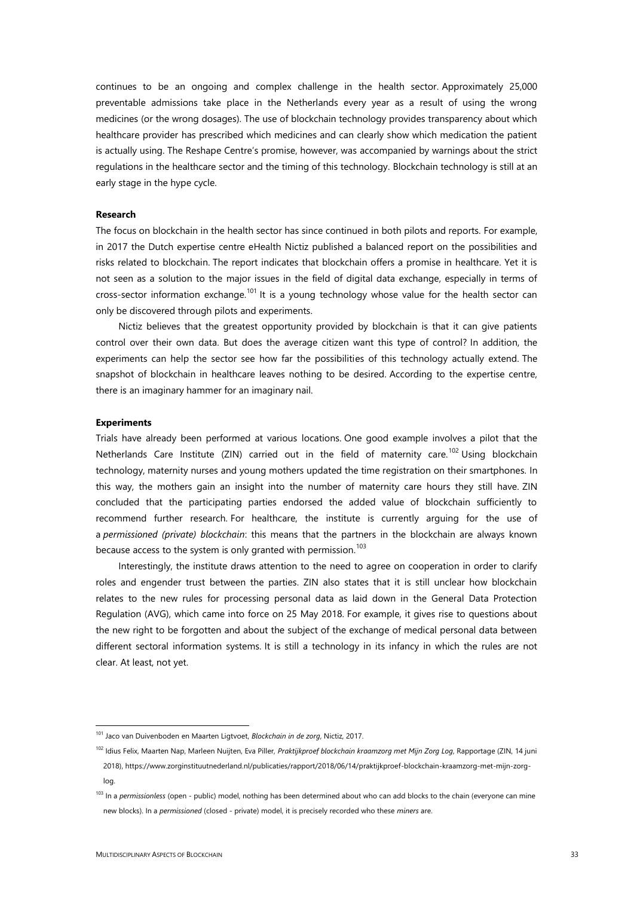continues to be an ongoing and complex challenge in the health sector. Approximately 25,000 preventable admissions take place in the Netherlands every year as a result of using the wrong medicines (or the wrong dosages). The use of blockchain technology provides transparency about which healthcare provider has prescribed which medicines and can clearly show which medication the patient is actually using. The Reshape Centre's promise, however, was accompanied by warnings about the strict regulations in the healthcare sector and the timing of this technology. Blockchain technology is still at an early stage in the hype cycle.

**Research**

The focus on blockchain in the health sector has since continued in both pilots and reports. For example, in 2017 the Dutch expertise centre eHealth Nictiz published a balanced report on the possibilities and risks related to blockchain. The report indicates that blockchain offers a promise in healthcare. Yet it is not seen as a solution to the major issues in the field of digital data exchange, especially in terms of cross-sector information exchange.[101] It is a young technology whose value for the health sector can only be discovered through pilots and experiments.

Nictiz believes that the greatest opportunity provided by blockchain is that it can give patients control over their own data. But does the average citizen want this type of control? In addition, the experiments can help the sector see how far the possibilities of this technology actually extend. The snapshot of blockchain in healthcare leaves nothing to be desired. According to the expertise centre, there is an imaginary hammer for an imaginary nail.

**Experiments**

Trials have already been performed at various locations. One good example involves a pilot that the Netherlands Care Institute (ZIN) carried out in the field of maternity care.[102] Using blockchain technology, maternity nurses and young mothers updated the time registration on their smartphones. In this way, the mothers gain an insight into the number of maternity care hours they still have. ZIN concluded that the participating parties endorsed the added value of blockchain sufficiently to recommend further research. For healthcare, the institute is currently arguing for the use of a *permissioned (private) blockchain*: this means that the partners in the blockchain are always known because access to the system is only granted with permission.[103]

Interestingly, the institute draws attention to the need to agree on cooperation in order to clarify roles and engender trust between the parties. ZIN also states that it is still unclear how blockchain relates to the new rules for processing personal data as laid down in the General Data Protection Regulation (AVG), which came into force on 25 May 2018. For example, it gives rise to questions about the new right to be forgotten and about the subject of the exchange of medical personal data between different sectoral information systems. It is still a technology in its infancy in which the rules are not clear. At least, not yet.

---

[101] Jaco van Duivenboden en Maarten Ligtvoet, *Blockchain in de zorg*, Nictiz, 2017.

[102] Idius Felix, Maarten Nap, Marleen Nuijten, Eva Piller, *Praktijkproef blockchain kraamzorg met Mijn Zorg Log*, Rapportage (ZIN, 14 juni 2018), https://www.zorginstituutnederland.nl/publicaties/rapport/2018/06/14/praktijkproef-blockchain-kraamzorg-met-mijn-zorg-log.

[103] In a *permissionless* (open - public) model, nothing has been determined about who can add blocks to the chain (everyone can mine new blocks). In a *permissioned* (closed - private) model, it is precisely recorded who these *miners* are.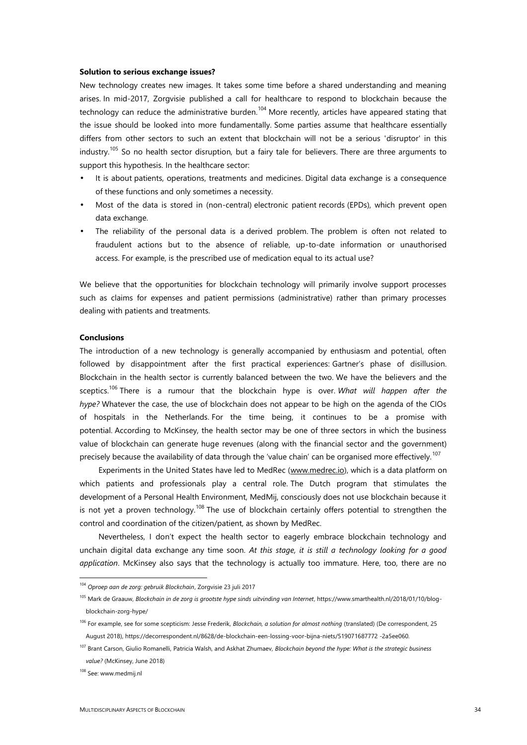**Solution to serious exchange issues?**

New technology creates new images. It takes some time before a shared understanding and meaning arises. In mid-2017, Zorgvisie published a call for healthcare to respond to blockchain because the technology can reduce the administrative burden.[104] More recently, articles have appeared stating that the issue should be looked into more fundamentally. Some parties assume that healthcare essentially differs from other sectors to such an extent that blockchain will not be a serious 'disruptor' in this industry.[105] So no health sector disruption, but a fairy tale for believers. There are three arguments to support this hypothesis. In the healthcare sector:

- It is about patients, operations, treatments and medicines. Digital data exchange is a consequence of these functions and only sometimes a necessity.
- Most of the data is stored in (non-central) electronic patient records (EPDs), which prevent open data exchange.
- The reliability of the personal data is a derived problem. The problem is often not related to fraudulent actions but to the absence of reliable, up-to-date information or unauthorised access. For example, is the prescribed use of medication equal to its actual use?

We believe that the opportunities for blockchain technology will primarily involve support processes such as claims for expenses and patient permissions (administrative) rather than primary processes dealing with patients and treatments.

**Conclusions**

The introduction of a new technology is generally accompanied by enthusiasm and potential, often followed by disappointment after the first practical experiences: Gartner's phase of disillusion. Blockchain in the health sector is currently balanced between the two. We have the believers and the sceptics.[106] There is a rumour that the blockchain hype is over. *What will happen after the hype?* Whatever the case, the use of blockchain does not appear to be high on the agenda of the CIOs of hospitals in the Netherlands. For the time being, it continues to be a promise with potential. According to McKinsey, the health sector may be one of three sectors in which the business value of blockchain can generate huge revenues (along with the financial sector and the government) precisely because the availability of data through the 'value chain' can be organised more effectively.[107]

Experiments in the United States have led to MedRec (www.medrec.io), which is a data platform on which patients and professionals play a central role. The Dutch program that stimulates the development of a Personal Health Environment, MedMij, consciously does not use blockchain because it is not yet a proven technology.[108] The use of blockchain certainly offers potential to strengthen the control and coordination of the citizen/patient, as shown by MedRec.

Nevertheless, I don't expect the health sector to eagerly embrace blockchain technology and unchain digital data exchange any time soon. *At this stage, it is still a technology looking for a good application*. McKinsey also says that the technology is actually too immature. Here, too, there are no

---

[104] *Oproep aan de zorg: gebruik Blockchain*, Zorgvisie 23 juli 2017

[105] Mark de Graauw, *Blockchain in de zorg is grootste hype sinds uitvinding van Internet*, https://www.smarthealth.nl/2018/01/10/blog-blockchain-zorg-hype/

[106] For example, see for some scepticism: Jesse Frederik, *Blockchain, a solution for almost nothing* (translated) (De correspondent, 25 August 2018), https://decorrespondent.nl/8628/de-blockchain-een-lossing-voor-bijna-niets/519071687772 -2a5ee060.

[107] Brant Carson, Giulio Romanelli, Patricia Walsh, and Askhat Zhumaev, *Blockchain beyond the hype: What is the strategic business value?* (McKinsey, June 2018)

[108] See: www.medmij.nl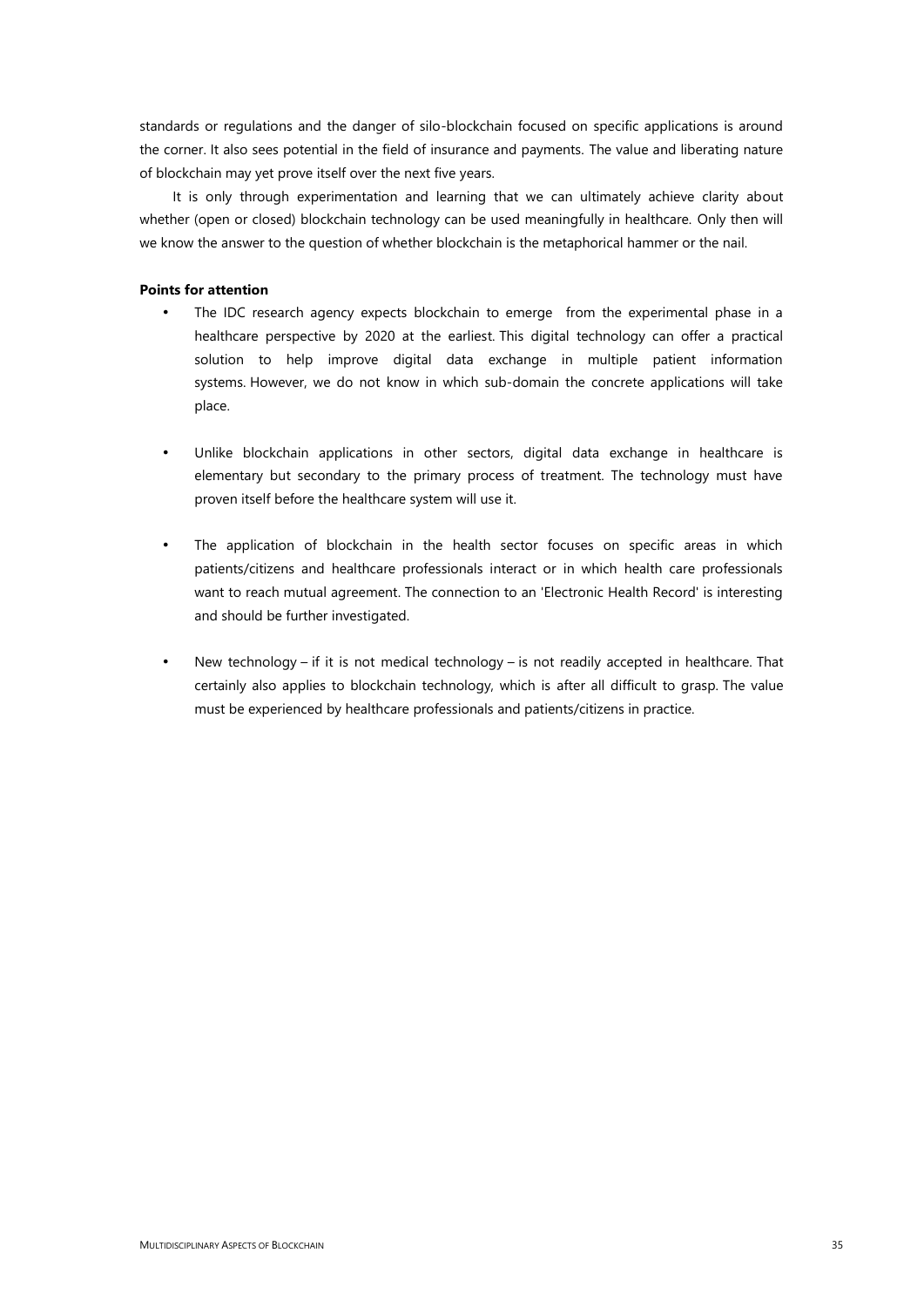standards or regulations and the danger of silo-blockchain focused on specific applications is around the corner. It also sees potential in the field of insurance and payments. The value and liberating nature of blockchain may yet prove itself over the next five years.

It is only through experimentation and learning that we can ultimately achieve clarity about whether (open or closed) blockchain technology can be used meaningfully in healthcare. Only then will we know the answer to the question of whether blockchain is the metaphorical hammer or the nail.

**Points for attention**

- The IDC research agency expects blockchain to emerge from the experimental phase in a healthcare perspective by 2020 at the earliest. This digital technology can offer a practical solution to help improve digital data exchange in multiple patient information systems. However, we do not know in which sub-domain the concrete applications will take place.

- Unlike blockchain applications in other sectors, digital data exchange in healthcare is elementary but secondary to the primary process of treatment. The technology must have proven itself before the healthcare system will use it.

- The application of blockchain in the health sector focuses on specific areas in which patients/citizens and healthcare professionals interact or in which health care professionals want to reach mutual agreement. The connection to an 'Electronic Health Record' is interesting and should be further investigated.

- New technology – if it is not medical technology – is not readily accepted in healthcare. That certainly also applies to blockchain technology, which is after all difficult to grasp. The value must be experienced by healthcare professionals and patients/citizens in practice.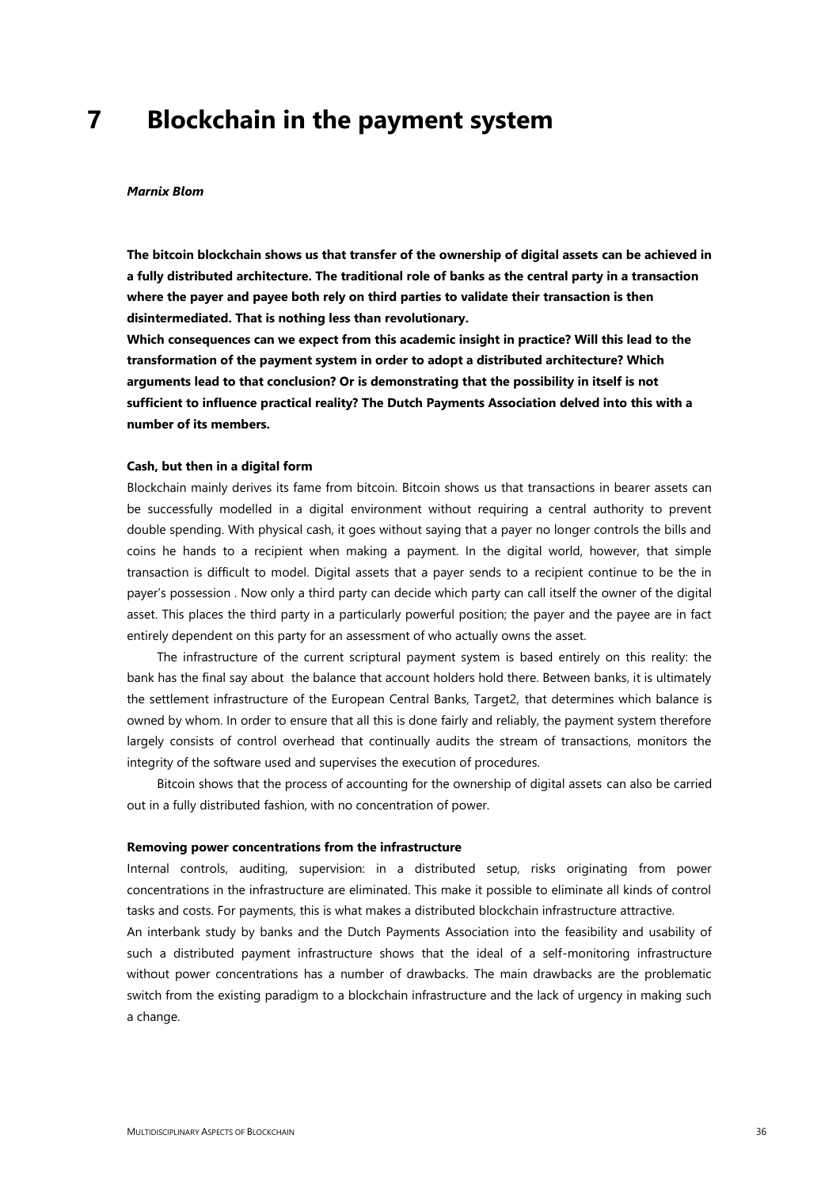# 7 Blockchain in the payment system

***Marnix Blom***

**The bitcoin blockchain shows us that transfer of the ownership of digital assets can be achieved in a fully distributed architecture. The traditional role of banks as the central party in a transaction where the payer and payee both rely on third parties to validate their transaction is then disintermediated. That is nothing less than revolutionary.**
**Which consequences can we expect from this academic insight in practice? Will this lead to the transformation of the payment system in order to adopt a distributed architecture? Which arguments lead to that conclusion? Or is demonstrating that the possibility in itself is not sufficient to influence practical reality? The Dutch Payments Association delved into this with a number of its members.**

**Cash, but then in a digital form**

Blockchain mainly derives its fame from bitcoin. Bitcoin shows us that transactions in bearer assets can be successfully modelled in a digital environment without requiring a central authority to prevent double spending. With physical cash, it goes without saying that a payer no longer controls the bills and coins he hands to a recipient when making a payment. In the digital world, however, that simple transaction is difficult to model. Digital assets that a payer sends to a recipient continue to be the in payer's possession . Now only a third party can decide which party can call itself the owner of the digital asset. This places the third party in a particularly powerful position; the payer and the payee are in fact entirely dependent on this party for an assessment of who actually owns the asset.

The infrastructure of the current scriptural payment system is based entirely on this reality: the bank has the final say about the balance that account holders hold there. Between banks, it is ultimately the settlement infrastructure of the European Central Banks, Target2, that determines which balance is owned by whom. In order to ensure that all this is done fairly and reliably, the payment system therefore largely consists of control overhead that continually audits the stream of transactions, monitors the integrity of the software used and supervises the execution of procedures.

Bitcoin shows that the process of accounting for the ownership of digital assets can also be carried out in a fully distributed fashion, with no concentration of power.

**Removing power concentrations from the infrastructure**

Internal controls, auditing, supervision: in a distributed setup, risks originating from power concentrations in the infrastructure are eliminated. This make it possible to eliminate all kinds of control tasks and costs. For payments, this is what makes a distributed blockchain infrastructure attractive.
An interbank study by banks and the Dutch Payments Association into the feasibility and usability of such a distributed payment infrastructure shows that the ideal of a self-monitoring infrastructure without power concentrations has a number of drawbacks. The main drawbacks are the problematic switch from the existing paradigm to a blockchain infrastructure and the lack of urgency in making such a change.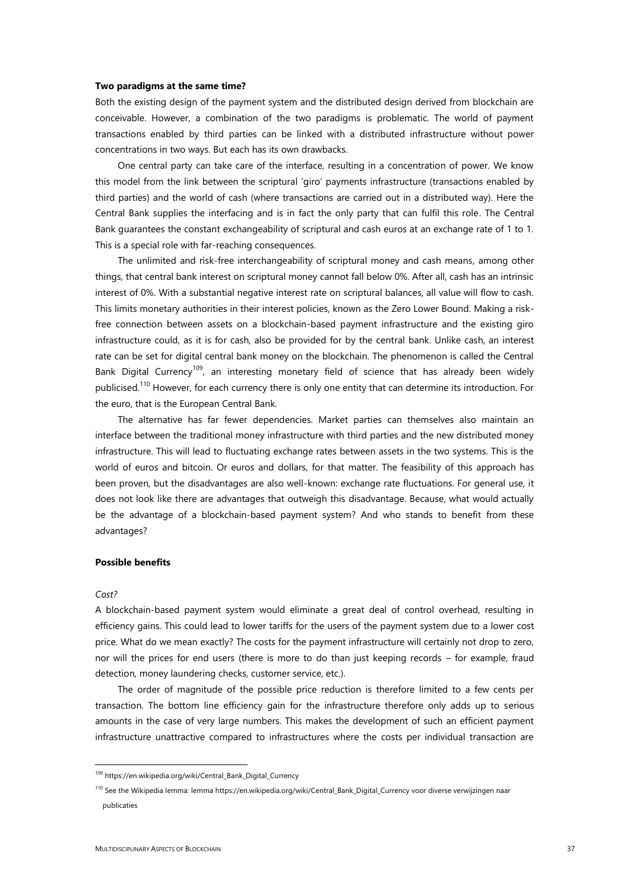**Two paradigms at the same time?**

Both the existing design of the payment system and the distributed design derived from blockchain are conceivable. However, a combination of the two paradigms is problematic. The world of payment transactions enabled by third parties can be linked with a distributed infrastructure without power concentrations in two ways. But each has its own drawbacks.

One central party can take care of the interface, resulting in a concentration of power. We know this model from the link between the scriptural 'giro' payments infrastructure (transactions enabled by third parties) and the world of cash (where transactions are carried out in a distributed way). Here the Central Bank supplies the interfacing and is in fact the only party that can fulfil this role. The Central Bank guarantees the constant exchangeability of scriptural and cash euros at an exchange rate of 1 to 1. This is a special role with far-reaching consequences.

The unlimited and risk-free interchangeability of scriptural money and cash means, among other things, that central bank interest on scriptural money cannot fall below 0%. After all, cash has an intrinsic interest of 0%. With a substantial negative interest rate on scriptural balances, all value will flow to cash. This limits monetary authorities in their interest policies, known as the Zero Lower Bound. Making a risk-free connection between assets on a blockchain-based payment infrastructure and the existing giro infrastructure could, as it is for cash, also be provided for by the central bank. Unlike cash, an interest rate can be set for digital central bank money on the blockchain. The phenomenon is called the Central Bank Digital Currency[109], an interesting monetary field of science that has already been widely publicised.[110] However, for each currency there is only one entity that can determine its introduction. For the euro, that is the European Central Bank.

The alternative has far fewer dependencies. Market parties can themselves also maintain an interface between the traditional money infrastructure with third parties and the new distributed money infrastructure. This will lead to fluctuating exchange rates between assets in the two systems. This is the world of euros and bitcoin. Or euros and dollars, for that matter. The feasibility of this approach has been proven, but the disadvantages are also well-known: exchange rate fluctuations. For general use, it does not look like there are advantages that outweigh this disadvantage. Because, what would actually be the advantage of a blockchain-based payment system? And who stands to benefit from these advantages?

**Possible benefits**

*Cost?*

A blockchain-based payment system would eliminate a great deal of control overhead, resulting in efficiency gains. This could lead to lower tariffs for the users of the payment system due to a lower cost price. What do we mean exactly? The costs for the payment infrastructure will certainly not drop to zero, nor will the prices for end users (there is more to do than just keeping records – for example, fraud detection, money laundering checks, customer service, etc.).

The order of magnitude of the possible price reduction is therefore limited to a few cents per transaction. The bottom line efficiency gain for the infrastructure therefore only adds up to serious amounts in the case of very large numbers. This makes the development of such an efficient payment infrastructure unattractive compared to infrastructures where the costs per individual transaction are

---

[109] https://en.wikipedia.org/wiki/Central_Bank_Digital_Currency

[110] See the Wikipedia lemma: lemma https://en.wikipedia.org/wiki/Central_Bank_Digital_Currency voor diverse verwijzingen naar publicaties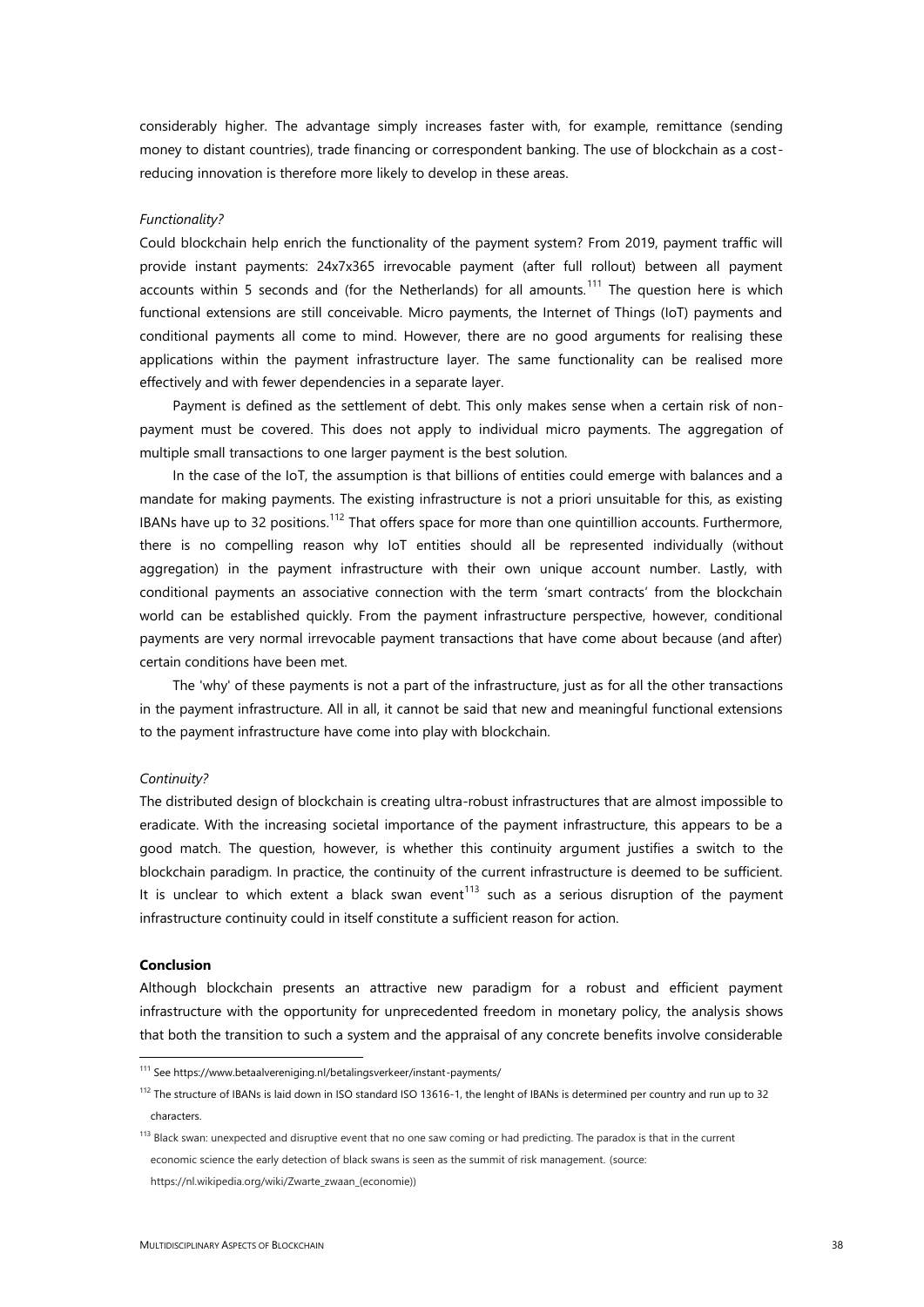considerably higher. The advantage simply increases faster with, for example, remittance (sending money to distant countries), trade financing or correspondent banking. The use of blockchain as a cost-reducing innovation is therefore more likely to develop in these areas.

*Functionality?*

Could blockchain help enrich the functionality of the payment system? From 2019, payment traffic will provide instant payments: 24x7x365 irrevocable payment (after full rollout) between all payment accounts within 5 seconds and (for the Netherlands) for all amounts.[111] The question here is which functional extensions are still conceivable. Micro payments, the Internet of Things (IoT) payments and conditional payments all come to mind. However, there are no good arguments for realising these applications within the payment infrastructure layer. The same functionality can be realised more effectively and with fewer dependencies in a separate layer.

Payment is defined as the settlement of debt. This only makes sense when a certain risk of non-payment must be covered. This does not apply to individual micro payments. The aggregation of multiple small transactions to one larger payment is the best solution.

In the case of the IoT, the assumption is that billions of entities could emerge with balances and a mandate for making payments. The existing infrastructure is not a priori unsuitable for this, as existing IBANs have up to 32 positions.[112] That offers space for more than one quintillion accounts. Furthermore, there is no compelling reason why IoT entities should all be represented individually (without aggregation) in the payment infrastructure with their own unique account number. Lastly, with conditional payments an associative connection with the term 'smart contracts' from the blockchain world can be established quickly. From the payment infrastructure perspective, however, conditional payments are very normal irrevocable payment transactions that have come about because (and after) certain conditions have been met.

The 'why' of these payments is not a part of the infrastructure, just as for all the other transactions in the payment infrastructure. All in all, it cannot be said that new and meaningful functional extensions to the payment infrastructure have come into play with blockchain.

*Continuity?*

The distributed design of blockchain is creating ultra-robust infrastructures that are almost impossible to eradicate. With the increasing societal importance of the payment infrastructure, this appears to be a good match. The question, however, is whether this continuity argument justifies a switch to the blockchain paradigm. In practice, the continuity of the current infrastructure is deemed to be sufficient. It is unclear to which extent a black swan event[113] such as a serious disruption of the payment infrastructure continuity could in itself constitute a sufficient reason for action.

**Conclusion**

Although blockchain presents an attractive new paradigm for a robust and efficient payment infrastructure with the opportunity for unprecedented freedom in monetary policy, the analysis shows that both the transition to such a system and the appraisal of any concrete benefits involve considerable

---

[111] See https://www.betaalvereniging.nl/betalingsverkeer/instant-payments/

[112] The structure of IBANs is laid down in ISO standard ISO 13616-1, the lenght of IBANs is determined per country and run up to 32 characters.

[113] Black swan: unexpected and disruptive event that no one saw coming or had predicting. The paradox is that in the current economic science the early detection of black swans is seen as the summit of risk management. (source: https://nl.wikipedia.org/wiki/Zwarte_zwaan_(economie))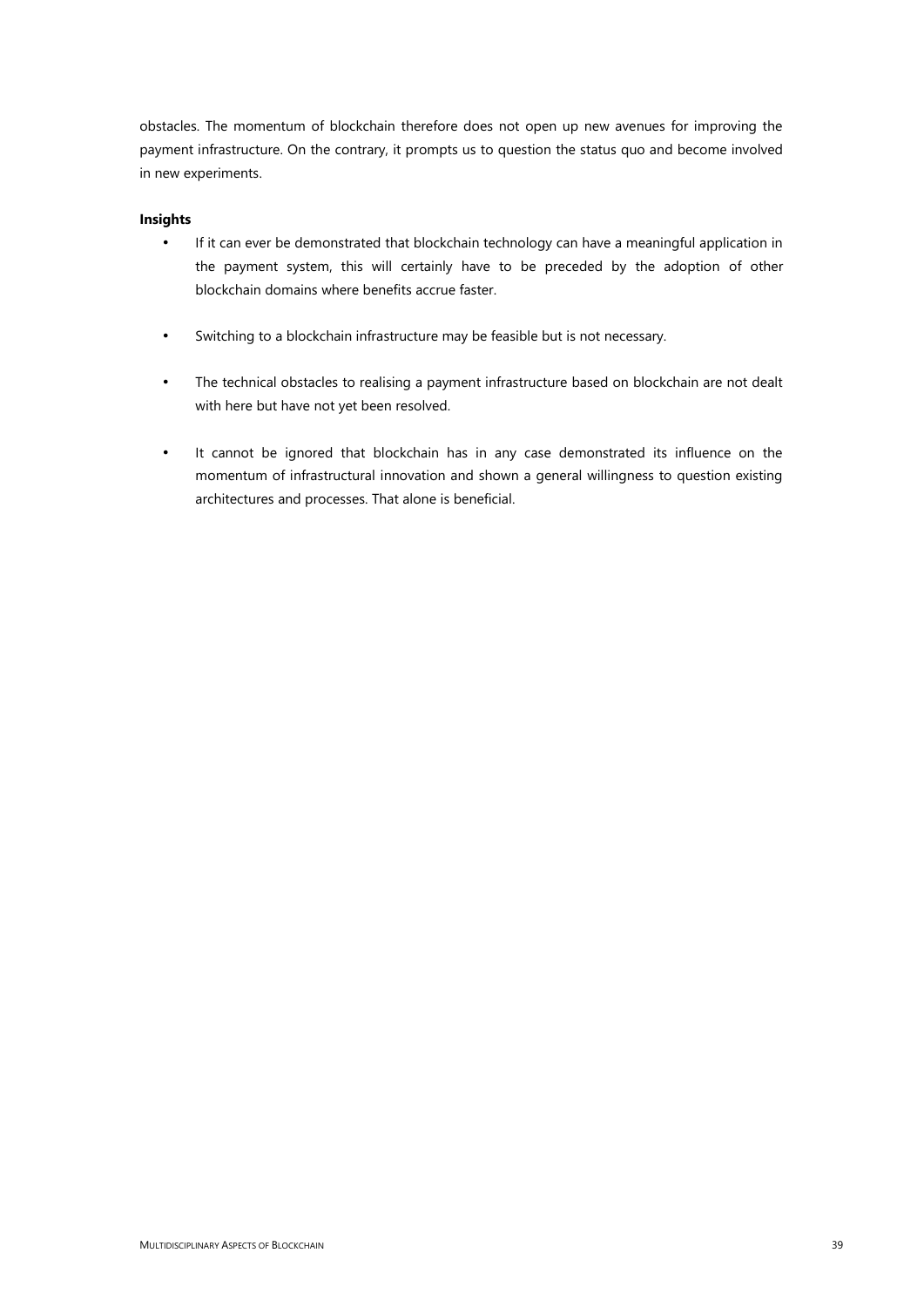obstacles. The momentum of blockchain therefore does not open up new avenues for improving the payment infrastructure. On the contrary, it prompts us to question the status quo and become involved in new experiments.

**Insights**

- If it can ever be demonstrated that blockchain technology can have a meaningful application in the payment system, this will certainly have to be preceded by the adoption of other blockchain domains where benefits accrue faster.
- Switching to a blockchain infrastructure may be feasible but is not necessary.
- The technical obstacles to realising a payment infrastructure based on blockchain are not dealt with here but have not yet been resolved.
- It cannot be ignored that blockchain has in any case demonstrated its influence on the momentum of infrastructural innovation and shown a general willingness to question existing architectures and processes. That alone is beneficial.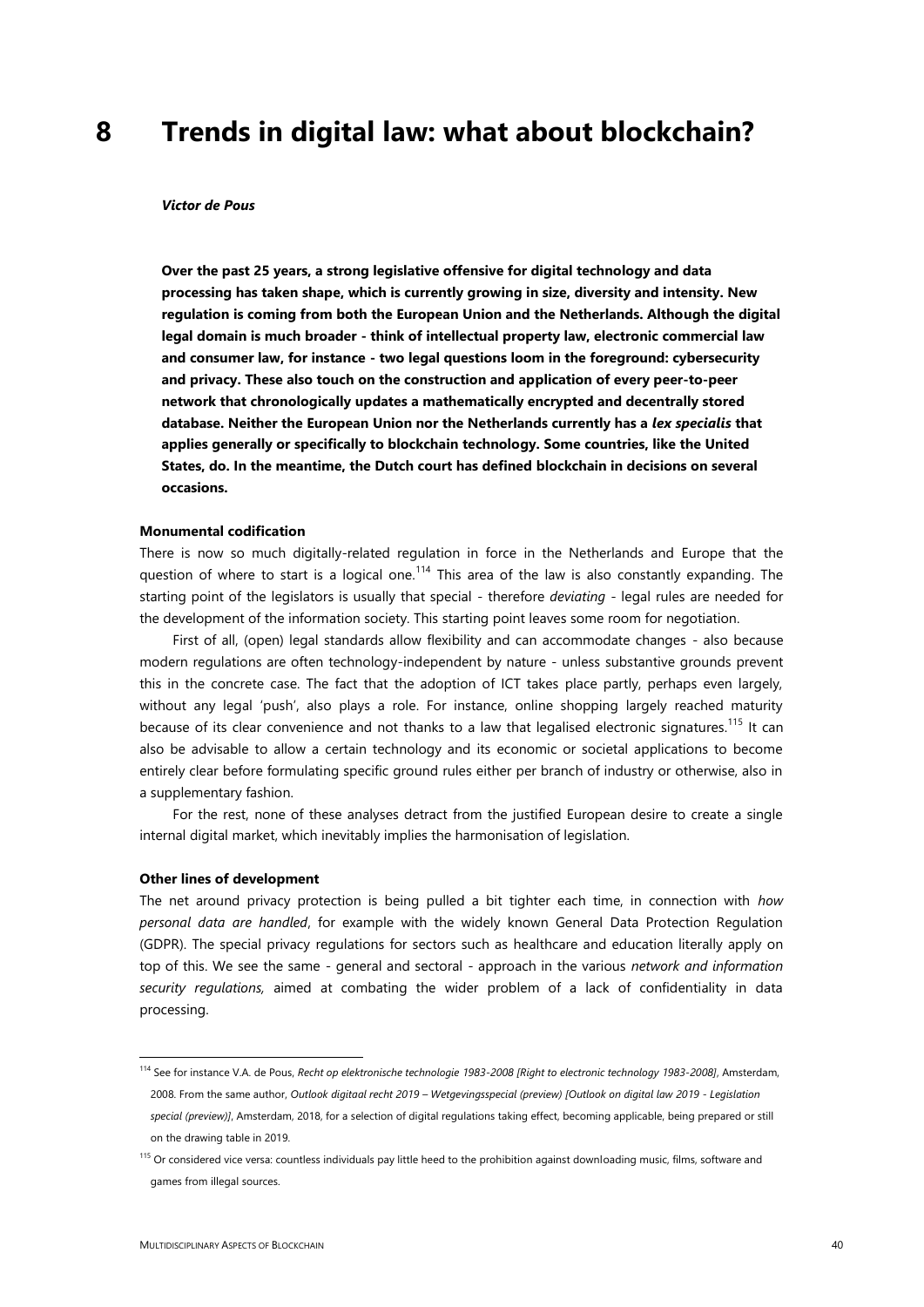# 8 Trends in digital law: what about blockchain?

***Victor de Pous***

**Over the past 25 years, a strong legislative offensive for digital technology and data processing has taken shape, which is currently growing in size, diversity and intensity. New regulation is coming from both the European Union and the Netherlands. Although the digital legal domain is much broader - think of intellectual property law, electronic commercial law and consumer law, for instance - two legal questions loom in the foreground: cybersecurity and privacy. These also touch on the construction and application of every peer-to-peer network that chronologically updates a mathematically encrypted and decentrally stored database. Neither the European Union nor the Netherlands currently has a *lex specialis* that applies generally or specifically to blockchain technology. Some countries, like the United States, do. In the meantime, the Dutch court has defined blockchain in decisions on several occasions.**

**Monumental codification**

There is now so much digitally-related regulation in force in the Netherlands and Europe that the question of where to start is a logical one.[114] This area of the law is also constantly expanding. The starting point of the legislators is usually that special - therefore *deviating* - legal rules are needed for the development of the information society. This starting point leaves some room for negotiation.

First of all, (open) legal standards allow flexibility and can accommodate changes - also because modern regulations are often technology-independent by nature - unless substantive grounds prevent this in the concrete case. The fact that the adoption of ICT takes place partly, perhaps even largely, without any legal 'push', also plays a role. For instance, online shopping largely reached maturity because of its clear convenience and not thanks to a law that legalised electronic signatures.[115] It can also be advisable to allow a certain technology and its economic or societal applications to become entirely clear before formulating specific ground rules either per branch of industry or otherwise, also in a supplementary fashion.

For the rest, none of these analyses detract from the justified European desire to create a single internal digital market, which inevitably implies the harmonisation of legislation.

**Other lines of development**

The net around privacy protection is being pulled a bit tighter each time, in connection with *how personal data are handled*, for example with the widely known General Data Protection Regulation (GDPR). The special privacy regulations for sectors such as healthcare and education literally apply on top of this. We see the same - general and sectoral - approach in the various *network and information security regulations,* aimed at combating the wider problem of a lack of confidentiality in data processing.

---

[114] See for instance V.A. de Pous, *Recht op elektronische technologie 1983-2008 [Right to electronic technology 1983-2008]*, Amsterdam, 2008. From the same author, *Outlook digitaal recht 2019 – Wetgevingsspecial (preview) [Outlook on digital law 2019 - Legislation special (preview)]*, Amsterdam, 2018, for a selection of digital regulations taking effect, becoming applicable, being prepared or still on the drawing table in 2019.

[115] Or considered vice versa: countless individuals pay little heed to the prohibition against downloading music, films, software and games from illegal sources.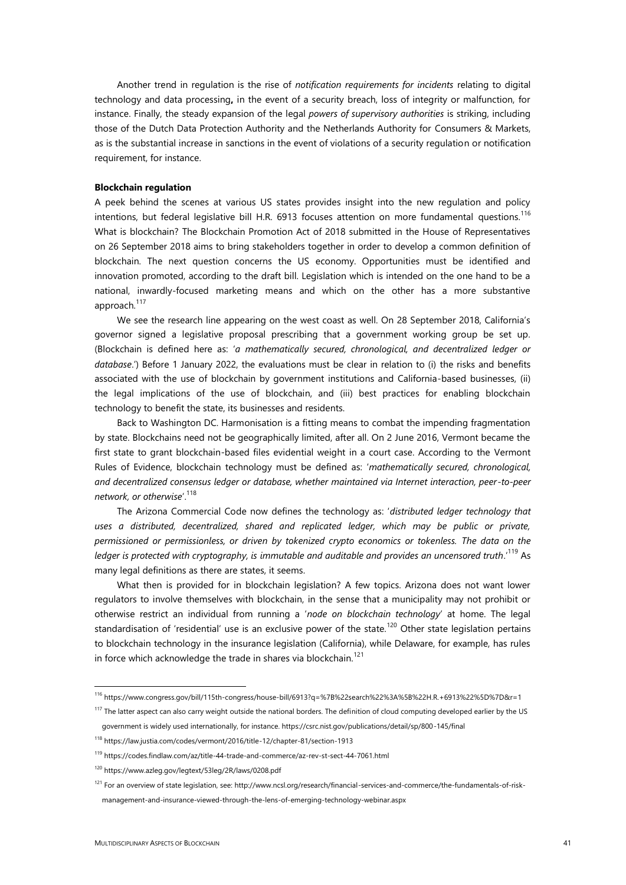Another trend in regulation is the rise of *notification requirements for incidents* relating to digital technology and data processing**,** in the event of a security breach, loss of integrity or malfunction, for instance. Finally, the steady expansion of the legal *powers of supervisory authorities* is striking, including those of the Dutch Data Protection Authority and the Netherlands Authority for Consumers & Markets, as is the substantial increase in sanctions in the event of violations of a security regulation or notification requirement, for instance.

**Blockchain regulation**

A peek behind the scenes at various US states provides insight into the new regulation and policy intentions, but federal legislative bill H.R. 6913 focuses attention on more fundamental questions.[116] What is blockchain? The Blockchain Promotion Act of 2018 submitted in the House of Representatives on 26 September 2018 aims to bring stakeholders together in order to develop a common definition of blockchain. The next question concerns the US economy. Opportunities must be identified and innovation promoted, according to the draft bill. Legislation which is intended on the one hand to be a national, inwardly-focused marketing means and which on the other has a more substantive approach.[117]

We see the research line appearing on the west coast as well. On 28 September 2018, California's governor signed a legislative proposal prescribing that a government working group be set up. (Blockchain is defined here as: '*a mathematically secured, chronological, and decentralized ledger or database*.') Before 1 January 2022, the evaluations must be clear in relation to (i) the risks and benefits associated with the use of blockchain by government institutions and California-based businesses, (ii) the legal implications of the use of blockchain, and (iii) best practices for enabling blockchain technology to benefit the state, its businesses and residents.

Back to Washington DC. Harmonisation is a fitting means to combat the impending fragmentation by state. Blockchains need not be geographically limited, after all. On 2 June 2016, Vermont became the first state to grant blockchain-based files evidential weight in a court case. According to the Vermont Rules of Evidence, blockchain technology must be defined as: '*mathematically secured, chronological, and decentralized consensus ledger or database, whether maintained via Internet interaction, peer-to-peer network, or otherwise*'.[118]

The Arizona Commercial Code now defines the technology as: '*distributed ledger technology that uses a distributed, decentralized, shared and replicated ledger, which may be public or private, permissioned or permissionless, or driven by tokenized crypto economics or tokenless. The data on the ledger is protected with cryptography, is immutable and auditable and provides an uncensored truth*.'[119] As many legal definitions as there are states, it seems.

What then is provided for in blockchain legislation? A few topics. Arizona does not want lower regulators to involve themselves with blockchain, in the sense that a municipality may not prohibit or otherwise restrict an individual from running a '*node on blockchain technology*' at home. The legal standardisation of 'residential' use is an exclusive power of the state.[120] Other state legislation pertains to blockchain technology in the insurance legislation (California), while Delaware, for example, has rules in force which acknowledge the trade in shares via blockchain.[121]

---

[116] https://www.congress.gov/bill/115th-congress/house-bill/6913?q=%7B%22search%22%3A%5B%22H.R.+6913%22%5D%7D&r=1

[117] The latter aspect can also carry weight outside the national borders. The definition of cloud computing developed earlier by the US government is widely used internationally, for instance. https://csrc.nist.gov/publications/detail/sp/800-145/final

[118] https://law.justia.com/codes/vermont/2016/title-12/chapter-81/section-1913

[119] https://codes.findlaw.com/az/title-44-trade-and-commerce/az-rev-st-sect-44-7061.html

[120] https://www.azleg.gov/legtext/53leg/2R/laws/0208.pdf

[121] For an overview of state legislation, see: http://www.ncsl.org/research/financial-services-and-commerce/the-fundamentals-of-risk-management-and-insurance-viewed-through-the-lens-of-emerging-technology-webinar.aspx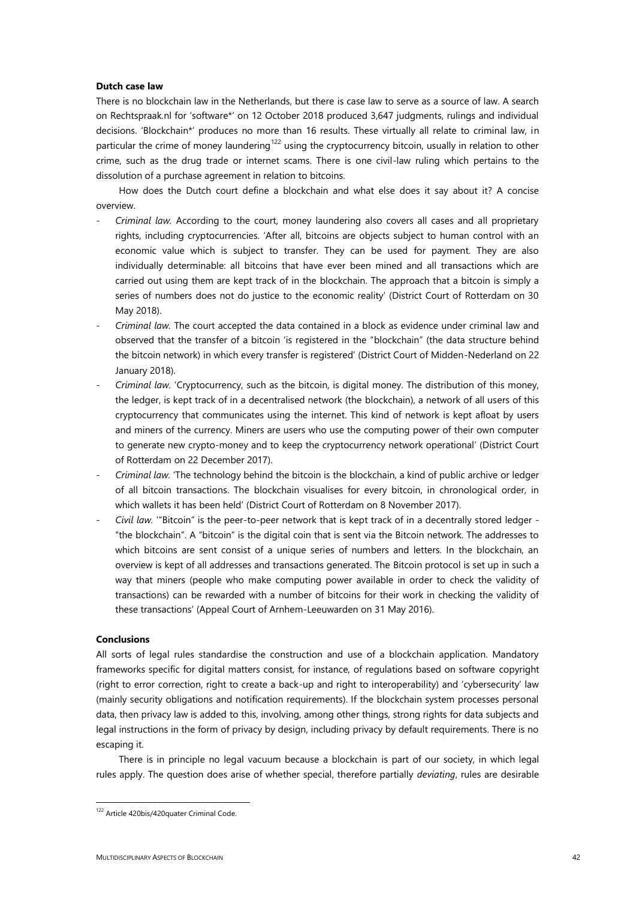**Dutch case law**

There is no blockchain law in the Netherlands, but there is case law to serve as a source of law. A search on Rechtspraak.nl for 'software*' on 12 October 2018 produced 3,647 judgments, rulings and individual decisions. 'Blockchain*' produces no more than 16 results. These virtually all relate to criminal law, in particular the crime of money laundering[122] using the cryptocurrency bitcoin, usually in relation to other crime, such as the drug trade or internet scams. There is one civil-law ruling which pertains to the dissolution of a purchase agreement in relation to bitcoins.

How does the Dutch court define a blockchain and what else does it say about it? A concise overview.

- *Criminal law.* According to the court, money laundering also covers all cases and all proprietary rights, including cryptocurrencies. 'After all, bitcoins are objects subject to human control with an economic value which is subject to transfer. They can be used for payment. They are also individually determinable: all bitcoins that have ever been mined and all transactions which are carried out using them are kept track of in the blockchain. The approach that a bitcoin is simply a series of numbers does not do justice to the economic reality' (District Court of Rotterdam on 30 May 2018).
- *Criminal law.* The court accepted the data contained in a block as evidence under criminal law and observed that the transfer of a bitcoin 'is registered in the "blockchain" (the data structure behind the bitcoin network) in which every transfer is registered' (District Court of Midden-Nederland on 22 January 2018).
- *Criminal law.* 'Cryptocurrency, such as the bitcoin, is digital money. The distribution of this money, the ledger, is kept track of in a decentralised network (the blockchain), a network of all users of this cryptocurrency that communicates using the internet. This kind of network is kept afloat by users and miners of the currency. Miners are users who use the computing power of their own computer to generate new crypto-money and to keep the cryptocurrency network operational' (District Court of Rotterdam on 22 December 2017).
- *Criminal law.* 'The technology behind the bitcoin is the blockchain, a kind of public archive or ledger of all bitcoin transactions. The blockchain visualises for every bitcoin, in chronological order, in which wallets it has been held' (District Court of Rotterdam on 8 November 2017).
- *Civil law.* '"Bitcoin" is the peer-to-peer network that is kept track of in a decentrally stored ledger - "the blockchain". A "bitcoin" is the digital coin that is sent via the Bitcoin network. The addresses to which bitcoins are sent consist of a unique series of numbers and letters. In the blockchain, an overview is kept of all addresses and transactions generated. The Bitcoin protocol is set up in such a way that miners (people who make computing power available in order to check the validity of transactions) can be rewarded with a number of bitcoins for their work in checking the validity of these transactions' (Appeal Court of Arnhem-Leeuwarden on 31 May 2016).

**Conclusions**

All sorts of legal rules standardise the construction and use of a blockchain application. Mandatory frameworks specific for digital matters consist, for instance, of regulations based on software copyright (right to error correction, right to create a back-up and right to interoperability) and 'cybersecurity' law (mainly security obligations and notification requirements). If the blockchain system processes personal data, then privacy law is added to this, involving, among other things, strong rights for data subjects and legal instructions in the form of privacy by design, including privacy by default requirements. There is no escaping it.

There is in principle no legal vacuum because a blockchain is part of our society, in which legal rules apply. The question does arise of whether special, therefore partially *deviating*, rules are desirable

[122] Article 420bis/420quater Criminal Code.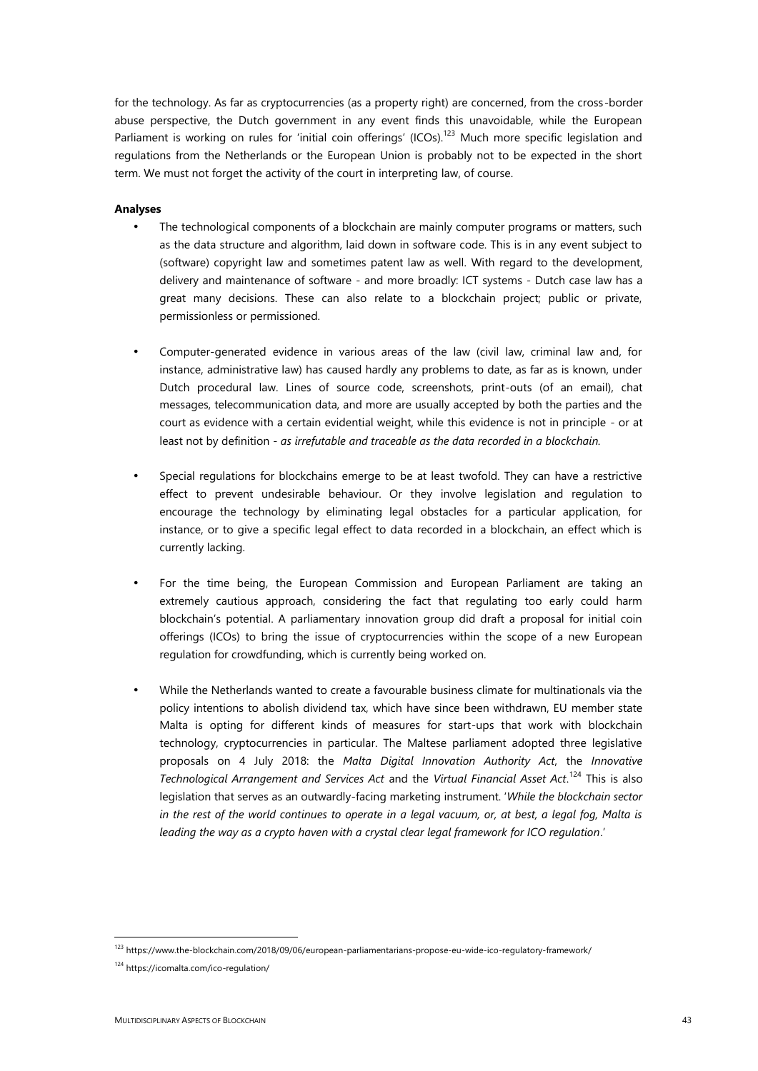for the technology. As far as cryptocurrencies (as a property right) are concerned, from the cross-border abuse perspective, the Dutch government in any event finds this unavoidable, while the European Parliament is working on rules for 'initial coin offerings' (ICOs).[123] Much more specific legislation and regulations from the Netherlands or the European Union is probably not to be expected in the short term. We must not forget the activity of the court in interpreting law, of course.

**Analyses**

- The technological components of a blockchain are mainly computer programs or matters, such as the data structure and algorithm, laid down in software code. This is in any event subject to (software) copyright law and sometimes patent law as well. With regard to the development, delivery and maintenance of software - and more broadly: ICT systems - Dutch case law has a great many decisions. These can also relate to a blockchain project; public or private, permissionless or permissioned.

- Computer-generated evidence in various areas of the law (civil law, criminal law and, for instance, administrative law) has caused hardly any problems to date, as far as is known, under Dutch procedural law. Lines of source code, screenshots, print-outs (of an email), chat messages, telecommunication data, and more are usually accepted by both the parties and the court as evidence with a certain evidential weight, while this evidence is not in principle - or at least not by definition - *as irrefutable and traceable as the data recorded in a blockchain.*

- Special regulations for blockchains emerge to be at least twofold. They can have a restrictive effect to prevent undesirable behaviour. Or they involve legislation and regulation to encourage the technology by eliminating legal obstacles for a particular application, for instance, or to give a specific legal effect to data recorded in a blockchain, an effect which is currently lacking.

- For the time being, the European Commission and European Parliament are taking an extremely cautious approach, considering the fact that regulating too early could harm blockchain's potential. A parliamentary innovation group did draft a proposal for initial coin offerings (ICOs) to bring the issue of cryptocurrencies within the scope of a new European regulation for crowdfunding, which is currently being worked on.

- While the Netherlands wanted to create a favourable business climate for multinationals via the policy intentions to abolish dividend tax, which have since been withdrawn, EU member state Malta is opting for different kinds of measures for start-ups that work with blockchain technology, cryptocurrencies in particular. The Maltese parliament adopted three legislative proposals on 4 July 2018: the *Malta Digital Innovation Authority Act*, the *Innovative Technological Arrangement and Services Act* and the *Virtual Financial Asset Act*.[124] This is also legislation that serves as an outwardly-facing marketing instrument. '*While the blockchain sector in the rest of the world continues to operate in a legal vacuum, or, at best, a legal fog, Malta is leading the way as a crypto haven with a crystal clear legal framework for ICO regulation*.'

---

[123] https://www.the-blockchain.com/2018/09/06/european-parliamentarians-propose-eu-wide-ico-regulatory-framework/

[124] https://icomalta.com/ico-regulation/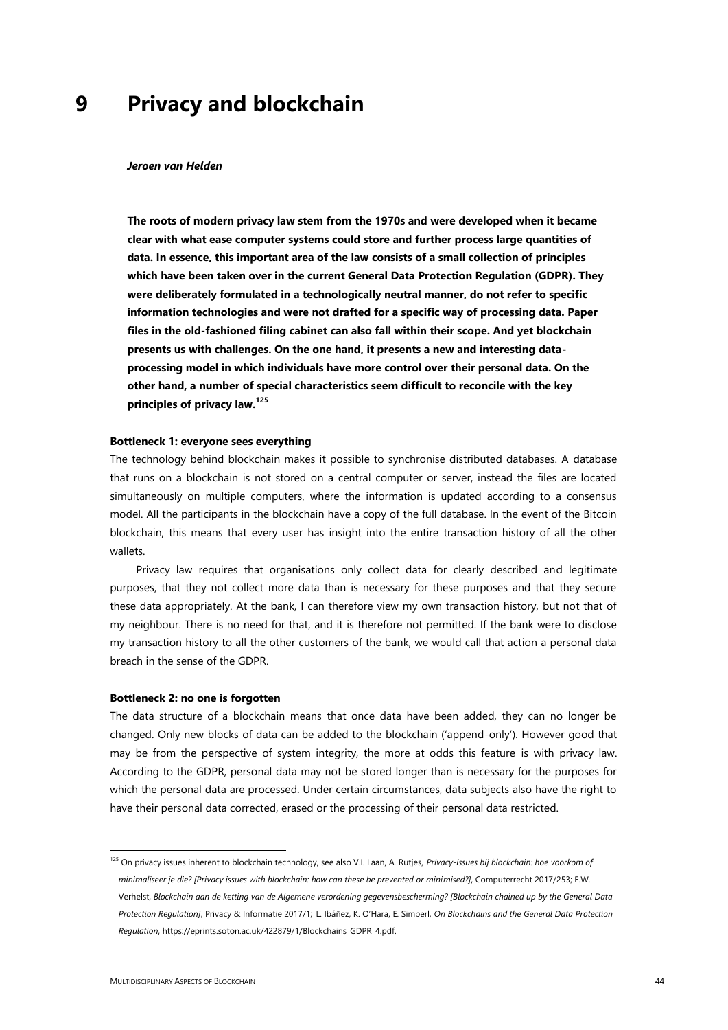# 9 Privacy and blockchain

***Jeroen van Helden***

**The roots of modern privacy law stem from the 1970s and were developed when it became clear with what ease computer systems could store and further process large quantities of data. In essence, this important area of the law consists of a small collection of principles which have been taken over in the current General Data Protection Regulation (GDPR). They were deliberately formulated in a technologically neutral manner, do not refer to specific information technologies and were not drafted for a specific way of processing data. Paper files in the old-fashioned filing cabinet can also fall within their scope. And yet blockchain presents us with challenges. On the one hand, it presents a new and interesting data-processing model in which individuals have more control over their personal data. On the other hand, a number of special characteristics seem difficult to reconcile with the key principles of privacy law.[125]**

**Bottleneck 1: everyone sees everything**

The technology behind blockchain makes it possible to synchronise distributed databases. A database that runs on a blockchain is not stored on a central computer or server, instead the files are located simultaneously on multiple computers, where the information is updated according to a consensus model. All the participants in the blockchain have a copy of the full database. In the event of the Bitcoin blockchain, this means that every user has insight into the entire transaction history of all the other wallets.

Privacy law requires that organisations only collect data for clearly described and legitimate purposes, that they not collect more data than is necessary for these purposes and that they secure these data appropriately. At the bank, I can therefore view my own transaction history, but not that of my neighbour. There is no need for that, and it is therefore not permitted. If the bank were to disclose my transaction history to all the other customers of the bank, we would call that action a personal data breach in the sense of the GDPR.

**Bottleneck 2: no one is forgotten**

The data structure of a blockchain means that once data have been added, they can no longer be changed. Only new blocks of data can be added to the blockchain ('append-only'). However good that may be from the perspective of system integrity, the more at odds this feature is with privacy law. According to the GDPR, personal data may not be stored longer than is necessary for the purposes for which the personal data are processed. Under certain circumstances, data subjects also have the right to have their personal data corrected, erased or the processing of their personal data restricted.

---

[125] On privacy issues inherent to blockchain technology, see also V.I. Laan, A. Rutjes, *Privacy-issues bij blockchain: hoe voorkom of minimaliseer je die? [Privacy issues with blockchain: how can these be prevented or minimised?]*, Computerrecht 2017/253; E.W. Verhelst, *Blockchain aan de ketting van de Algemene verordening gegevensbescherming? [Blockchain chained up by the General Data Protection Regulation]*, Privacy & Informatie 2017/1; L. Ibáñez, K. O'Hara, E. Simperl, *On Blockchains and the General Data Protection Regulation*, https://eprints.soton.ac.uk/422879/1/Blockchains_GDPR_4.pdf.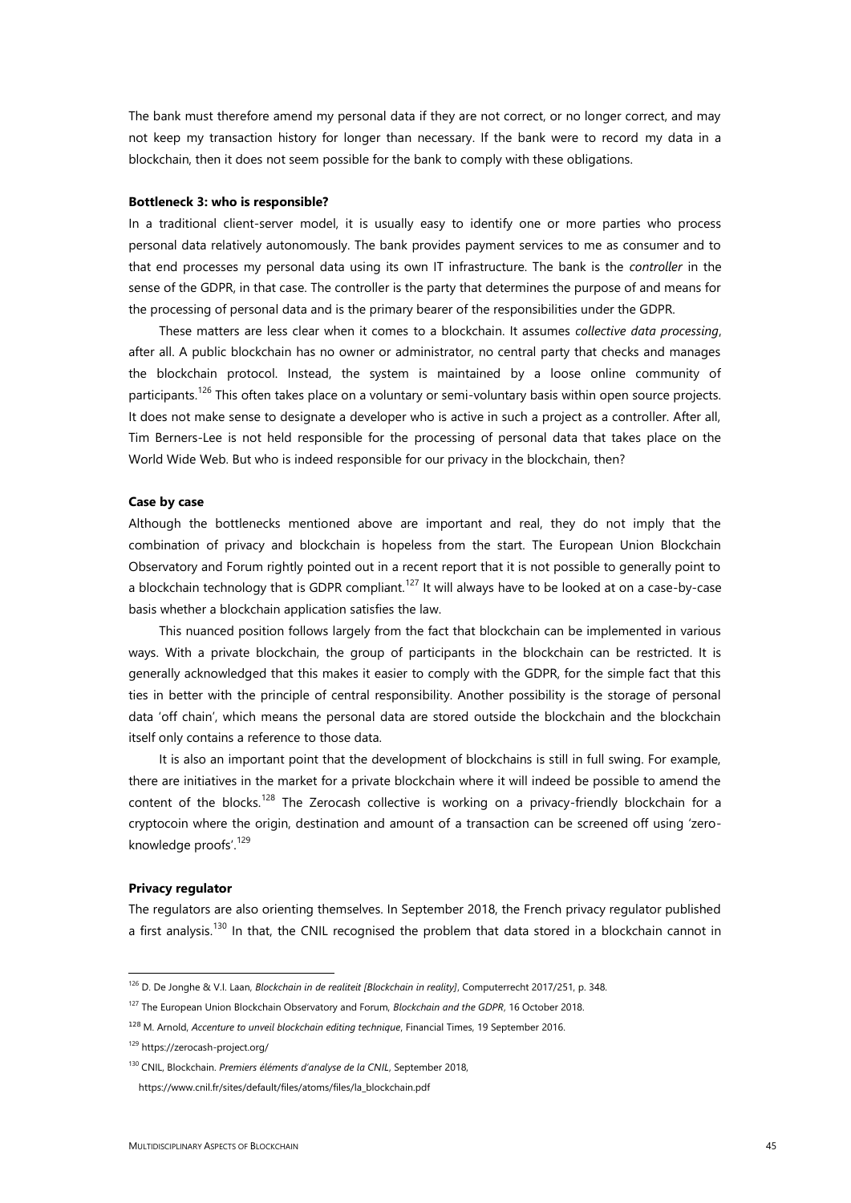The bank must therefore amend my personal data if they are not correct, or no longer correct, and may not keep my transaction history for longer than necessary. If the bank were to record my data in a blockchain, then it does not seem possible for the bank to comply with these obligations.

**Bottleneck 3: who is responsible?**

In a traditional client-server model, it is usually easy to identify one or more parties who process personal data relatively autonomously. The bank provides payment services to me as consumer and to that end processes my personal data using its own IT infrastructure. The bank is the *controller* in the sense of the GDPR, in that case. The controller is the party that determines the purpose of and means for the processing of personal data and is the primary bearer of the responsibilities under the GDPR.

These matters are less clear when it comes to a blockchain. It assumes *collective data processing*, after all. A public blockchain has no owner or administrator, no central party that checks and manages the blockchain protocol. Instead, the system is maintained by a loose online community of participants.[126] This often takes place on a voluntary or semi-voluntary basis within open source projects. It does not make sense to designate a developer who is active in such a project as a controller. After all, Tim Berners-Lee is not held responsible for the processing of personal data that takes place on the World Wide Web. But who is indeed responsible for our privacy in the blockchain, then?

**Case by case**

Although the bottlenecks mentioned above are important and real, they do not imply that the combination of privacy and blockchain is hopeless from the start. The European Union Blockchain Observatory and Forum rightly pointed out in a recent report that it is not possible to generally point to a blockchain technology that is GDPR compliant.[127] It will always have to be looked at on a case-by-case basis whether a blockchain application satisfies the law.

This nuanced position follows largely from the fact that blockchain can be implemented in various ways. With a private blockchain, the group of participants in the blockchain can be restricted. It is generally acknowledged that this makes it easier to comply with the GDPR, for the simple fact that this ties in better with the principle of central responsibility. Another possibility is the storage of personal data 'off chain', which means the personal data are stored outside the blockchain and the blockchain itself only contains a reference to those data.

It is also an important point that the development of blockchains is still in full swing. For example, there are initiatives in the market for a private blockchain where it will indeed be possible to amend the content of the blocks.[128] The Zerocash collective is working on a privacy-friendly blockchain for a cryptocoin where the origin, destination and amount of a transaction can be screened off using 'zero-knowledge proofs'.[129]

**Privacy regulator**

The regulators are also orienting themselves. In September 2018, the French privacy regulator published a first analysis.[130] In that, the CNIL recognised the problem that data stored in a blockchain cannot in

---

[126] D. De Jonghe & V.I. Laan, *Blockchain in de realiteit [Blockchain in reality]*, Computerrecht 2017/251, p. 348.

[127] The European Union Blockchain Observatory and Forum, *Blockchain and the GDPR*, 16 October 2018.

[128] M. Arnold, *Accenture to unveil blockchain editing technique*, Financial Times, 19 September 2016.

[129] https://zerocash-project.org/

[130] CNIL, Blockchain. *Premiers éléments d'analyse de la CNIL*, September 2018, https://www.cnil.fr/sites/default/files/atoms/files/la_blockchain.pdf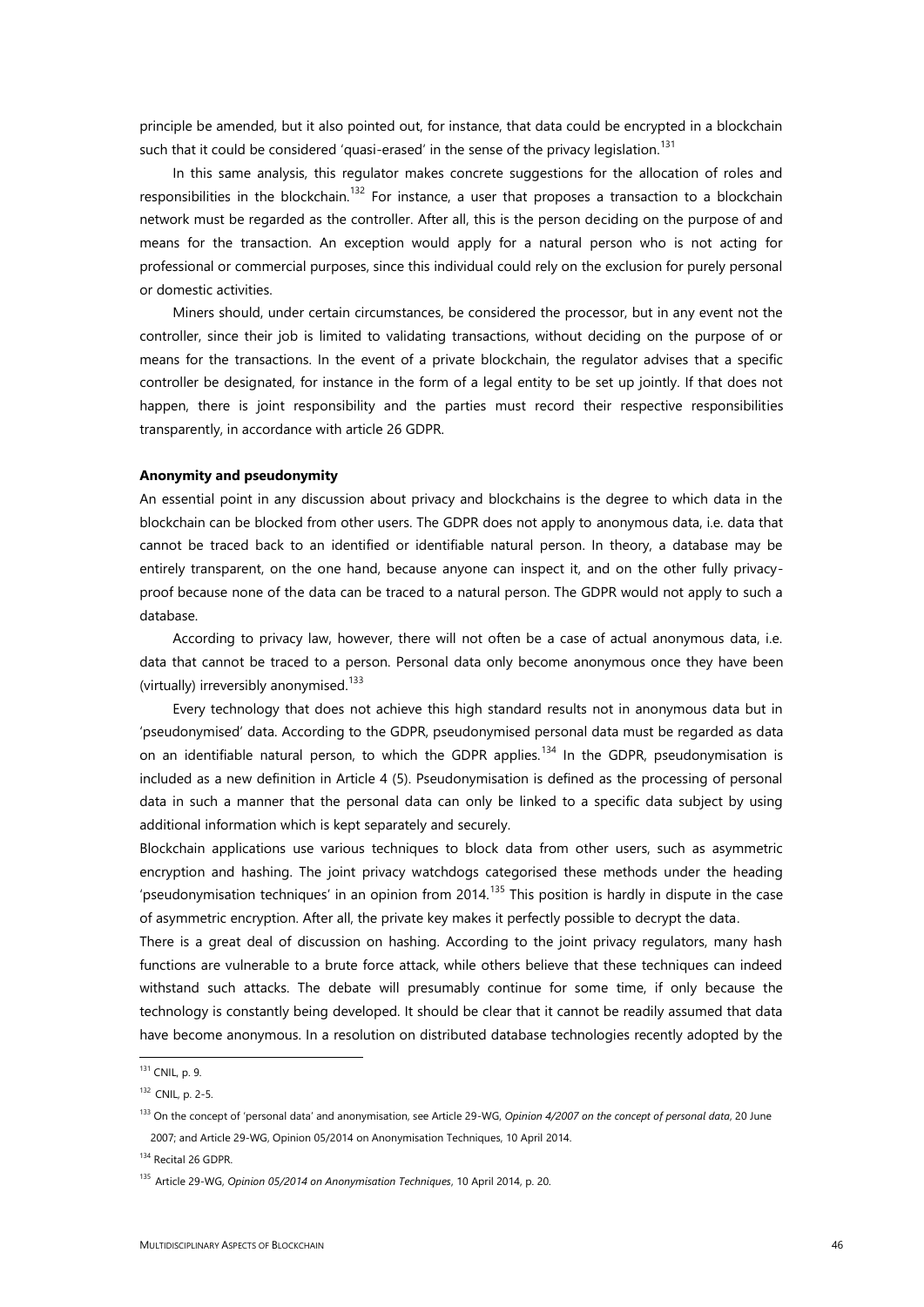principle be amended, but it also pointed out, for instance, that data could be encrypted in a blockchain such that it could be considered 'quasi-erased' in the sense of the privacy legislation.[131]

In this same analysis, this regulator makes concrete suggestions for the allocation of roles and responsibilities in the blockchain.[132] For instance, a user that proposes a transaction to a blockchain network must be regarded as the controller. After all, this is the person deciding on the purpose of and means for the transaction. An exception would apply for a natural person who is not acting for professional or commercial purposes, since this individual could rely on the exclusion for purely personal or domestic activities.

Miners should, under certain circumstances, be considered the processor, but in any event not the controller, since their job is limited to validating transactions, without deciding on the purpose of or means for the transactions. In the event of a private blockchain, the regulator advises that a specific controller be designated, for instance in the form of a legal entity to be set up jointly. If that does not happen, there is joint responsibility and the parties must record their respective responsibilities transparently, in accordance with article 26 GDPR.

**Anonymity and pseudonymity**

An essential point in any discussion about privacy and blockchains is the degree to which data in the blockchain can be blocked from other users. The GDPR does not apply to anonymous data, i.e. data that cannot be traced back to an identified or identifiable natural person. In theory, a database may be entirely transparent, on the one hand, because anyone can inspect it, and on the other fully privacy-proof because none of the data can be traced to a natural person. The GDPR would not apply to such a database.

According to privacy law, however, there will not often be a case of actual anonymous data, i.e. data that cannot be traced to a person. Personal data only become anonymous once they have been (virtually) irreversibly anonymised.[133]

Every technology that does not achieve this high standard results not in anonymous data but in 'pseudonymised' data. According to the GDPR, pseudonymised personal data must be regarded as data on an identifiable natural person, to which the GDPR applies.[134] In the GDPR, pseudonymisation is included as a new definition in Article 4 (5). Pseudonymisation is defined as the processing of personal data in such a manner that the personal data can only be linked to a specific data subject by using additional information which is kept separately and securely.

Blockchain applications use various techniques to block data from other users, such as asymmetric encryption and hashing. The joint privacy watchdogs categorised these methods under the heading 'pseudonymisation techniques' in an opinion from 2014.[135] This position is hardly in dispute in the case of asymmetric encryption. After all, the private key makes it perfectly possible to decrypt the data.

There is a great deal of discussion on hashing. According to the joint privacy regulators, many hash functions are vulnerable to a brute force attack, while others believe that these techniques can indeed withstand such attacks. The debate will presumably continue for some time, if only because the technology is constantly being developed. It should be clear that it cannot be readily assumed that data have become anonymous. In a resolution on distributed database technologies recently adopted by the

---

[131] CNIL, p. 9.

[132] CNIL, p. 2-5.

[133] On the concept of 'personal data' and anonymisation, see Article 29-WG, *Opinion 4/2007 on the concept of personal data*, 20 June 2007; and Article 29-WG, Opinion 05/2014 on Anonymisation Techniques, 10 April 2014.

[134] Recital 26 GDPR.

[135] Article 29-WG, *Opinion 05/2014 on Anonymisation Techniques*, 10 April 2014, p. 20.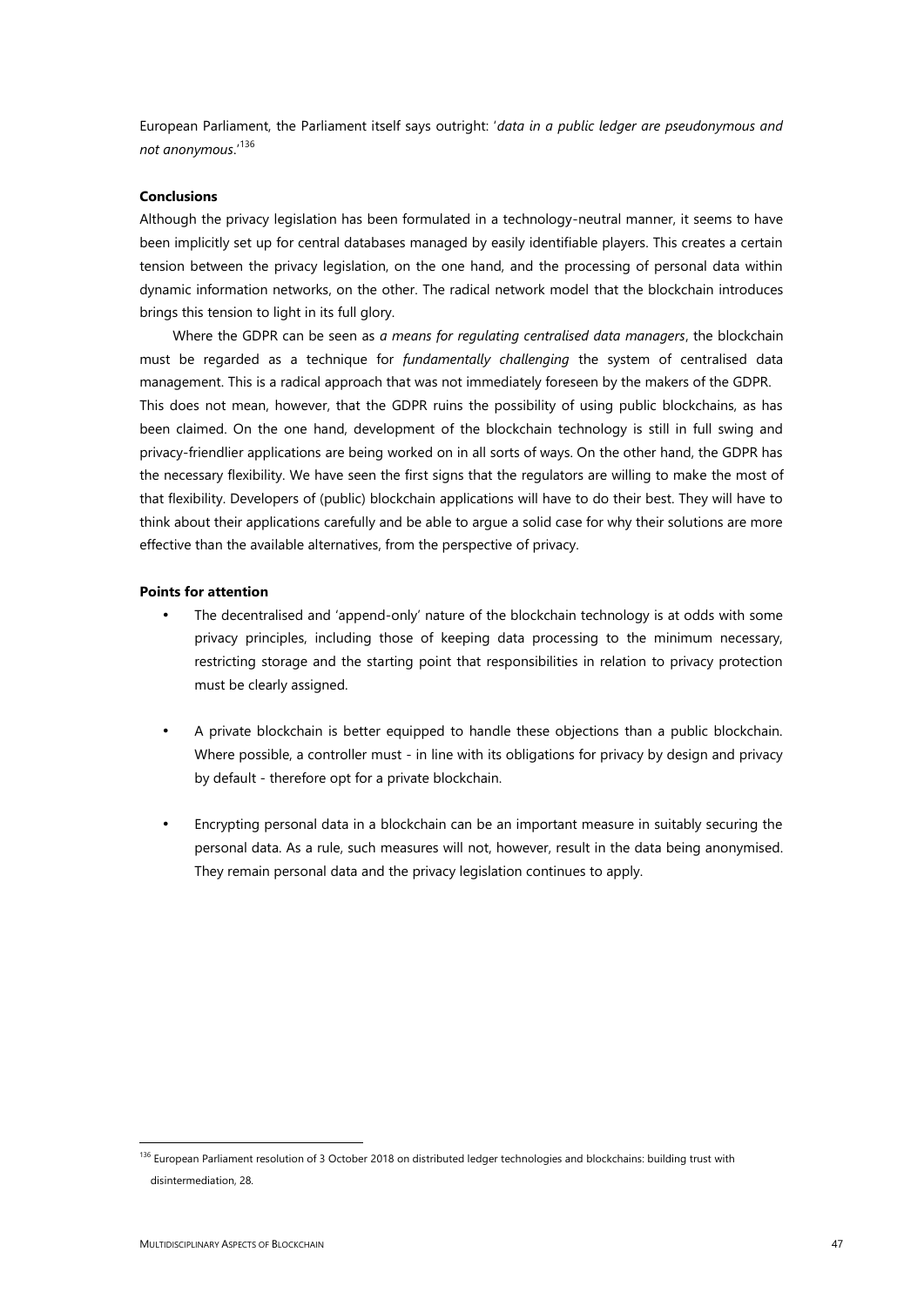European Parliament, the Parliament itself says outright: '*data in a public ledger are pseudonymous and not anonymous*.'[136]

**Conclusions**

Although the privacy legislation has been formulated in a technology-neutral manner, it seems to have been implicitly set up for central databases managed by easily identifiable players. This creates a certain tension between the privacy legislation, on the one hand, and the processing of personal data within dynamic information networks, on the other. The radical network model that the blockchain introduces brings this tension to light in its full glory.

Where the GDPR can be seen as *a means for regulating centralised data managers*, the blockchain must be regarded as a technique for *fundamentally challenging* the system of centralised data management. This is a radical approach that was not immediately foreseen by the makers of the GDPR.

This does not mean, however, that the GDPR ruins the possibility of using public blockchains, as has been claimed. On the one hand, development of the blockchain technology is still in full swing and privacy-friendlier applications are being worked on in all sorts of ways. On the other hand, the GDPR has the necessary flexibility. We have seen the first signs that the regulators are willing to make the most of that flexibility. Developers of (public) blockchain applications will have to do their best. They will have to think about their applications carefully and be able to argue a solid case for why their solutions are more effective than the available alternatives, from the perspective of privacy.

**Points for attention**

- The decentralised and 'append-only' nature of the blockchain technology is at odds with some privacy principles, including those of keeping data processing to the minimum necessary, restricting storage and the starting point that responsibilities in relation to privacy protection must be clearly assigned.
- A private blockchain is better equipped to handle these objections than a public blockchain. Where possible, a controller must - in line with its obligations for privacy by design and privacy by default - therefore opt for a private blockchain.
- Encrypting personal data in a blockchain can be an important measure in suitably securing the personal data. As a rule, such measures will not, however, result in the data being anonymised. They remain personal data and the privacy legislation continues to apply.

[136] European Parliament resolution of 3 October 2018 on distributed ledger technologies and blockchains: building trust with disintermediation, 28.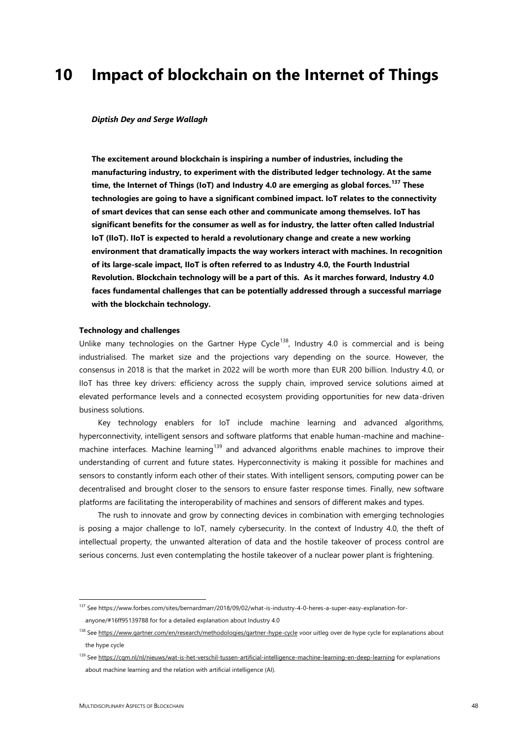# 10 Impact of blockchain on the Internet of Things

***Diptish Dey and Serge Wallagh***

**The excitement around blockchain is inspiring a number of industries, including the manufacturing industry, to experiment with the distributed ledger technology. At the same time, the Internet of Things (IoT) and Industry 4.0 are emerging as global forces.[137] These technologies are going to have a significant combined impact. IoT relates to the connectivity of smart devices that can sense each other and communicate among themselves. IoT has significant benefits for the consumer as well as for industry, the latter often called Industrial IoT (IIoT). IIoT is expected to herald a revolutionary change and create a new working environment that dramatically impacts the way workers interact with machines. In recognition of its large-scale impact, IIoT is often referred to as Industry 4.0, the Fourth Industrial Revolution. Blockchain technology will be a part of this. As it marches forward, Industry 4.0 faces fundamental challenges that can be potentially addressed through a successful marriage with the blockchain technology.**

**Technology and challenges**

Unlike many technologies on the Gartner Hype Cycle[138], Industry 4.0 is commercial and is being industrialised. The market size and the projections vary depending on the source. However, the consensus in 2018 is that the market in 2022 will be worth more than EUR 200 billion. Industry 4.0, or IIoT has three key drivers: efficiency across the supply chain, improved service solutions aimed at elevated performance levels and a connected ecosystem providing opportunities for new data-driven business solutions.

Key technology enablers for IoT include machine learning and advanced algorithms, hyperconnectivity, intelligent sensors and software platforms that enable human-machine and machine-machine interfaces. Machine learning[139] and advanced algorithms enable machines to improve their understanding of current and future states. Hyperconnectivity is making it possible for machines and sensors to constantly inform each other of their states. With intelligent sensors, computing power can be decentralised and brought closer to the sensors to ensure faster response times. Finally, new software platforms are facilitating the interoperability of machines and sensors of different makes and types.

The rush to innovate and grow by connecting devices in combination with emerging technologies is posing a major challenge to IoT, namely cybersecurity. In the context of Industry 4.0, the theft of intellectual property, the unwanted alteration of data and the hostile takeover of process control are serious concerns. Just even contemplating the hostile takeover of a nuclear power plant is frightening.

---

[137] See https://www.forbes.com/sites/bernardmarr/2018/09/02/what-is-industry-4-0-heres-a-super-easy-explanation-for-anyone/#16ff95139788 for for a detailed explanation about Industry 4.0

[138] See https://www.gartner.com/en/research/methodologies/gartner-hype-cycle voor uitleg over de hype cycle for explanations about the hype cycle

[139] See https://cqm.nl/nl/nieuws/wat-is-het-verschil-tussen-artificial-intelligence-machine-learning-en-deep-learning for explanations about machine learning and the relation with artificial intelligence (AI).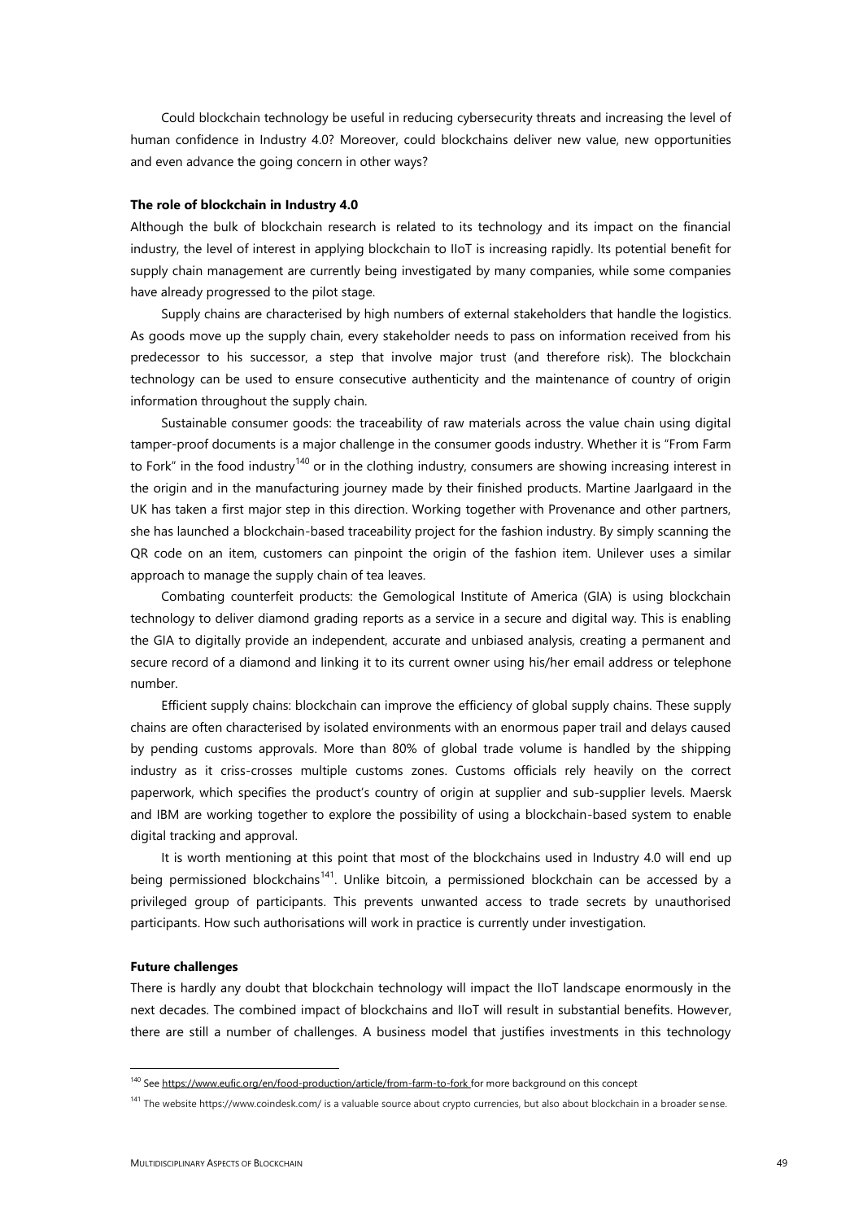Could blockchain technology be useful in reducing cybersecurity threats and increasing the level of human confidence in Industry 4.0? Moreover, could blockchains deliver new value, new opportunities and even advance the going concern in other ways?

**The role of blockchain in Industry 4.0**

Although the bulk of blockchain research is related to its technology and its impact on the financial industry, the level of interest in applying blockchain to IIoT is increasing rapidly. Its potential benefit for supply chain management are currently being investigated by many companies, while some companies have already progressed to the pilot stage.

Supply chains are characterised by high numbers of external stakeholders that handle the logistics. As goods move up the supply chain, every stakeholder needs to pass on information received from his predecessor to his successor, a step that involve major trust (and therefore risk). The blockchain technology can be used to ensure consecutive authenticity and the maintenance of country of origin information throughout the supply chain.

Sustainable consumer goods: the traceability of raw materials across the value chain using digital tamper-proof documents is a major challenge in the consumer goods industry. Whether it is "From Farm to Fork" in the food industry[140] or in the clothing industry, consumers are showing increasing interest in the origin and in the manufacturing journey made by their finished products. Martine Jaarlgaard in the UK has taken a first major step in this direction. Working together with Provenance and other partners, she has launched a blockchain-based traceability project for the fashion industry. By simply scanning the QR code on an item, customers can pinpoint the origin of the fashion item. Unilever uses a similar approach to manage the supply chain of tea leaves.

Combating counterfeit products: the Gemological Institute of America (GIA) is using blockchain technology to deliver diamond grading reports as a service in a secure and digital way. This is enabling the GIA to digitally provide an independent, accurate and unbiased analysis, creating a permanent and secure record of a diamond and linking it to its current owner using his/her email address or telephone number.

Efficient supply chains: blockchain can improve the efficiency of global supply chains. These supply chains are often characterised by isolated environments with an enormous paper trail and delays caused by pending customs approvals. More than 80% of global trade volume is handled by the shipping industry as it criss-crosses multiple customs zones. Customs officials rely heavily on the correct paperwork, which specifies the product's country of origin at supplier and sub-supplier levels. Maersk and IBM are working together to explore the possibility of using a blockchain-based system to enable digital tracking and approval.

It is worth mentioning at this point that most of the blockchains used in Industry 4.0 will end up being permissioned blockchains[141]. Unlike bitcoin, a permissioned blockchain can be accessed by a privileged group of participants. This prevents unwanted access to trade secrets by unauthorised participants. How such authorisations will work in practice is currently under investigation.

**Future challenges**

There is hardly any doubt that blockchain technology will impact the IIoT landscape enormously in the next decades. The combined impact of blockchains and IIoT will result in substantial benefits. However, there are still a number of challenges. A business model that justifies investments in this technology

---

[140] See https://www.eufic.org/en/food-production/article/from-farm-to-fork for more background on this concept

[141] The website https://www.coindesk.com/ is a valuable source about crypto currencies, but also about blockchain in a broader sense.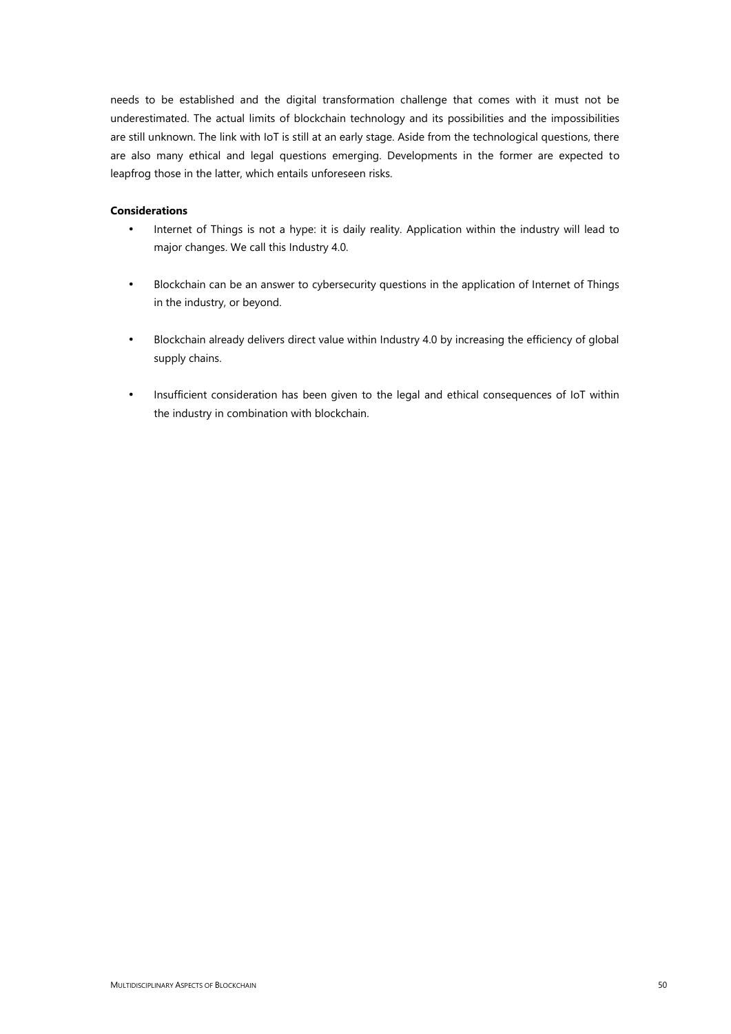needs to be established and the digital transformation challenge that comes with it must not be underestimated. The actual limits of blockchain technology and its possibilities and the impossibilities are still unknown. The link with IoT is still at an early stage. Aside from the technological questions, there are also many ethical and legal questions emerging. Developments in the former are expected to leapfrog those in the latter, which entails unforeseen risks.

**Considerations**

- Internet of Things is not a hype: it is daily reality. Application within the industry will lead to major changes. We call this Industry 4.0.
- Blockchain can be an answer to cybersecurity questions in the application of Internet of Things in the industry, or beyond.
- Blockchain already delivers direct value within Industry 4.0 by increasing the efficiency of global supply chains.
- Insufficient consideration has been given to the legal and ethical consequences of IoT within the industry in combination with blockchain.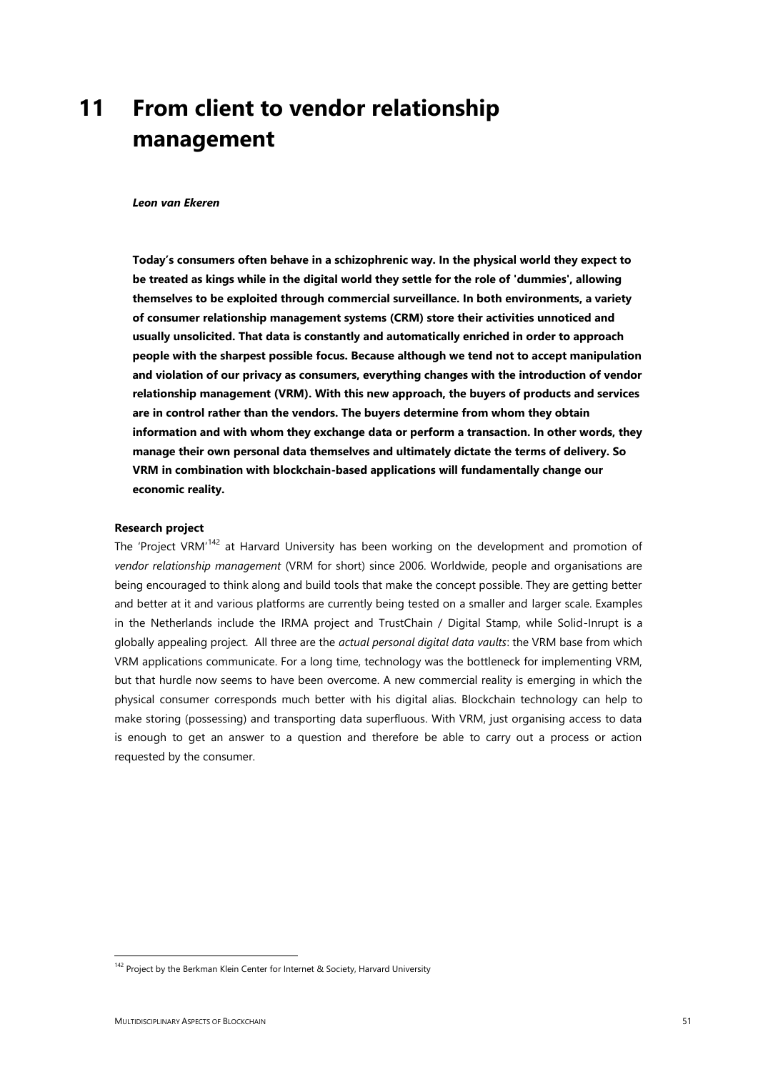# 11 From client to vendor relationship management

***Leon van Ekeren***

**Today's consumers often behave in a schizophrenic way. In the physical world they expect to be treated as kings while in the digital world they settle for the role of 'dummies', allowing themselves to be exploited through commercial surveillance. In both environments, a variety of consumer relationship management systems (CRM) store their activities unnoticed and usually unsolicited. That data is constantly and automatically enriched in order to approach people with the sharpest possible focus. Because although we tend not to accept manipulation and violation of our privacy as consumers, everything changes with the introduction of vendor relationship management (VRM). With this new approach, the buyers of products and services are in control rather than the vendors. The buyers determine from whom they obtain information and with whom they exchange data or perform a transaction. In other words, they manage their own personal data themselves and ultimately dictate the terms of delivery. So VRM in combination with blockchain-based applications will fundamentally change our economic reality.**

**Research project**

The 'Project VRM'[142] at Harvard University has been working on the development and promotion of *vendor relationship management* (VRM for short) since 2006. Worldwide, people and organisations are being encouraged to think along and build tools that make the concept possible. They are getting better and better at it and various platforms are currently being tested on a smaller and larger scale. Examples in the Netherlands include the IRMA project and TrustChain / Digital Stamp, while Solid-Inrupt is a globally appealing project. All three are the *actual personal digital data vaults*: the VRM base from which VRM applications communicate. For a long time, technology was the bottleneck for implementing VRM, but that hurdle now seems to have been overcome. A new commercial reality is emerging in which the physical consumer corresponds much better with his digital alias. Blockchain technology can help to make storing (possessing) and transporting data superfluous. With VRM, just organising access to data is enough to get an answer to a question and therefore be able to carry out a process or action requested by the consumer.

[142] Project by the Berkman Klein Center for Internet & Society, Harvard University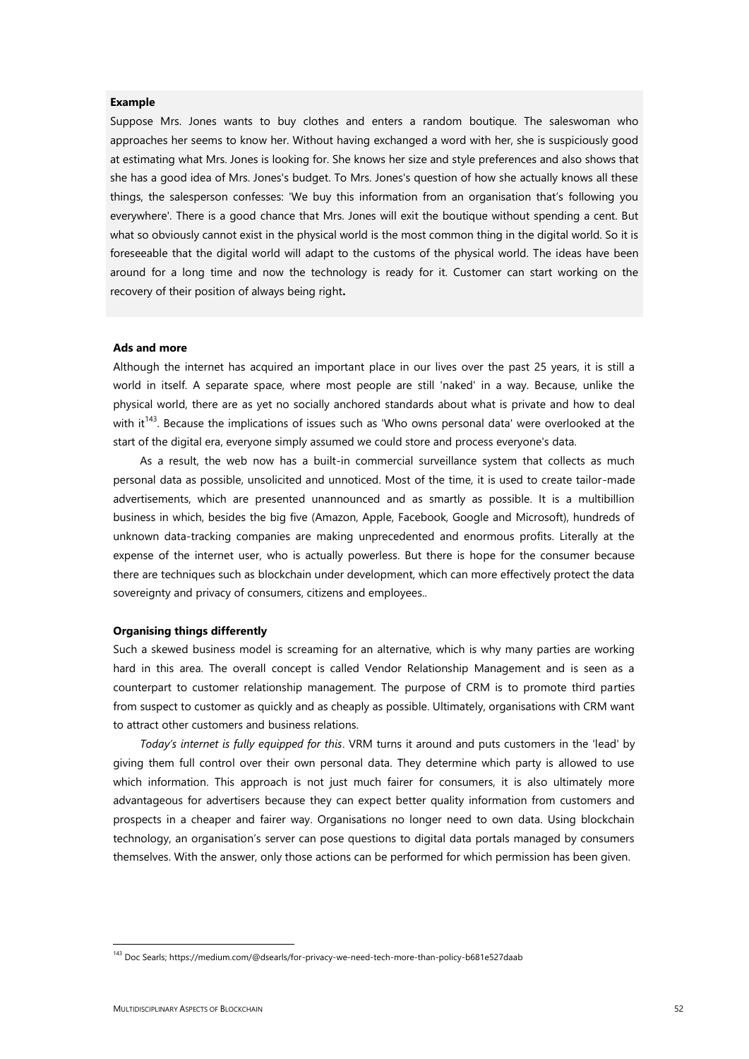**Example**

Suppose Mrs. Jones wants to buy clothes and enters a random boutique. The saleswoman who approaches her seems to know her. Without having exchanged a word with her, she is suspiciously good at estimating what Mrs. Jones is looking for. She knows her size and style preferences and also shows that she has a good idea of Mrs. Jones's budget. To Mrs. Jones's question of how she actually knows all these things, the salesperson confesses: 'We buy this information from an organisation that's following you everywhere'. There is a good chance that Mrs. Jones will exit the boutique without spending a cent. But what so obviously cannot exist in the physical world is the most common thing in the digital world. So it is foreseeable that the digital world will adapt to the customs of the physical world. The ideas have been around for a long time and now the technology is ready for it. Customer can start working on the recovery of their position of always being right**.**

**Ads and more**

Although the internet has acquired an important place in our lives over the past 25 years, it is still a world in itself. A separate space, where most people are still 'naked' in a way. Because, unlike the physical world, there are as yet no socially anchored standards about what is private and how to deal with it[143]. Because the implications of issues such as 'Who owns personal data' were overlooked at the start of the digital era, everyone simply assumed we could store and process everyone's data.

As a result, the web now has a built-in commercial surveillance system that collects as much personal data as possible, unsolicited and unnoticed. Most of the time, it is used to create tailor-made advertisements, which are presented unannounced and as smartly as possible. It is a multibillion business in which, besides the big five (Amazon, Apple, Facebook, Google and Microsoft), hundreds of unknown data-tracking companies are making unprecedented and enormous profits. Literally at the expense of the internet user, who is actually powerless. But there is hope for the consumer because there are techniques such as blockchain under development, which can more effectively protect the data sovereignty and privacy of consumers, citizens and employees..

**Organising things differently**

Such a skewed business model is screaming for an alternative, which is why many parties are working hard in this area. The overall concept is called Vendor Relationship Management and is seen as a counterpart to customer relationship management. The purpose of CRM is to promote third parties from suspect to customer as quickly and as cheaply as possible. Ultimately, organisations with CRM want to attract other customers and business relations.

*Today's internet is fully equipped for this*. VRM turns it around and puts customers in the 'lead' by giving them full control over their own personal data. They determine which party is allowed to use which information. This approach is not just much fairer for consumers, it is also ultimately more advantageous for advertisers because they can expect better quality information from customers and prospects in a cheaper and fairer way. Organisations no longer need to own data. Using blockchain technology, an organisation's server can pose questions to digital data portals managed by consumers themselves. With the answer, only those actions can be performed for which permission has been given.

---

[143] Doc Searls; https://medium.com/@dsearls/for-privacy-we-need-tech-more-than-policy-b681e527daab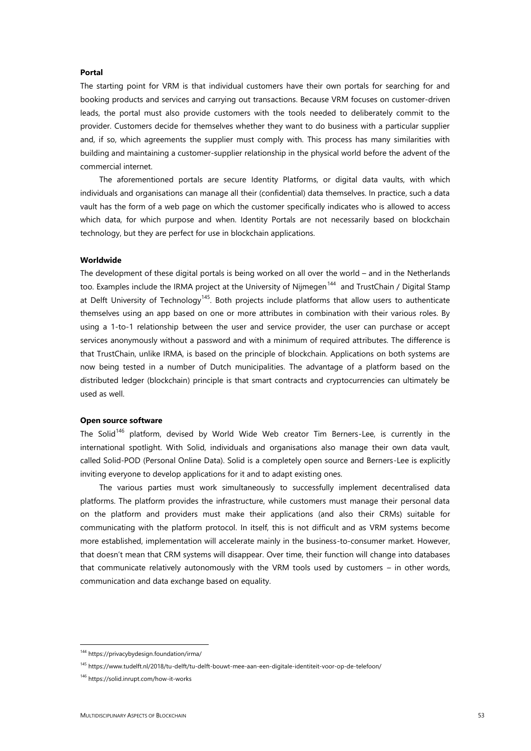**Portal**

The starting point for VRM is that individual customers have their own portals for searching for and booking products and services and carrying out transactions. Because VRM focuses on customer-driven leads, the portal must also provide customers with the tools needed to deliberately commit to the provider. Customers decide for themselves whether they want to do business with a particular supplier and, if so, which agreements the supplier must comply with. This process has many similarities with building and maintaining a customer-supplier relationship in the physical world before the advent of the commercial internet.

The aforementioned portals are secure Identity Platforms, or digital data vaults, with which individuals and organisations can manage all their (confidential) data themselves. In practice, such a data vault has the form of a web page on which the customer specifically indicates who is allowed to access which data, for which purpose and when. Identity Portals are not necessarily based on blockchain technology, but they are perfect for use in blockchain applications.

**Worldwide**

The development of these digital portals is being worked on all over the world – and in the Netherlands too. Examples include the IRMA project at the University of Nijmegen[144] and TrustChain / Digital Stamp at Delft University of Technology[145]. Both projects include platforms that allow users to authenticate themselves using an app based on one or more attributes in combination with their various roles. By using a 1-to-1 relationship between the user and service provider, the user can purchase or accept services anonymously without a password and with a minimum of required attributes. The difference is that TrustChain, unlike IRMA, is based on the principle of blockchain. Applications on both systems are now being tested in a number of Dutch municipalities. The advantage of a platform based on the distributed ledger (blockchain) principle is that smart contracts and cryptocurrencies can ultimately be used as well.

**Open source software**

The Solid[146] platform, devised by World Wide Web creator Tim Berners-Lee, is currently in the international spotlight. With Solid, individuals and organisations also manage their own data vault, called Solid-POD (Personal Online Data). Solid is a completely open source and Berners-Lee is explicitly inviting everyone to develop applications for it and to adapt existing ones.

The various parties must work simultaneously to successfully implement decentralised data platforms. The platform provides the infrastructure, while customers must manage their personal data on the platform and providers must make their applications (and also their CRMs) suitable for communicating with the platform protocol. In itself, this is not difficult and as VRM systems become more established, implementation will accelerate mainly in the business-to-consumer market. However, that doesn't mean that CRM systems will disappear. Over time, their function will change into databases that communicate relatively autonomously with the VRM tools used by customers – in other words, communication and data exchange based on equality.

---

[144] https://privacybydesign.foundation/irma/

[145] https://www.tudelft.nl/2018/tu-delft/tu-delft-bouwt-mee-aan-een-digitale-identiteit-voor-op-de-telefoon/

[146] https://solid.inrupt.com/how-it-works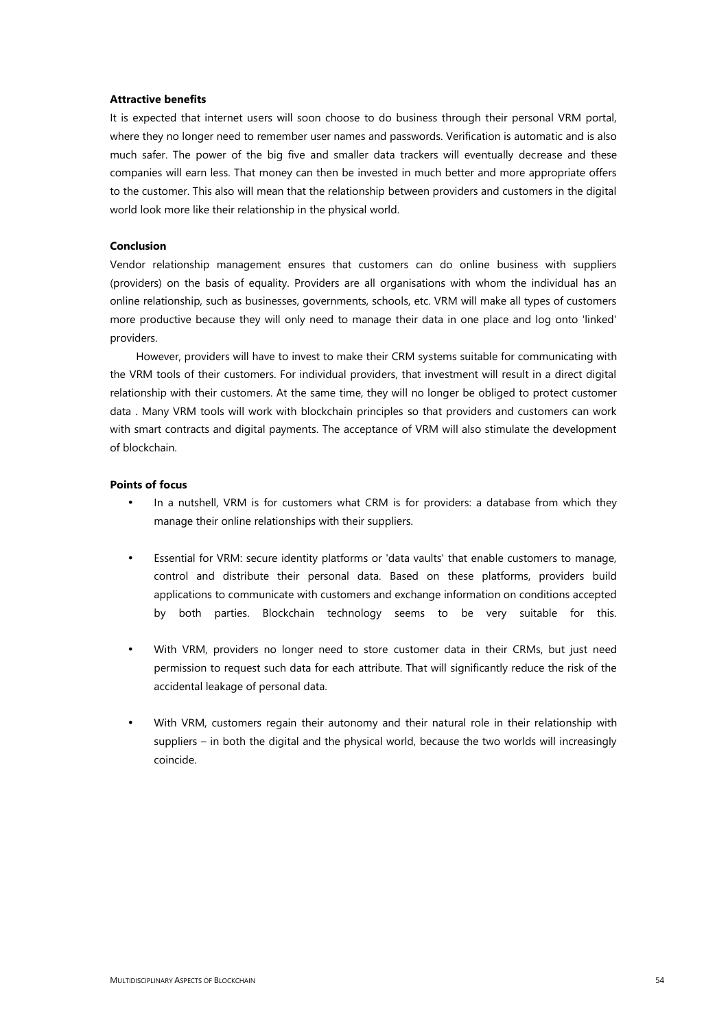**Attractive benefits**

It is expected that internet users will soon choose to do business through their personal VRM portal, where they no longer need to remember user names and passwords. Verification is automatic and is also much safer. The power of the big five and smaller data trackers will eventually decrease and these companies will earn less. That money can then be invested in much better and more appropriate offers to the customer. This also will mean that the relationship between providers and customers in the digital world look more like their relationship in the physical world.

**Conclusion**

Vendor relationship management ensures that customers can do online business with suppliers (providers) on the basis of equality. Providers are all organisations with whom the individual has an online relationship, such as businesses, governments, schools, etc. VRM will make all types of customers more productive because they will only need to manage their data in one place and log onto 'linked' providers.

However, providers will have to invest to make their CRM systems suitable for communicating with the VRM tools of their customers. For individual providers, that investment will result in a direct digital relationship with their customers. At the same time, they will no longer be obliged to protect customer data . Many VRM tools will work with blockchain principles so that providers and customers can work with smart contracts and digital payments. The acceptance of VRM will also stimulate the development of blockchain.

**Points of focus**

- In a nutshell, VRM is for customers what CRM is for providers: a database from which they manage their online relationships with their suppliers.

- Essential for VRM: secure identity platforms or 'data vaults' that enable customers to manage, control and distribute their personal data. Based on these platforms, providers build applications to communicate with customers and exchange information on conditions accepted by both parties. Blockchain technology seems to be very suitable for this.

- With VRM, providers no longer need to store customer data in their CRMs, but just need permission to request such data for each attribute. That will significantly reduce the risk of the accidental leakage of personal data.

- With VRM, customers regain their autonomy and their natural role in their relationship with suppliers – in both the digital and the physical world, because the two worlds will increasingly coincide.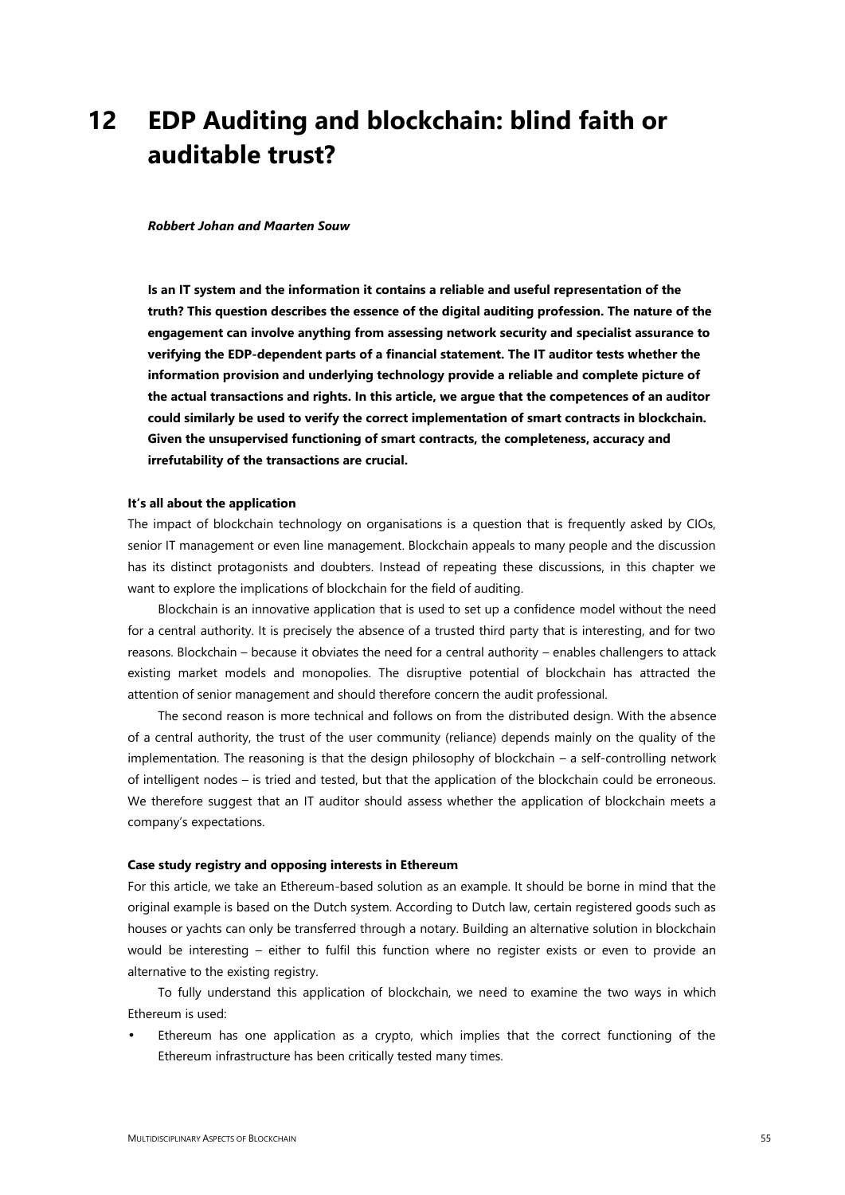# 12 EDP Auditing and blockchain: blind faith or auditable trust?

***Robbert Johan and Maarten Souw***

**Is an IT system and the information it contains a reliable and useful representation of the truth? This question describes the essence of the digital auditing profession. The nature of the engagement can involve anything from assessing network security and specialist assurance to verifying the EDP-dependent parts of a financial statement. The IT auditor tests whether the information provision and underlying technology provide a reliable and complete picture of the actual transactions and rights. In this article, we argue that the competences of an auditor could similarly be used to verify the correct implementation of smart contracts in blockchain. Given the unsupervised functioning of smart contracts, the completeness, accuracy and irrefutability of the transactions are crucial.**

**It's all about the application**

The impact of blockchain technology on organisations is a question that is frequently asked by CIOs, senior IT management or even line management. Blockchain appeals to many people and the discussion has its distinct protagonists and doubters. Instead of repeating these discussions, in this chapter we want to explore the implications of blockchain for the field of auditing.

Blockchain is an innovative application that is used to set up a confidence model without the need for a central authority. It is precisely the absence of a trusted third party that is interesting, and for two reasons. Blockchain – because it obviates the need for a central authority – enables challengers to attack existing market models and monopolies. The disruptive potential of blockchain has attracted the attention of senior management and should therefore concern the audit professional.

The second reason is more technical and follows on from the distributed design. With the absence of a central authority, the trust of the user community (reliance) depends mainly on the quality of the implementation. The reasoning is that the design philosophy of blockchain – a self-controlling network of intelligent nodes – is tried and tested, but that the application of the blockchain could be erroneous. We therefore suggest that an IT auditor should assess whether the application of blockchain meets a company's expectations.

**Case study registry and opposing interests in Ethereum**

For this article, we take an Ethereum-based solution as an example. It should be borne in mind that the original example is based on the Dutch system. According to Dutch law, certain registered goods such as houses or yachts can only be transferred through a notary. Building an alternative solution in blockchain would be interesting – either to fulfil this function where no register exists or even to provide an alternative to the existing registry.

To fully understand this application of blockchain, we need to examine the two ways in which Ethereum is used:

- Ethereum has one application as a crypto, which implies that the correct functioning of the Ethereum infrastructure has been critically tested many times.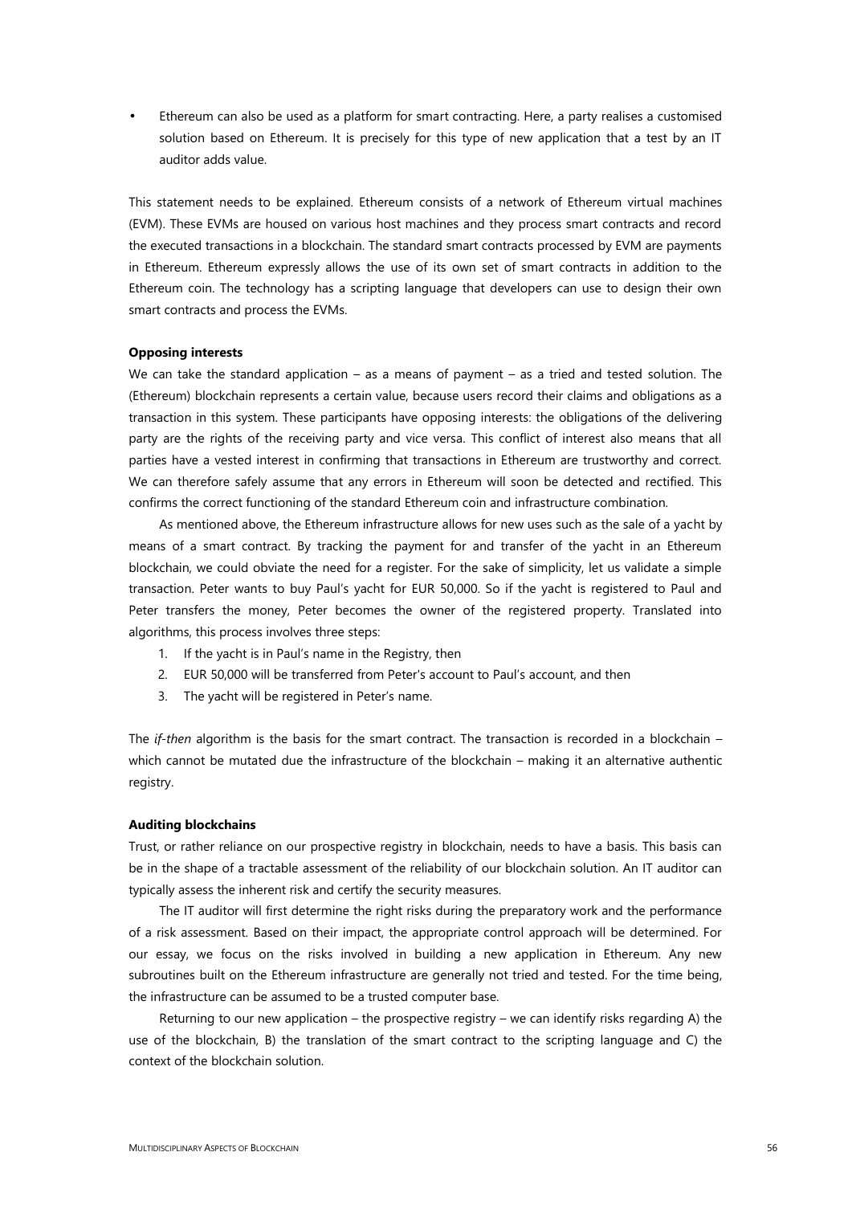- Ethereum can also be used as a platform for smart contracting. Here, a party realises a customised solution based on Ethereum. It is precisely for this type of new application that a test by an IT auditor adds value.

This statement needs to be explained. Ethereum consists of a network of Ethereum virtual machines (EVM). These EVMs are housed on various host machines and they process smart contracts and record the executed transactions in a blockchain. The standard smart contracts processed by EVM are payments in Ethereum. Ethereum expressly allows the use of its own set of smart contracts in addition to the Ethereum coin. The technology has a scripting language that developers can use to design their own smart contracts and process the EVMs.

**Opposing interests**

We can take the standard application – as a means of payment – as a tried and tested solution. The (Ethereum) blockchain represents a certain value, because users record their claims and obligations as a transaction in this system. These participants have opposing interests: the obligations of the delivering party are the rights of the receiving party and vice versa. This conflict of interest also means that all parties have a vested interest in confirming that transactions in Ethereum are trustworthy and correct. We can therefore safely assume that any errors in Ethereum will soon be detected and rectified. This confirms the correct functioning of the standard Ethereum coin and infrastructure combination.

As mentioned above, the Ethereum infrastructure allows for new uses such as the sale of a yacht by means of a smart contract. By tracking the payment for and transfer of the yacht in an Ethereum blockchain, we could obviate the need for a register. For the sake of simplicity, let us validate a simple transaction. Peter wants to buy Paul's yacht for EUR 50,000. So if the yacht is registered to Paul and Peter transfers the money, Peter becomes the owner of the registered property. Translated into algorithms, this process involves three steps:

1. If the yacht is in Paul's name in the Registry, then
2. EUR 50,000 will be transferred from Peter's account to Paul's account, and then
3. The yacht will be registered in Peter's name.

The *if-then* algorithm is the basis for the smart contract. The transaction is recorded in a blockchain – which cannot be mutated due the infrastructure of the blockchain – making it an alternative authentic registry.

**Auditing blockchains**

Trust, or rather reliance on our prospective registry in blockchain, needs to have a basis. This basis can be in the shape of a tractable assessment of the reliability of our blockchain solution. An IT auditor can typically assess the inherent risk and certify the security measures.

The IT auditor will first determine the right risks during the preparatory work and the performance of a risk assessment. Based on their impact, the appropriate control approach will be determined. For our essay, we focus on the risks involved in building a new application in Ethereum. Any new subroutines built on the Ethereum infrastructure are generally not tried and tested. For the time being, the infrastructure can be assumed to be a trusted computer base.

Returning to our new application – the prospective registry – we can identify risks regarding A) the use of the blockchain, B) the translation of the smart contract to the scripting language and C) the context of the blockchain solution.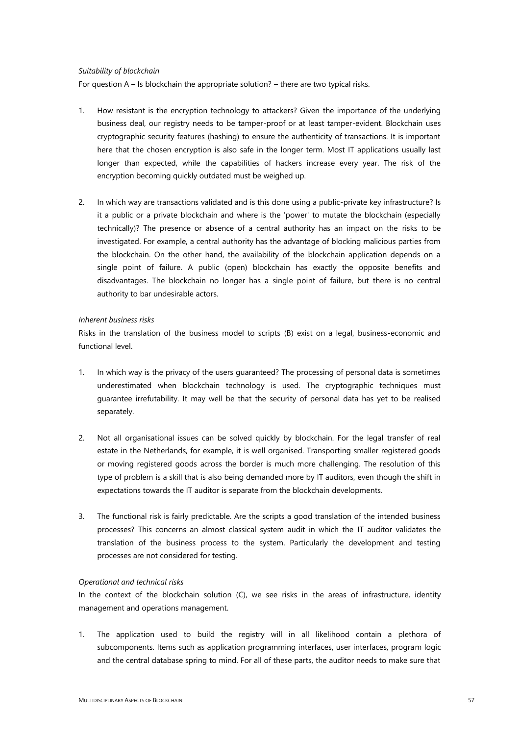*Suitability of blockchain*

For question A – Is blockchain the appropriate solution? – there are two typical risks.

1. How resistant is the encryption technology to attackers? Given the importance of the underlying business deal, our registry needs to be tamper-proof or at least tamper-evident. Blockchain uses cryptographic security features (hashing) to ensure the authenticity of transactions. It is important here that the chosen encryption is also safe in the longer term. Most IT applications usually last longer than expected, while the capabilities of hackers increase every year. The risk of the encryption becoming quickly outdated must be weighed up.

2. In which way are transactions validated and is this done using a public-private key infrastructure? Is it a public or a private blockchain and where is the 'power' to mutate the blockchain (especially technically)? The presence or absence of a central authority has an impact on the risks to be investigated. For example, a central authority has the advantage of blocking malicious parties from the blockchain. On the other hand, the availability of the blockchain application depends on a single point of failure. A public (open) blockchain has exactly the opposite benefits and disadvantages. The blockchain no longer has a single point of failure, but there is no central authority to bar undesirable actors.

*Inherent business risks*

Risks in the translation of the business model to scripts (B) exist on a legal, business-economic and functional level.

1. In which way is the privacy of the users guaranteed? The processing of personal data is sometimes underestimated when blockchain technology is used. The cryptographic techniques must guarantee irrefutability. It may well be that the security of personal data has yet to be realised separately.

2. Not all organisational issues can be solved quickly by blockchain. For the legal transfer of real estate in the Netherlands, for example, it is well organised. Transporting smaller registered goods or moving registered goods across the border is much more challenging. The resolution of this type of problem is a skill that is also being demanded more by IT auditors, even though the shift in expectations towards the IT auditor is separate from the blockchain developments.

3. The functional risk is fairly predictable. Are the scripts a good translation of the intended business processes? This concerns an almost classical system audit in which the IT auditor validates the translation of the business process to the system. Particularly the development and testing processes are not considered for testing.

*Operational and technical risks*

In the context of the blockchain solution (C), we see risks in the areas of infrastructure, identity management and operations management.

1. The application used to build the registry will in all likelihood contain a plethora of subcomponents. Items such as application programming interfaces, user interfaces, program logic and the central database spring to mind. For all of these parts, the auditor needs to make sure that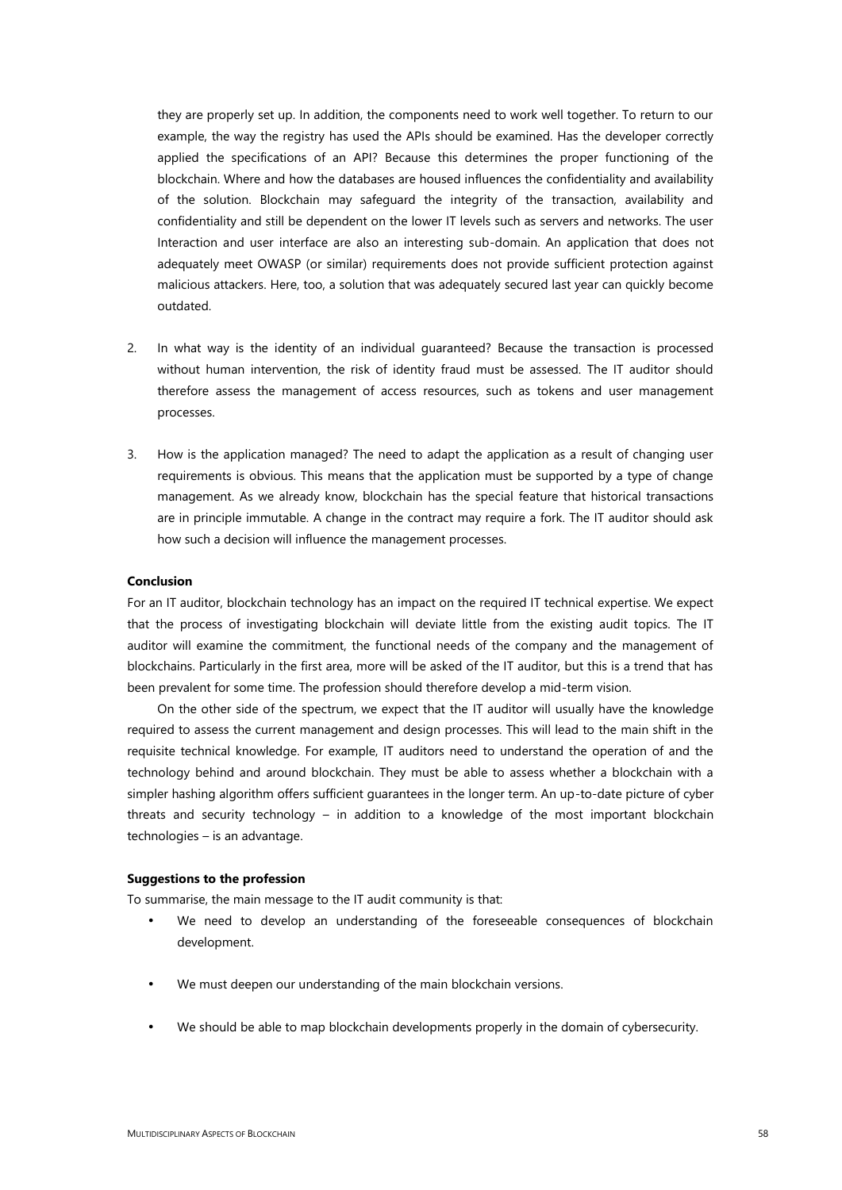they are properly set up. In addition, the components need to work well together. To return to our example, the way the registry has used the APIs should be examined. Has the developer correctly applied the specifications of an API? Because this determines the proper functioning of the blockchain. Where and how the databases are housed influences the confidentiality and availability of the solution. Blockchain may safeguard the integrity of the transaction, availability and confidentiality and still be dependent on the lower IT levels such as servers and networks. The user Interaction and user interface are also an interesting sub-domain. An application that does not adequately meet OWASP (or similar) requirements does not provide sufficient protection against malicious attackers. Here, too, a solution that was adequately secured last year can quickly become outdated.

2. In what way is the identity of an individual guaranteed? Because the transaction is processed without human intervention, the risk of identity fraud must be assessed. The IT auditor should therefore assess the management of access resources, such as tokens and user management processes.

3. How is the application managed? The need to adapt the application as a result of changing user requirements is obvious. This means that the application must be supported by a type of change management. As we already know, blockchain has the special feature that historical transactions are in principle immutable. A change in the contract may require a fork. The IT auditor should ask how such a decision will influence the management processes.

**Conclusion**

For an IT auditor, blockchain technology has an impact on the required IT technical expertise. We expect that the process of investigating blockchain will deviate little from the existing audit topics. The IT auditor will examine the commitment, the functional needs of the company and the management of blockchains. Particularly in the first area, more will be asked of the IT auditor, but this is a trend that has been prevalent for some time. The profession should therefore develop a mid-term vision.

On the other side of the spectrum, we expect that the IT auditor will usually have the knowledge required to assess the current management and design processes. This will lead to the main shift in the requisite technical knowledge. For example, IT auditors need to understand the operation of and the technology behind and around blockchain. They must be able to assess whether a blockchain with a simpler hashing algorithm offers sufficient guarantees in the longer term. An up-to-date picture of cyber threats and security technology – in addition to a knowledge of the most important blockchain technologies – is an advantage.

**Suggestions to the profession**

To summarise, the main message to the IT audit community is that:

- We need to develop an understanding of the foreseeable consequences of blockchain development.
- We must deepen our understanding of the main blockchain versions.
- We should be able to map blockchain developments properly in the domain of cybersecurity.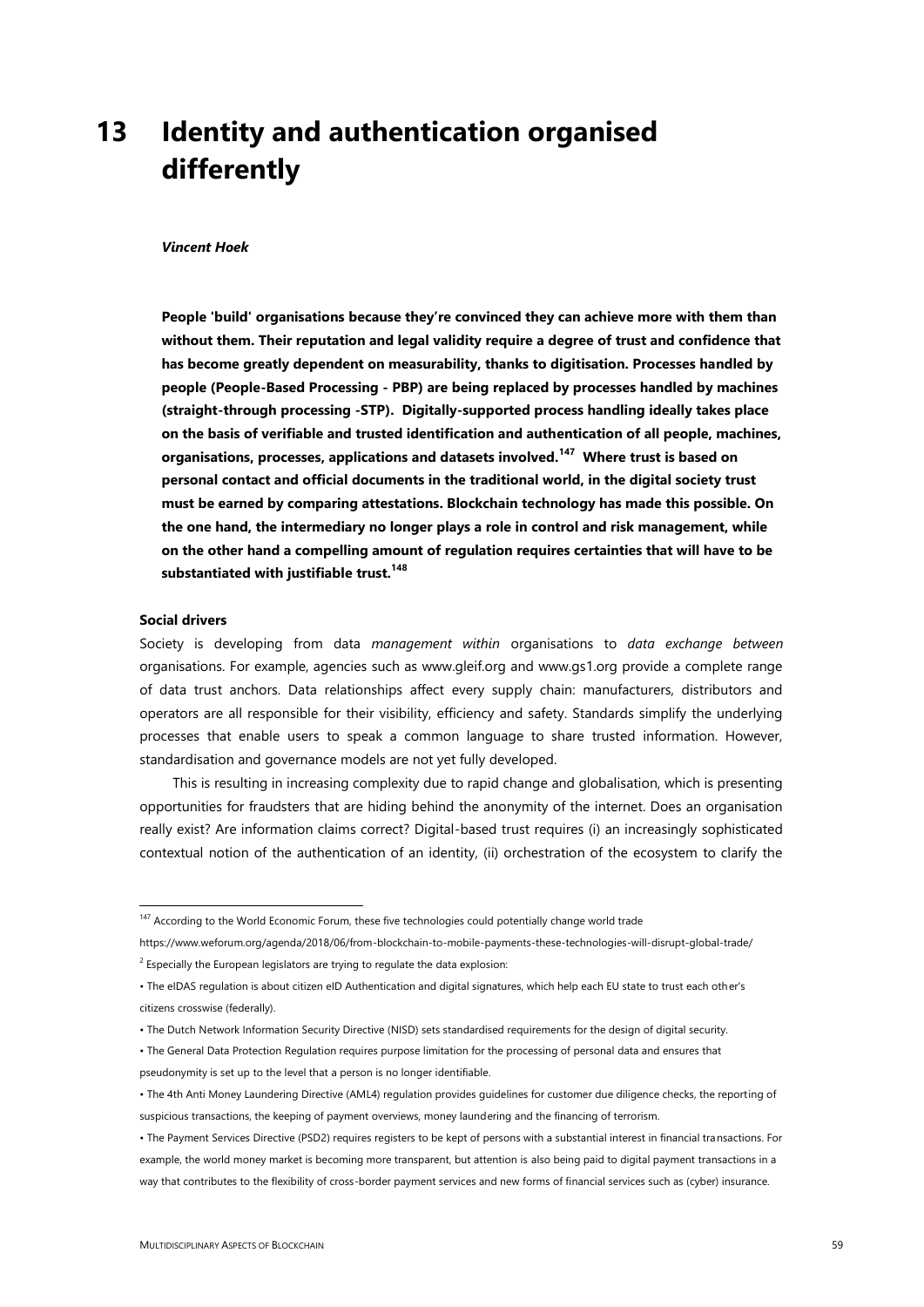# 13 Identity and authentication organised differently

***Vincent Hoek***

**People 'build' organisations because they're convinced they can achieve more with them than without them. Their reputation and legal validity require a degree of trust and confidence that has become greatly dependent on measurability, thanks to digitisation. Processes handled by people (People-Based Processing - PBP) are being replaced by processes handled by machines (straight-through processing -STP). Digitally-supported process handling ideally takes place on the basis of verifiable and trusted identification and authentication of all people, machines, organisations, processes, applications and datasets involved.[147] Where trust is based on personal contact and official documents in the traditional world, in the digital society trust must be earned by comparing attestations. Blockchain technology has made this possible. On the one hand, the intermediary no longer plays a role in control and risk management, while on the other hand a compelling amount of regulation requires certainties that will have to be substantiated with justifiable trust.[148]**

**Social drivers**

Society is developing from data *management within* organisations to *data exchange between* organisations. For example, agencies such as www.gleif.org and www.gs1.org provide a complete range of data trust anchors. Data relationships affect every supply chain: manufacturers, distributors and operators are all responsible for their visibility, efficiency and safety. Standards simplify the underlying processes that enable users to speak a common language to share trusted information. However, standardisation and governance models are not yet fully developed.

This is resulting in increasing complexity due to rapid change and globalisation, which is presenting opportunities for fraudsters that are hiding behind the anonymity of the internet. Does an organisation really exist? Are information claims correct? Digital-based trust requires (i) an increasingly sophisticated contextual notion of the authentication of an identity, (ii) orchestration of the ecosystem to clarify the

---

[147] According to the World Economic Forum, these five technologies could potentially change world trade https://www.weforum.org/agenda/2018/06/from-blockchain-to-mobile-payments-these-technologies-will-disrupt-global-trade/

[2] Especially the European legislators are trying to regulate the data explosion:

- The eIDAS regulation is about citizen eID Authentication and digital signatures, which help each EU state to trust each other's citizens crosswise (federally).
- The Dutch Network Information Security Directive (NISD) sets standardised requirements for the design of digital security.
- The General Data Protection Regulation requires purpose limitation for the processing of personal data and ensures that pseudonymity is set up to the level that a person is no longer identifiable.
- The 4th Anti Money Laundering Directive (AML4) regulation provides guidelines for customer due diligence checks, the reporting of suspicious transactions, the keeping of payment overviews, money laundering and the financing of terrorism.
- The Payment Services Directive (PSD2) requires registers to be kept of persons with a substantial interest in financial transactions. For example, the world money market is becoming more transparent, but attention is also being paid to digital payment transactions in a way that contributes to the flexibility of cross-border payment services and new forms of financial services such as (cyber) insurance.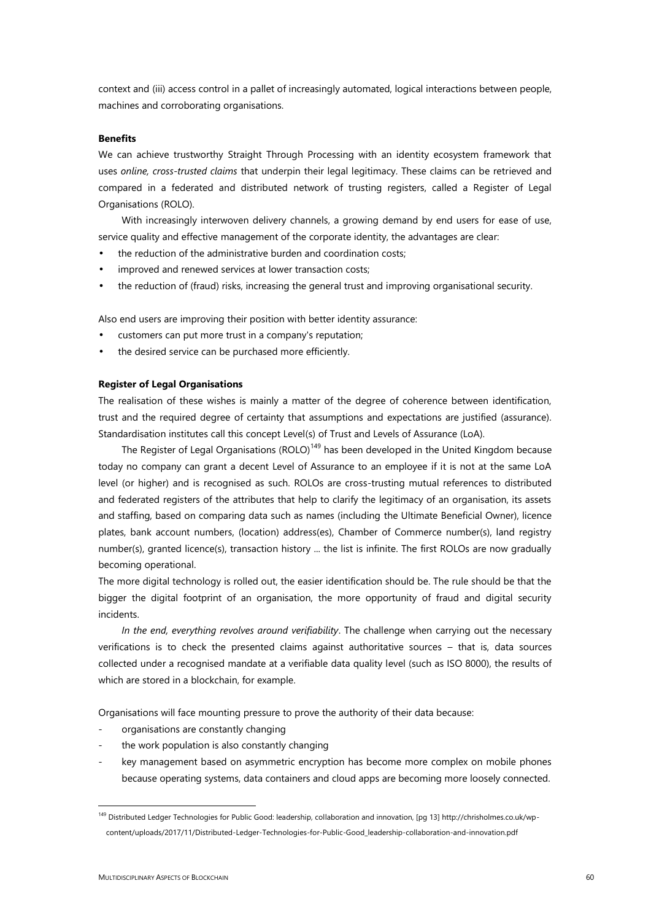context and (iii) access control in a pallet of increasingly automated, logical interactions between people, machines and corroborating organisations.

**Benefits**

We can achieve trustworthy Straight Through Processing with an identity ecosystem framework that uses *online, cross-trusted claims* that underpin their legal legitimacy. These claims can be retrieved and compared in a federated and distributed network of trusting registers, called a Register of Legal Organisations (ROLO).

With increasingly interwoven delivery channels, a growing demand by end users for ease of use, service quality and effective management of the corporate identity, the advantages are clear:

- the reduction of the administrative burden and coordination costs;
- improved and renewed services at lower transaction costs;
- the reduction of (fraud) risks, increasing the general trust and improving organisational security.

Also end users are improving their position with better identity assurance:

- customers can put more trust in a company's reputation;
- the desired service can be purchased more efficiently.

**Register of Legal Organisations**

The realisation of these wishes is mainly a matter of the degree of coherence between identification, trust and the required degree of certainty that assumptions and expectations are justified (assurance). Standardisation institutes call this concept Level(s) of Trust and Levels of Assurance (LoA).

The Register of Legal Organisations (ROLO)[149] has been developed in the United Kingdom because today no company can grant a decent Level of Assurance to an employee if it is not at the same LoA level (or higher) and is recognised as such. ROLOs are cross-trusting mutual references to distributed and federated registers of the attributes that help to clarify the legitimacy of an organisation, its assets and staffing, based on comparing data such as names (including the Ultimate Beneficial Owner), licence plates, bank account numbers, (location) address(es), Chamber of Commerce number(s), land registry number(s), granted licence(s), transaction history ... the list is infinite. The first ROLOs are now gradually becoming operational.

The more digital technology is rolled out, the easier identification should be. The rule should be that the bigger the digital footprint of an organisation, the more opportunity of fraud and digital security incidents.

*In the end, everything revolves around verifiability*. The challenge when carrying out the necessary verifications is to check the presented claims against authoritative sources – that is, data sources collected under a recognised mandate at a verifiable data quality level (such as ISO 8000), the results of which are stored in a blockchain, for example.

Organisations will face mounting pressure to prove the authority of their data because:

- organisations are constantly changing
- the work population is also constantly changing
- key management based on asymmetric encryption has become more complex on mobile phones because operating systems, data containers and cloud apps are becoming more loosely connected.

[149] Distributed Ledger Technologies for Public Good: leadership, collaboration and innovation, [pg 13] http://chrisholmes.co.uk/wp-content/uploads/2017/11/Distributed-Ledger-Technologies-for-Public-Good_leadership-collaboration-and-innovation.pdf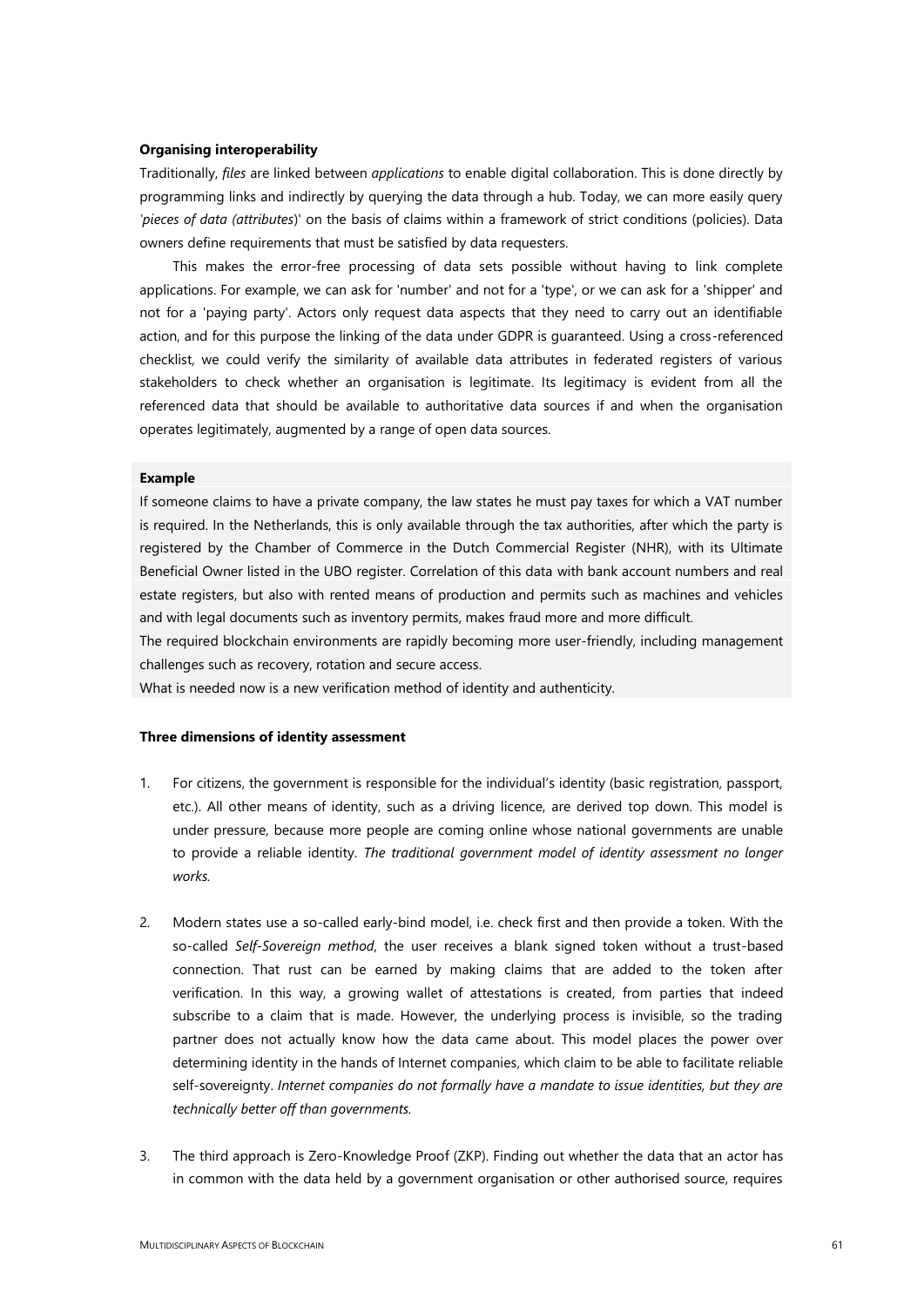**Organising interoperability**

Traditionally, *files* are linked between *applications* to enable digital collaboration. This is done directly by programming links and indirectly by querying the data through a hub. Today, we can more easily query '*pieces of data (attributes*)' on the basis of claims within a framework of strict conditions (policies). Data owners define requirements that must be satisfied by data requesters.

This makes the error-free processing of data sets possible without having to link complete applications. For example, we can ask for 'number' and not for a 'type', or we can ask for a 'shipper' and not for a 'paying party'. Actors only request data aspects that they need to carry out an identifiable action, and for this purpose the linking of the data under GDPR is guaranteed. Using a cross-referenced checklist, we could verify the similarity of available data attributes in federated registers of various stakeholders to check whether an organisation is legitimate. Its legitimacy is evident from all the referenced data that should be available to authoritative data sources if and when the organisation operates legitimately, augmented by a range of open data sources.

**Example**

If someone claims to have a private company, the law states he must pay taxes for which a VAT number is required. In the Netherlands, this is only available through the tax authorities, after which the party is registered by the Chamber of Commerce in the Dutch Commercial Register (NHR), with its Ultimate Beneficial Owner listed in the UBO register. Correlation of this data with bank account numbers and real estate registers, but also with rented means of production and permits such as machines and vehicles and with legal documents such as inventory permits, makes fraud more and more difficult.

The required blockchain environments are rapidly becoming more user-friendly, including management challenges such as recovery, rotation and secure access.

What is needed now is a new verification method of identity and authenticity.

**Three dimensions of identity assessment**

1. For citizens, the government is responsible for the individual's identity (basic registration, passport, etc.). All other means of identity, such as a driving licence, are derived top down. This model is under pressure, because more people are coming online whose national governments are unable to provide a reliable identity. *The traditional government model of identity assessment no longer works.*

2. Modern states use a so-called early-bind model, i.e. check first and then provide a token. With the so-called *Self-Sovereign method*, the user receives a blank signed token without a trust-based connection. That rust can be earned by making claims that are added to the token after verification. In this way, a growing wallet of attestations is created, from parties that indeed subscribe to a claim that is made. However, the underlying process is invisible, so the trading partner does not actually know how the data came about. This model places the power over determining identity in the hands of Internet companies, which claim to be able to facilitate reliable self-sovereignty. *Internet companies do not formally have a mandate to issue identities, but they are technically better off than governments.*

3. The third approach is Zero-Knowledge Proof (ZKP). Finding out whether the data that an actor has in common with the data held by a government organisation or other authorised source, requires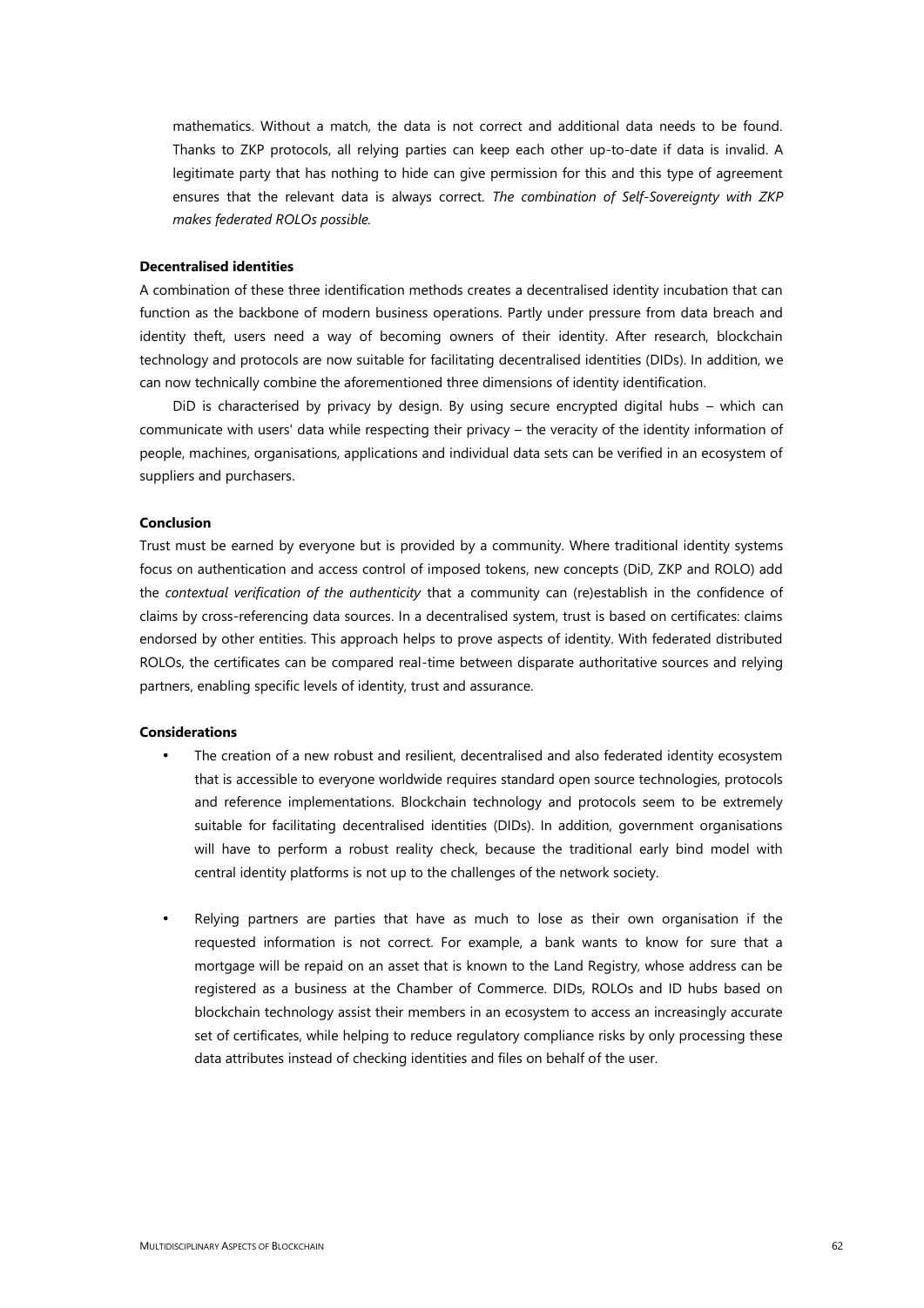mathematics. Without a match, the data is not correct and additional data needs to be found. Thanks to ZKP protocols, all relying parties can keep each other up-to-date if data is invalid. A legitimate party that has nothing to hide can give permission for this and this type of agreement ensures that the relevant data is always correct. *The combination of Self-Sovereignty with ZKP makes federated ROLOs possible.*

**Decentralised identities**

A combination of these three identification methods creates a decentralised identity incubation that can function as the backbone of modern business operations. Partly under pressure from data breach and identity theft, users need a way of becoming owners of their identity. After research, blockchain technology and protocols are now suitable for facilitating decentralised identities (DIDs). In addition, we can now technically combine the aforementioned three dimensions of identity identification.

DiD is characterised by privacy by design. By using secure encrypted digital hubs – which can communicate with users' data while respecting their privacy – the veracity of the identity information of people, machines, organisations, applications and individual data sets can be verified in an ecosystem of suppliers and purchasers.

**Conclusion**

Trust must be earned by everyone but is provided by a community. Where traditional identity systems focus on authentication and access control of imposed tokens, new concepts (DiD, ZKP and ROLO) add the *contextual verification of the authenticity* that a community can (re)establish in the confidence of claims by cross-referencing data sources. In a decentralised system, trust is based on certificates: claims endorsed by other entities. This approach helps to prove aspects of identity. With federated distributed ROLOs, the certificates can be compared real-time between disparate authoritative sources and relying partners, enabling specific levels of identity, trust and assurance.

**Considerations**

- The creation of a new robust and resilient, decentralised and also federated identity ecosystem that is accessible to everyone worldwide requires standard open source technologies, protocols and reference implementations. Blockchain technology and protocols seem to be extremely suitable for facilitating decentralised identities (DIDs). In addition, government organisations will have to perform a robust reality check, because the traditional early bind model with central identity platforms is not up to the challenges of the network society.

- Relying partners are parties that have as much to lose as their own organisation if the requested information is not correct. For example, a bank wants to know for sure that a mortgage will be repaid on an asset that is known to the Land Registry, whose address can be registered as a business at the Chamber of Commerce. DIDs, ROLOs and ID hubs based on blockchain technology assist their members in an ecosystem to access an increasingly accurate set of certificates, while helping to reduce regulatory compliance risks by only processing these data attributes instead of checking identities and files on behalf of the user.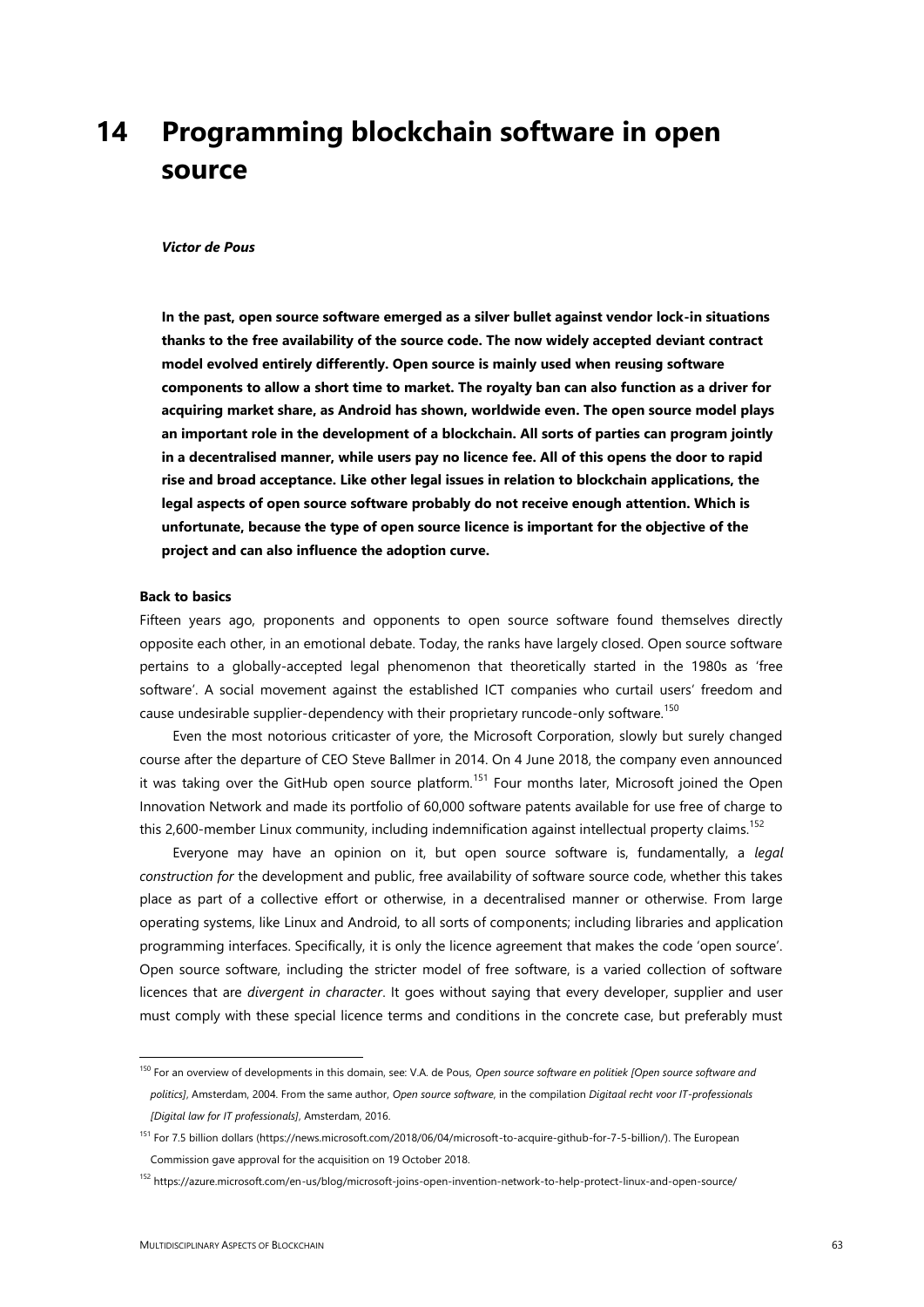# 14 Programming blockchain software in open source

***Victor de Pous***

**In the past, open source software emerged as a silver bullet against vendor lock-in situations thanks to the free availability of the source code. The now widely accepted deviant contract model evolved entirely differently. Open source is mainly used when reusing software components to allow a short time to market. The royalty ban can also function as a driver for acquiring market share, as Android has shown, worldwide even. The open source model plays an important role in the development of a blockchain. All sorts of parties can program jointly in a decentralised manner, while users pay no licence fee. All of this opens the door to rapid rise and broad acceptance. Like other legal issues in relation to blockchain applications, the legal aspects of open source software probably do not receive enough attention. Which is unfortunate, because the type of open source licence is important for the objective of the project and can also influence the adoption curve.**

**Back to basics**

Fifteen years ago, proponents and opponents to open source software found themselves directly opposite each other, in an emotional debate. Today, the ranks have largely closed. Open source software pertains to a globally-accepted legal phenomenon that theoretically started in the 1980s as 'free software'. A social movement against the established ICT companies who curtail users' freedom and cause undesirable supplier-dependency with their proprietary runcode-only software.[150]

Even the most notorious criticaster of yore, the Microsoft Corporation, slowly but surely changed course after the departure of CEO Steve Ballmer in 2014. On 4 June 2018, the company even announced it was taking over the GitHub open source platform.[151] Four months later, Microsoft joined the Open Innovation Network and made its portfolio of 60,000 software patents available for use free of charge to this 2,600-member Linux community, including indemnification against intellectual property claims.[152]

Everyone may have an opinion on it, but open source software is, fundamentally, a *legal construction for* the development and public, free availability of software source code, whether this takes place as part of a collective effort or otherwise, in a decentralised manner or otherwise. From large operating systems, like Linux and Android, to all sorts of components; including libraries and application programming interfaces. Specifically, it is only the licence agreement that makes the code 'open source'. Open source software, including the stricter model of free software, is a varied collection of software licences that are *divergent in character*. It goes without saying that every developer, supplier and user must comply with these special licence terms and conditions in the concrete case, but preferably must

---

[150] For an overview of developments in this domain, see: V.A. de Pous, *Open source software en politiek [Open source software and politics]*, Amsterdam, 2004. From the same author, *Open source software*, in the compilation *Digitaal recht voor IT-professionals [Digital law for IT professionals]*, Amsterdam, 2016.

[151] For 7.5 billion dollars (https://news.microsoft.com/2018/06/04/microsoft-to-acquire-github-for-7-5-billion/). The European Commission gave approval for the acquisition on 19 October 2018.

[152] https://azure.microsoft.com/en-us/blog/microsoft-joins-open-invention-network-to-help-protect-linux-and-open-source/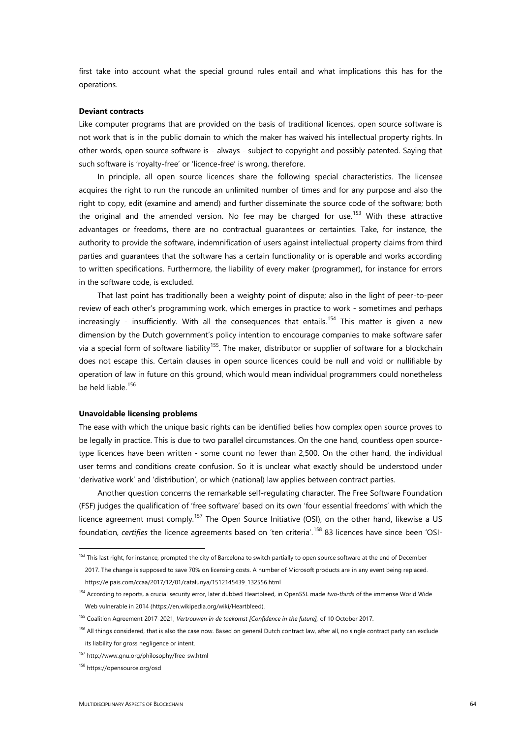first take into account what the special ground rules entail and what implications this has for the operations.

**Deviant contracts**

Like computer programs that are provided on the basis of traditional licences, open source software is not work that is in the public domain to which the maker has waived his intellectual property rights. In other words, open source software is - always - subject to copyright and possibly patented. Saying that such software is 'royalty-free' or 'licence-free' is wrong, therefore.

In principle, all open source licences share the following special characteristics. The licensee acquires the right to run the runcode an unlimited number of times and for any purpose and also the right to copy, edit (examine and amend) and further disseminate the source code of the software; both the original and the amended version. No fee may be charged for use.[153] With these attractive advantages or freedoms, there are no contractual guarantees or certainties. Take, for instance, the authority to provide the software, indemnification of users against intellectual property claims from third parties and guarantees that the software has a certain functionality or is operable and works according to written specifications. Furthermore, the liability of every maker (programmer), for instance for errors in the software code, is excluded.

That last point has traditionally been a weighty point of dispute; also in the light of peer-to-peer review of each other's programming work, which emerges in practice to work - sometimes and perhaps increasingly - insufficiently. With all the consequences that entails.[154] This matter is given a new dimension by the Dutch government's policy intention to encourage companies to make software safer via a special form of software liability[155]. The maker, distributor or supplier of software for a blockchain does not escape this. Certain clauses in open source licences could be null and void or nullifiable by operation of law in future on this ground, which would mean individual programmers could nonetheless be held liable.[156]

**Unavoidable licensing problems**

The ease with which the unique basic rights can be identified belies how complex open source proves to be legally in practice. This is due to two parallel circumstances. On the one hand, countless open source-type licences have been written - some count no fewer than 2,500. On the other hand, the individual user terms and conditions create confusion. So it is unclear what exactly should be understood under 'derivative work' and 'distribution', or which (national) law applies between contract parties.

Another question concerns the remarkable self-regulating character. The Free Software Foundation (FSF) judges the qualification of 'free software' based on its own 'four essential freedoms' with which the licence agreement must comply.[157] The Open Source Initiative (OSI), on the other hand, likewise a US foundation, *certifies* the licence agreements based on 'ten criteria'.[158] 83 licences have since been 'OSI-

---

[153] This last right, for instance, prompted the city of Barcelona to switch partially to open source software at the end of December 2017. The change is supposed to save 70% on licensing costs. A number of Microsoft products are in any event being replaced. https://elpais.com/ccaa/2017/12/01/catalunya/1512145439_132556.html

[154] According to reports, a crucial security error, later dubbed Heartbleed, in OpenSSL made *two-thirds* of the immense World Wide Web vulnerable in 2014 (https://en.wikipedia.org/wiki/Heartbleed).

[155] Coalition Agreement 2017-2021, *Vertrouwen in de toekomst [Confidence in the future]*, of 10 October 2017.

[156] All things considered, that is also the case now. Based on general Dutch contract law, after all, no single contract party can exclude its liability for gross negligence or intent.

[157] http://www.gnu.org/philosophy/free-sw.html

[158] https://opensource.org/osd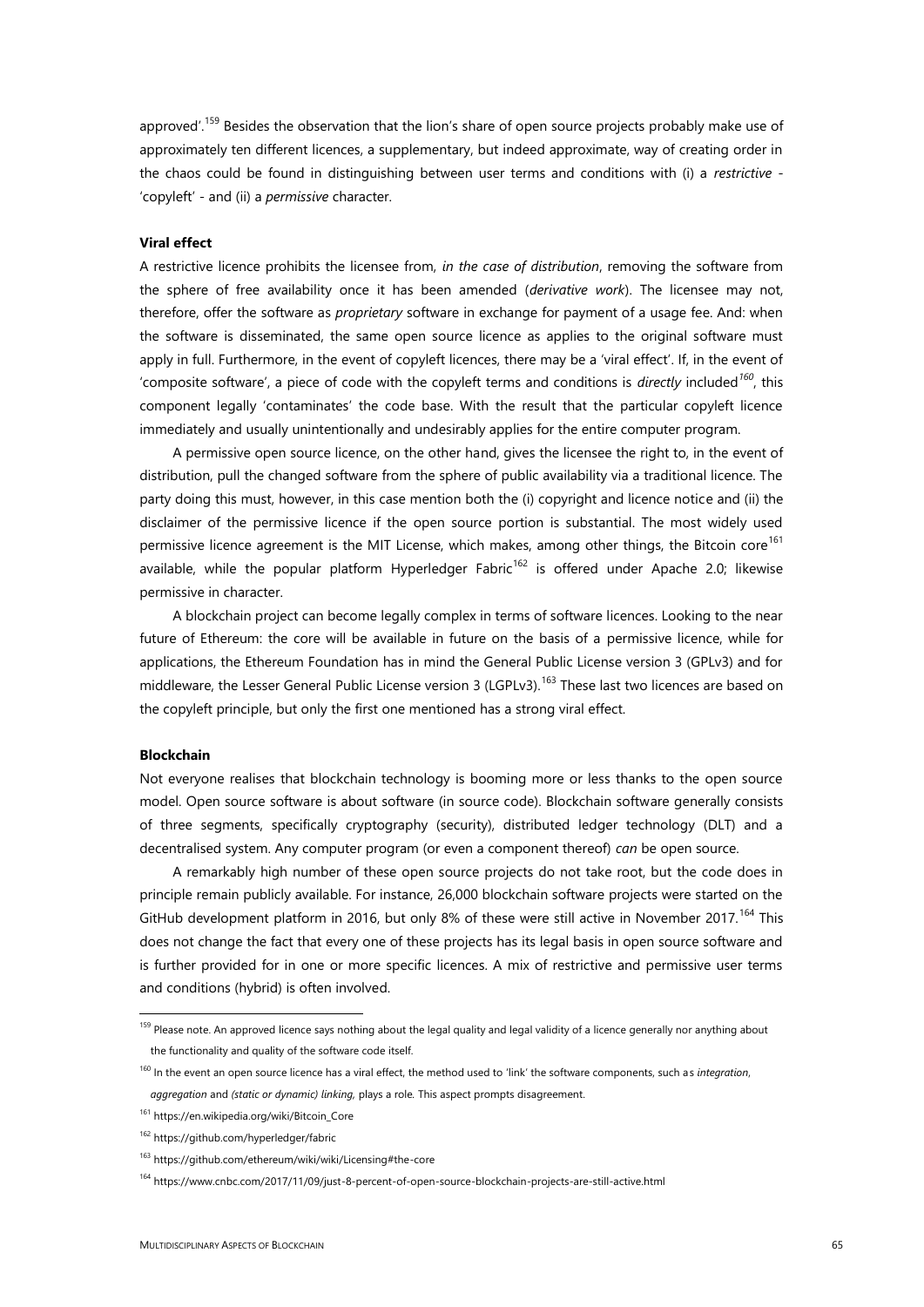approved'.[159] Besides the observation that the lion's share of open source projects probably make use of approximately ten different licences, a supplementary, but indeed approximate, way of creating order in the chaos could be found in distinguishing between user terms and conditions with (i) a *restrictive* - 'copyleft' - and (ii) a *permissive* character.

**Viral effect**

A restrictive licence prohibits the licensee from, *in the case of distribution*, removing the software from the sphere of free availability once it has been amended (*derivative work*). The licensee may not, therefore, offer the software as *proprietary* software in exchange for payment of a usage fee. And: when the software is disseminated, the same open source licence as applies to the original software must apply in full. Furthermore, in the event of copyleft licences, there may be a 'viral effect'. If, in the event of 'composite software', a piece of code with the copyleft terms and conditions is *directly* included[160], this component legally 'contaminates' the code base. With the result that the particular copyleft licence immediately and usually unintentionally and undesirably applies for the entire computer program.

A permissive open source licence, on the other hand, gives the licensee the right to, in the event of distribution, pull the changed software from the sphere of public availability via a traditional licence. The party doing this must, however, in this case mention both the (i) copyright and licence notice and (ii) the disclaimer of the permissive licence if the open source portion is substantial. The most widely used permissive licence agreement is the MIT License, which makes, among other things, the Bitcoin core[161] available, while the popular platform Hyperledger Fabric[162] is offered under Apache 2.0; likewise permissive in character.

A blockchain project can become legally complex in terms of software licences. Looking to the near future of Ethereum: the core will be available in future on the basis of a permissive licence, while for applications, the Ethereum Foundation has in mind the General Public License version 3 (GPLv3) and for middleware, the Lesser General Public License version 3 (LGPLv3).[163] These last two licences are based on the copyleft principle, but only the first one mentioned has a strong viral effect.

**Blockchain**

Not everyone realises that blockchain technology is booming more or less thanks to the open source model. Open source software is about software (in source code). Blockchain software generally consists of three segments, specifically cryptography (security), distributed ledger technology (DLT) and a decentralised system. Any computer program (or even a component thereof) *can* be open source.

A remarkably high number of these open source projects do not take root, but the code does in principle remain publicly available. For instance, 26,000 blockchain software projects were started on the GitHub development platform in 2016, but only 8% of these were still active in November 2017.[164] This does not change the fact that every one of these projects has its legal basis in open source software and is further provided for in one or more specific licences. A mix of restrictive and permissive user terms and conditions (hybrid) is often involved.

---

[159] Please note. An approved licence says nothing about the legal quality and legal validity of a licence generally nor anything about the functionality and quality of the software code itself.

[160] In the event an open source licence has a viral effect, the method used to 'link' the software components, such as *integration*, *aggregation* and *(static or dynamic) linking,* plays a role. This aspect prompts disagreement.

[161] https://en.wikipedia.org/wiki/Bitcoin_Core

[162] https://github.com/hyperledger/fabric

[163] https://github.com/ethereum/wiki/wiki/Licensing#the-core

[164] https://www.cnbc.com/2017/11/09/just-8-percent-of-open-source-blockchain-projects-are-still-active.html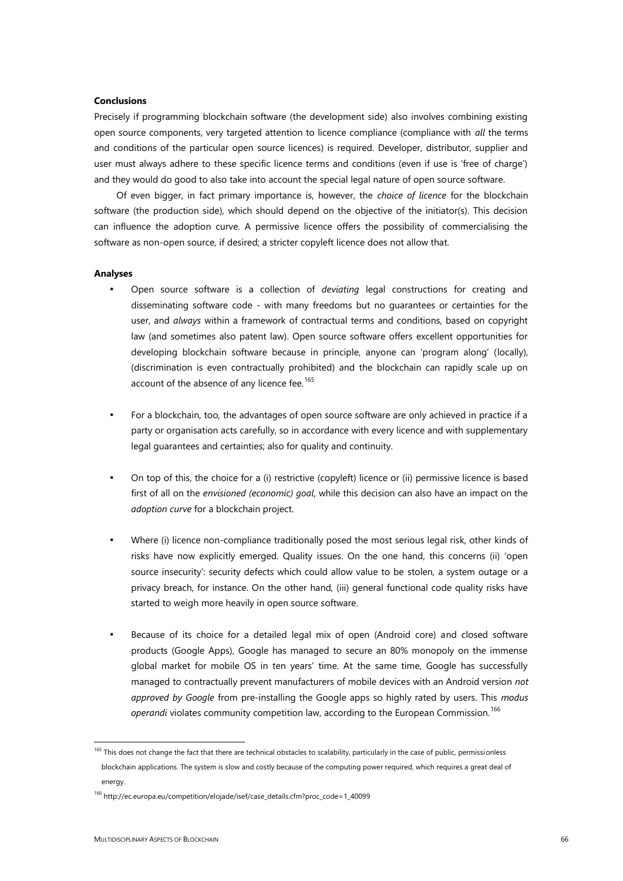**Conclusions**

Precisely if programming blockchain software (the development side) also involves combining existing open source components, very targeted attention to licence compliance (compliance with *all* the terms and conditions of the particular open source licences) is required. Developer, distributor, supplier and user must always adhere to these specific licence terms and conditions (even if use is 'free of charge') and they would do good to also take into account the special legal nature of open source software.

Of even bigger, in fact primary importance is, however, the *choice of licence* for the blockchain software (the production side), which should depend on the objective of the initiator(s). This decision can influence the adoption curve. A permissive licence offers the possibility of commercialising the software as non-open source, if desired; a stricter copyleft licence does not allow that.

**Analyses**

- Open source software is a collection of *deviating* legal constructions for creating and disseminating software code - with many freedoms but no guarantees or certainties for the user, and *always* within a framework of contractual terms and conditions, based on copyright law (and sometimes also patent law). Open source software offers excellent opportunities for developing blockchain software because in principle, anyone can 'program along' (locally), (discrimination is even contractually prohibited) and the blockchain can rapidly scale up on account of the absence of any licence fee.[165]

- For a blockchain, too, the advantages of open source software are only achieved in practice if a party or organisation acts carefully, so in accordance with every licence and with supplementary legal guarantees and certainties; also for quality and continuity.

- On top of this, the choice for a (i) restrictive (copyleft) licence or (ii) permissive licence is based first of all on the *envisioned (economic) goal*, while this decision can also have an impact on the *adoption curve* for a blockchain project.

- Where (i) licence non-compliance traditionally posed the most serious legal risk, other kinds of risks have now explicitly emerged. Quality issues. On the one hand, this concerns (ii) 'open source insecurity': security defects which could allow value to be stolen, a system outage or a privacy breach, for instance. On the other hand, (iii) general functional code quality risks have started to weigh more heavily in open source software.

- Because of its choice for a detailed legal mix of open (Android core) and closed software products (Google Apps), Google has managed to secure an 80% monopoly on the immense global market for mobile OS in ten years' time. At the same time, Google has successfully managed to contractually prevent manufacturers of mobile devices with an Android version *not approved by Google* from pre-installing the Google apps so highly rated by users. This *modus operandi* violates community competition law, according to the European Commission.[166]

---

[165] This does not change the fact that there are technical obstacles to scalability, particularly in the case of public, permissionless blockchain applications. The system is slow and costly because of the computing power required, which requires a great deal of energy.

[166] http://ec.europa.eu/competition/elojade/isef/case_details.cfm?proc_code=1_40099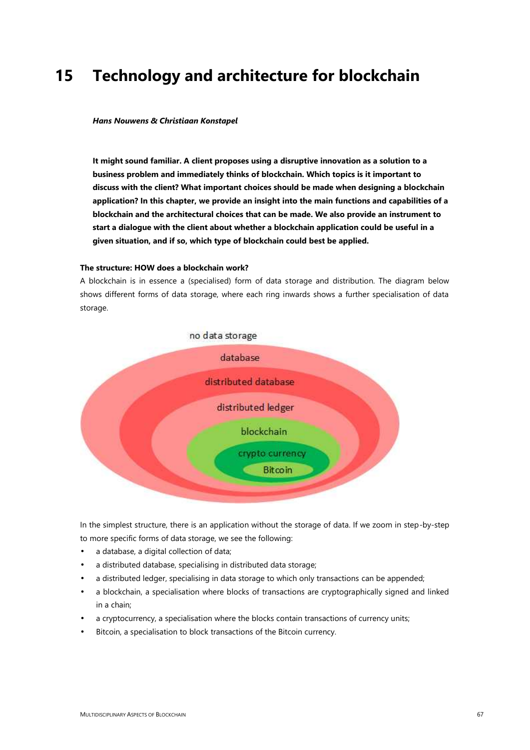# 15 Technology and architecture for blockchain

***Hans Nouwens & Christiaan Konstapel***

**It might sound familiar. A client proposes using a disruptive innovation as a solution to a business problem and immediately thinks of blockchain. Which topics is it important to discuss with the client? What important choices should be made when designing a blockchain application? In this chapter, we provide an insight into the main functions and capabilities of a blockchain and the architectural choices that can be made. We also provide an instrument to start a dialogue with the client about whether a blockchain application could be useful in a given situation, and if so, which type of blockchain could best be applied.**

**The structure: HOW does a blockchain work?**

A blockchain is in essence a (specialised) form of data storage and distribution. The diagram below shows different forms of data storage, where each ring inwards shows a further specialisation of data storage.

no data storage

database

distributed database

distributed ledger

blockchain

crypto currency

Bitcoin

In the simplest structure, there is an application without the storage of data. If we zoom in step-by-step to more specific forms of data storage, we see the following:

- a database, a digital collection of data;
- a distributed database, specialising in distributed data storage;
- a distributed ledger, specialising in data storage to which only transactions can be appended;
- a blockchain, a specialisation where blocks of transactions are cryptographically signed and linked in a chain;
- a cryptocurrency, a specialisation where the blocks contain transactions of currency units;
- Bitcoin, a specialisation to block transactions of the Bitcoin currency.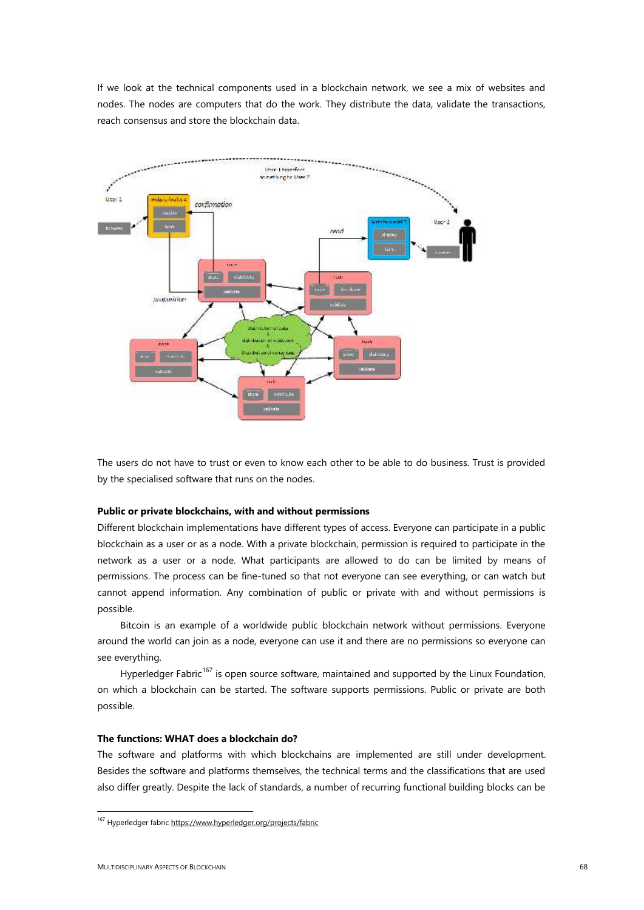If we look at the technical components used in a blockchain network, we see a mix of websites and nodes. The nodes are computers that do the work. They distribute the data, validate the transactions, reach consensus and store the blockchain data.

The users do not have to trust or even to know each other to be able to do business. Trust is provided by the specialised software that runs on the nodes.

**Public or private blockchains, with and without permissions**

Different blockchain implementations have different types of access. Everyone can participate in a public blockchain as a user or as a node. With a private blockchain, permission is required to participate in the network as a user or a node. What participants are allowed to do can be limited by means of permissions. The process can be fine-tuned so that not everyone can see everything, or can watch but cannot append information. Any combination of public or private with and without permissions is possible.

Bitcoin is an example of a worldwide public blockchain network without permissions. Everyone around the world can join as a node, everyone can use it and there are no permissions so everyone can see everything.

Hyperledger Fabric[167] is open source software, maintained and supported by the Linux Foundation, on which a blockchain can be started. The software supports permissions. Public or private are both possible.

**The functions: WHAT does a blockchain do?**

The software and platforms with which blockchains are implemented are still under development. Besides the software and platforms themselves, the technical terms and the classifications that are used also differ greatly. Despite the lack of standards, a number of recurring functional building blocks can be

[167] Hyperledger fabric https://www.hyperledger.org/projects/fabric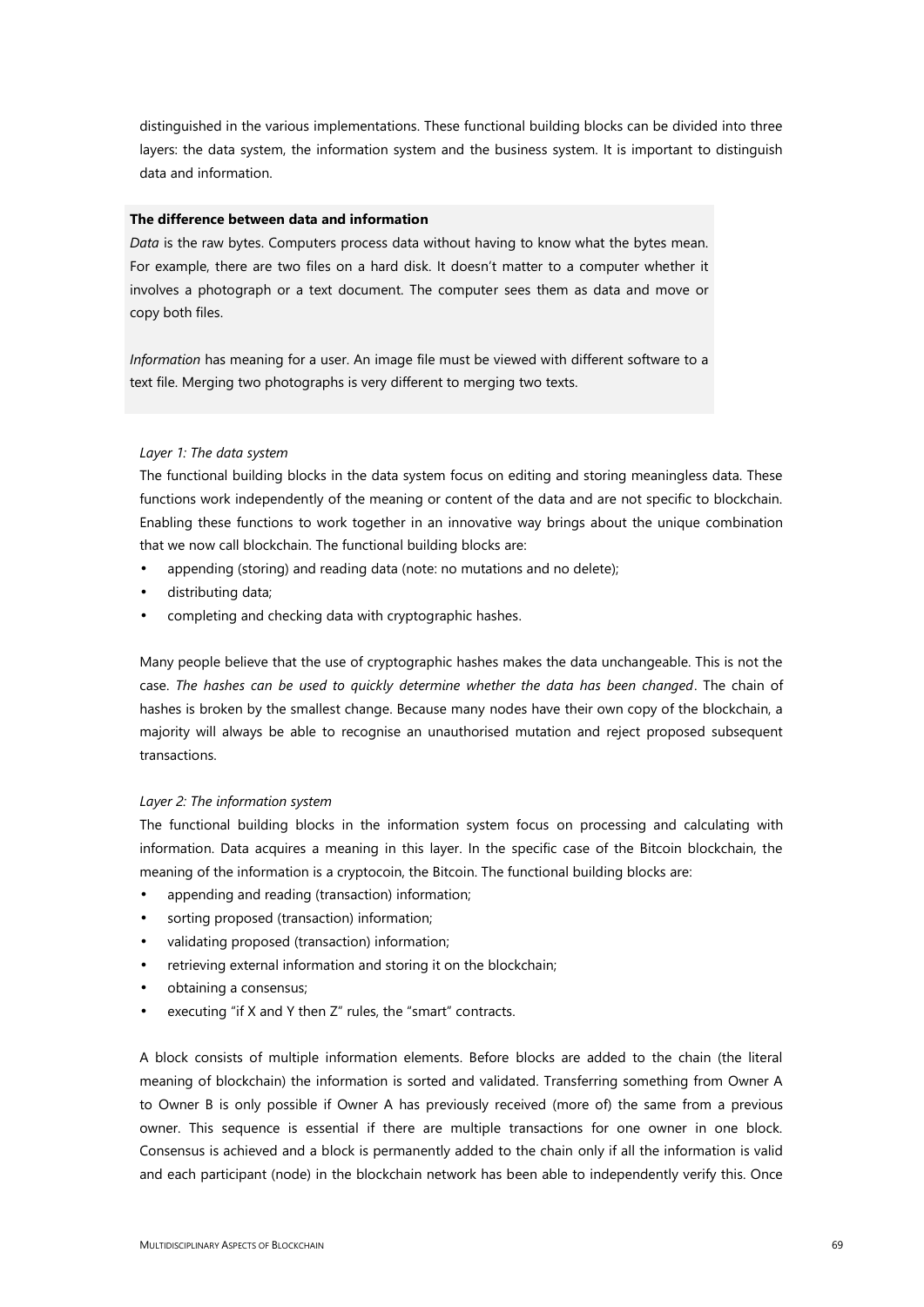distinguished in the various implementations. These functional building blocks can be divided into three layers: the data system, the information system and the business system. It is important to distinguish data and information.

**The difference between data and information**

*Data* is the raw bytes. Computers process data without having to know what the bytes mean. For example, there are two files on a hard disk. It doesn't matter to a computer whether it involves a photograph or a text document. The computer sees them as data and move or copy both files.

*Information* has meaning for a user. An image file must be viewed with different software to a text file. Merging two photographs is very different to merging two texts.

*Layer 1: The data system*

The functional building blocks in the data system focus on editing and storing meaningless data. These functions work independently of the meaning or content of the data and are not specific to blockchain. Enabling these functions to work together in an innovative way brings about the unique combination that we now call blockchain. The functional building blocks are:

- appending (storing) and reading data (note: no mutations and no delete);
- distributing data;
- completing and checking data with cryptographic hashes.

Many people believe that the use of cryptographic hashes makes the data unchangeable. This is not the case. *The hashes can be used to quickly determine whether the data has been changed*. The chain of hashes is broken by the smallest change. Because many nodes have their own copy of the blockchain, a majority will always be able to recognise an unauthorised mutation and reject proposed subsequent transactions.

*Layer 2: The information system*

The functional building blocks in the information system focus on processing and calculating with information. Data acquires a meaning in this layer. In the specific case of the Bitcoin blockchain, the meaning of the information is a cryptocoin, the Bitcoin. The functional building blocks are:

- appending and reading (transaction) information;
- sorting proposed (transaction) information;
- validating proposed (transaction) information;
- retrieving external information and storing it on the blockchain;
- obtaining a consensus;
- executing "if X and Y then Z" rules, the "smart" contracts.

A block consists of multiple information elements. Before blocks are added to the chain (the literal meaning of blockchain) the information is sorted and validated. Transferring something from Owner A to Owner B is only possible if Owner A has previously received (more of) the same from a previous owner. This sequence is essential if there are multiple transactions for one owner in one block. Consensus is achieved and a block is permanently added to the chain only if all the information is valid and each participant (node) in the blockchain network has been able to independently verify this. Once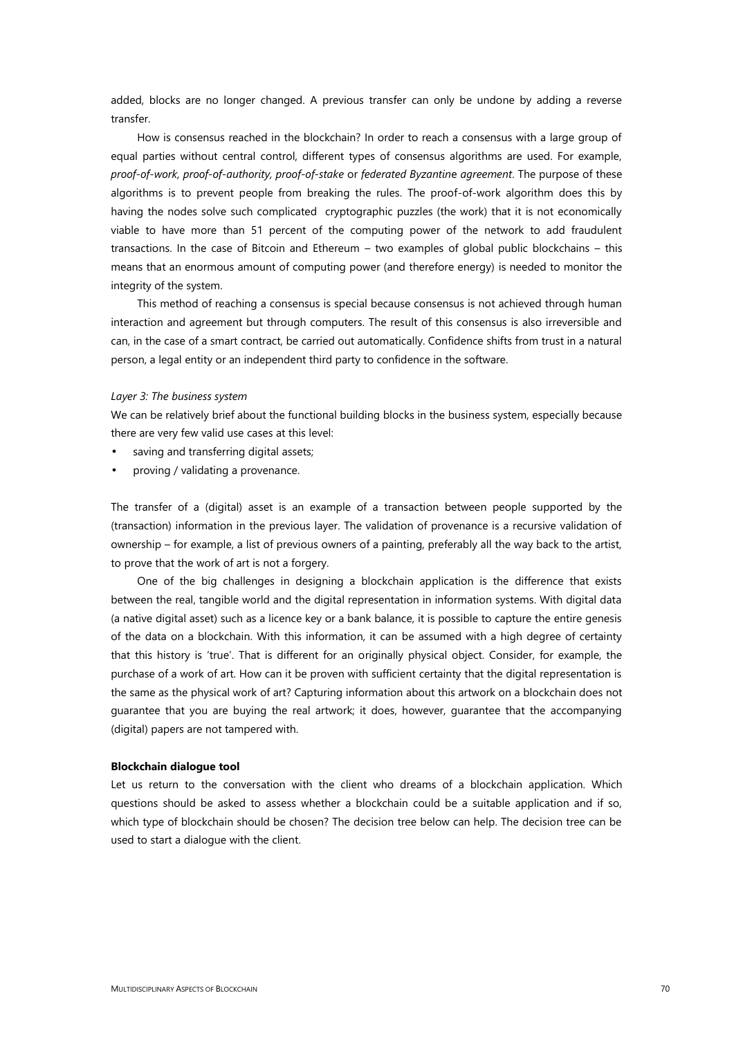added, blocks are no longer changed. A previous transfer can only be undone by adding a reverse transfer.

How is consensus reached in the blockchain? In order to reach a consensus with a large group of equal parties without central control, different types of consensus algorithms are used. For example, *proof-of-work, proof-of-authority, proof-of-stake* or *federated Byzantine agreement*. The purpose of these algorithms is to prevent people from breaking the rules. The proof-of-work algorithm does this by having the nodes solve such complicated cryptographic puzzles (the work) that it is not economically viable to have more than 51 percent of the computing power of the network to add fraudulent transactions. In the case of Bitcoin and Ethereum – two examples of global public blockchains – this means that an enormous amount of computing power (and therefore energy) is needed to monitor the integrity of the system.

This method of reaching a consensus is special because consensus is not achieved through human interaction and agreement but through computers. The result of this consensus is also irreversible and can, in the case of a smart contract, be carried out automatically. Confidence shifts from trust in a natural person, a legal entity or an independent third party to confidence in the software.

*Layer 3: The business system*

We can be relatively brief about the functional building blocks in the business system, especially because there are very few valid use cases at this level:

- saving and transferring digital assets;
- proving / validating a provenance.

The transfer of a (digital) asset is an example of a transaction between people supported by the (transaction) information in the previous layer. The validation of provenance is a recursive validation of ownership – for example, a list of previous owners of a painting, preferably all the way back to the artist, to prove that the work of art is not a forgery.

One of the big challenges in designing a blockchain application is the difference that exists between the real, tangible world and the digital representation in information systems. With digital data (a native digital asset) such as a licence key or a bank balance, it is possible to capture the entire genesis of the data on a blockchain. With this information, it can be assumed with a high degree of certainty that this history is 'true'. That is different for an originally physical object. Consider, for example, the purchase of a work of art. How can it be proven with sufficient certainty that the digital representation is the same as the physical work of art? Capturing information about this artwork on a blockchain does not guarantee that you are buying the real artwork; it does, however, guarantee that the accompanying (digital) papers are not tampered with.

**Blockchain dialogue tool**

Let us return to the conversation with the client who dreams of a blockchain application. Which questions should be asked to assess whether a blockchain could be a suitable application and if so, which type of blockchain should be chosen? The decision tree below can help. The decision tree can be used to start a dialogue with the client.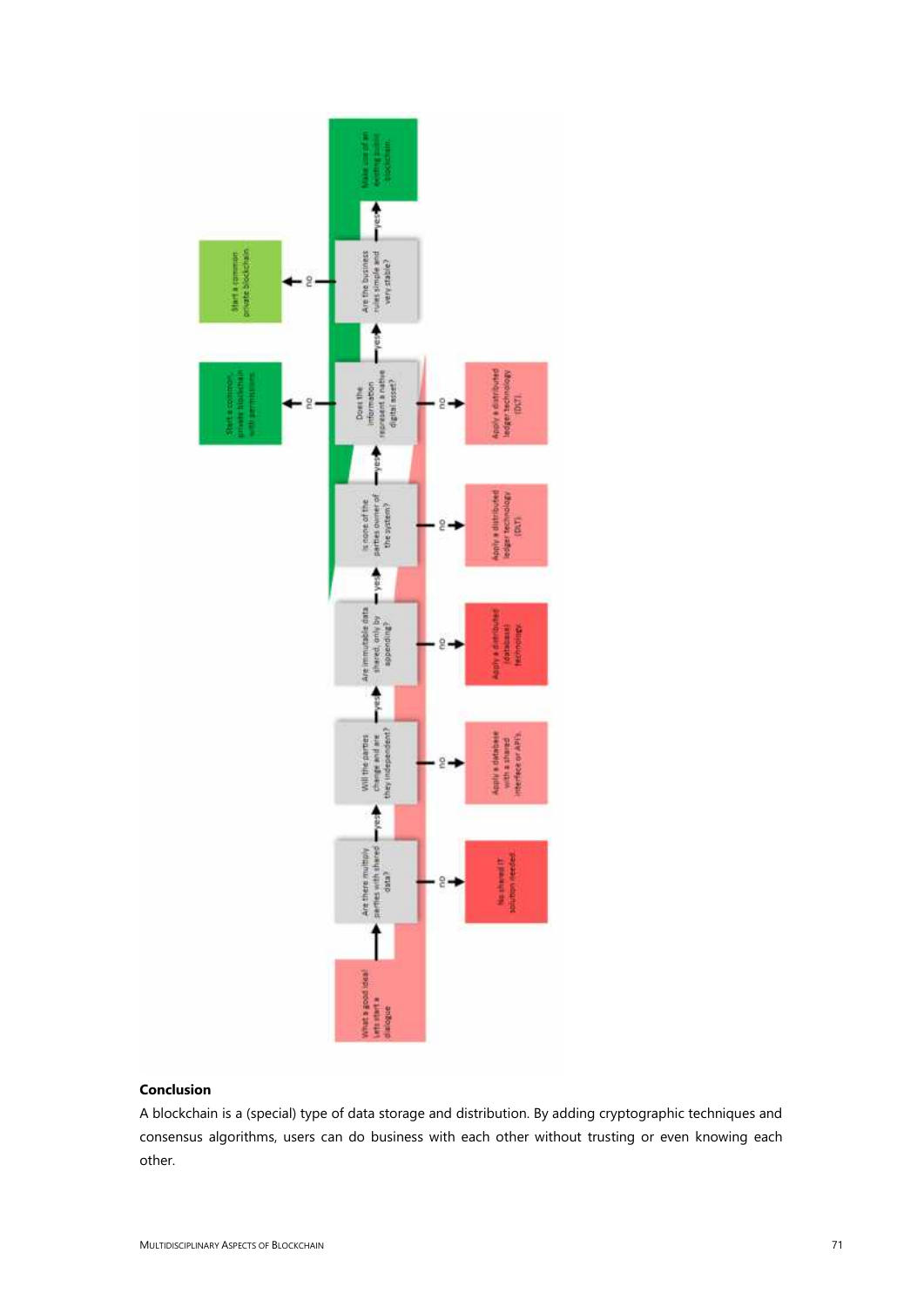What a good idea! Lets start a dialogue

Are there multiple parties with shared data? — no → No shared IT solution needed.

yes → Will the parties change and are they independent? — no → Apply a database with a shared interface or APIs.

yes → Are immutable data shared, only by appending? — no → Apply a distributed (database) technology.

yes → Is none of the parties owner of the system? — no → Apply a distributed ledger technology (DLT).

yes → Does the information represent a native digital asset? — no → Apply a distributed ledger technology (DLT).

Does the information represent a native digital asset? — no → Start a common, private blockchain with permissions.

yes → Are the business rules simple and very stable? — no → Start a common private blockchain.

yes → Make use of an existing public blockchain.

**Conclusion**

A blockchain is a (special) type of data storage and distribution. By adding cryptographic techniques and consensus algorithms, users can do business with each other without trusting or even knowing each other.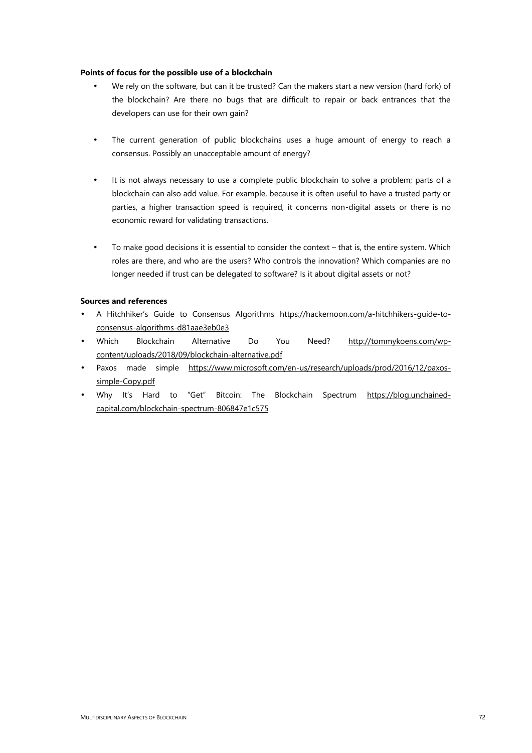**Points of focus for the possible use of a blockchain**

- We rely on the software, but can it be trusted? Can the makers start a new version (hard fork) of the blockchain? Are there no bugs that are difficult to repair or back entrances that the developers can use for their own gain?

- The current generation of public blockchains uses a huge amount of energy to reach a consensus. Possibly an unacceptable amount of energy?

- It is not always necessary to use a complete public blockchain to solve a problem; parts of a blockchain can also add value. For example, because it is often useful to have a trusted party or parties, a higher transaction speed is required, it concerns non-digital assets or there is no economic reward for validating transactions.

- To make good decisions it is essential to consider the context – that is, the entire system. Which roles are there, and who are the users? Who controls the innovation? Which companies are no longer needed if trust can be delegated to software? Is it about digital assets or not?

**Sources and references**

- A Hitchhiker's Guide to Consensus Algorithms https://hackernoon.com/a-hitchhikers-guide-to-consensus-algorithms-d81aae3eb0e3
- Which Blockchain Alternative Do You Need? http://tommykoens.com/wp-content/uploads/2018/09/blockchain-alternative.pdf
- Paxos made simple https://www.microsoft.com/en-us/research/uploads/prod/2016/12/paxos-simple-Copy.pdf
- Why It's Hard to "Get" Bitcoin: The Blockchain Spectrum https://blog.unchained-capital.com/blockchain-spectrum-806847e1c575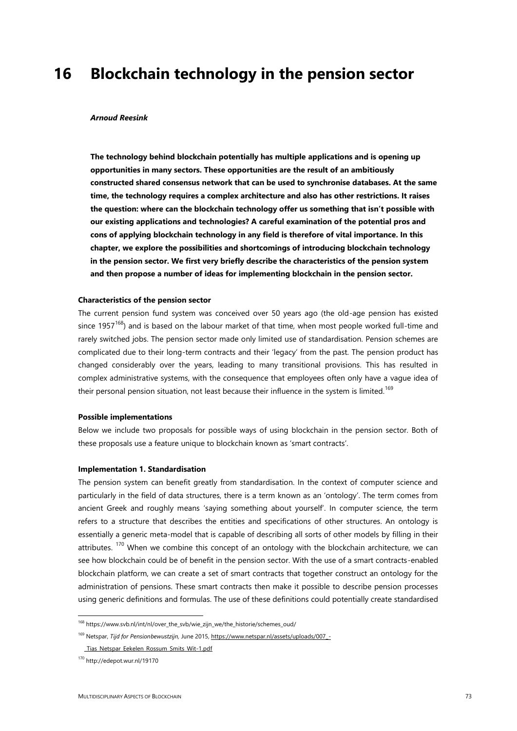# 16 Blockchain technology in the pension sector

***Arnoud Reesink***

**The technology behind blockchain potentially has multiple applications and is opening up opportunities in many sectors. These opportunities are the result of an ambitiously constructed shared consensus network that can be used to synchronise databases. At the same time, the technology requires a complex architecture and also has other restrictions. It raises the question: where can the blockchain technology offer us something that isn't possible with our existing applications and technologies? A careful examination of the potential pros and cons of applying blockchain technology in any field is therefore of vital importance. In this chapter, we explore the possibilities and shortcomings of introducing blockchain technology in the pension sector. We first very briefly describe the characteristics of the pension system and then propose a number of ideas for implementing blockchain in the pension sector.**

### Characteristics of the pension sector

The current pension fund system was conceived over 50 years ago (the old-age pension has existed since 1957[168]) and is based on the labour market of that time, when most people worked full-time and rarely switched jobs. The pension sector made only limited use of standardisation. Pension schemes are complicated due to their long-term contracts and their 'legacy' from the past. The pension product has changed considerably over the years, leading to many transitional provisions. This has resulted in complex administrative systems, with the consequence that employees often only have a vague idea of their personal pension situation, not least because their influence in the system is limited.[169]

### Possible implementations

Below we include two proposals for possible ways of using blockchain in the pension sector. Both of these proposals use a feature unique to blockchain known as 'smart contracts'.

### Implementation 1. Standardisation

The pension system can benefit greatly from standardisation. In the context of computer science and particularly in the field of data structures, there is a term known as an 'ontology'. The term comes from ancient Greek and roughly means 'saying something about yourself'. In computer science, the term refers to a structure that describes the entities and specifications of other structures. An ontology is essentially a generic meta-model that is capable of describing all sorts of other models by filling in their attributes. [170] When we combine this concept of an ontology with the blockchain architecture, we can see how blockchain could be of benefit in the pension sector. With the use of a smart contracts-enabled blockchain platform, we can create a set of smart contracts that together construct an ontology for the administration of pensions. These smart contracts then make it possible to describe pension processes using generic definitions and formulas. The use of these definitions could potentially create standardised

---

[168] https://www.svb.nl/int/nl/over_the_svb/wie_zijn_we/the_historie/schemes_oud/

[169] Netspar, *Tijd for Pensionbewustzijn*, June 2015, https://www.netspar.nl/assets/uploads/007_-_Tias_Netspar_Eekelen_Rossum_Smits_Wit-1.pdf

[170] http://edepot.wur.nl/19170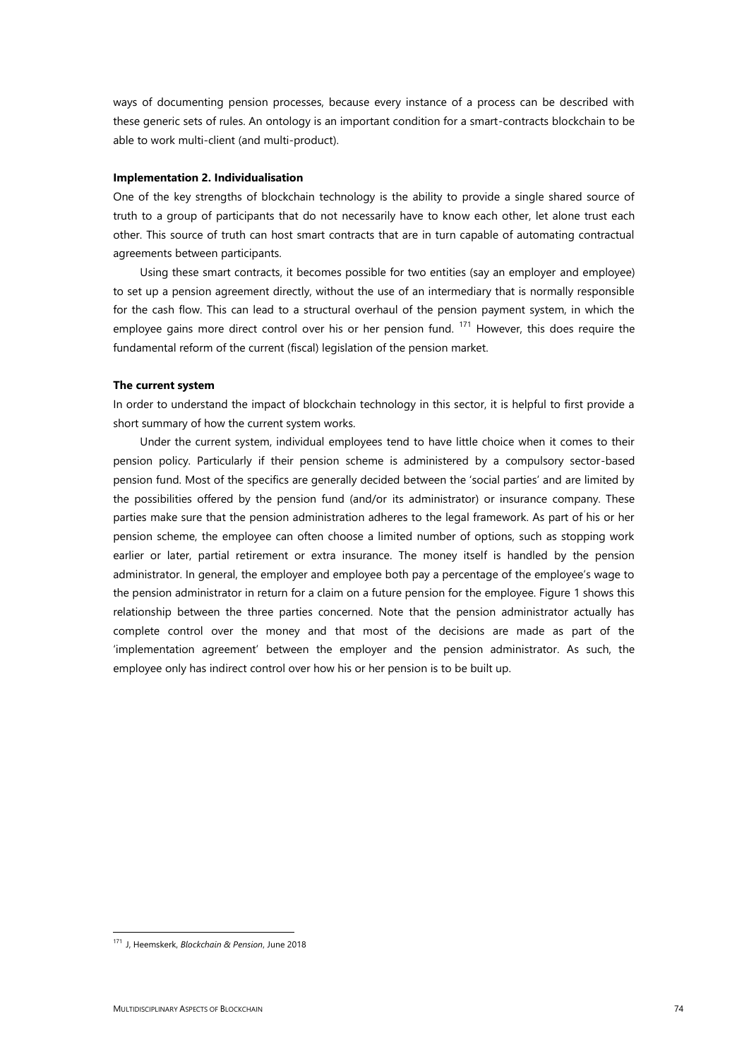ways of documenting pension processes, because every instance of a process can be described with these generic sets of rules. An ontology is an important condition for a smart-contracts blockchain to be able to work multi-client (and multi-product).

**Implementation 2. Individualisation**

One of the key strengths of blockchain technology is the ability to provide a single shared source of truth to a group of participants that do not necessarily have to know each other, let alone trust each other. This source of truth can host smart contracts that are in turn capable of automating contractual agreements between participants.

Using these smart contracts, it becomes possible for two entities (say an employer and employee) to set up a pension agreement directly, without the use of an intermediary that is normally responsible for the cash flow. This can lead to a structural overhaul of the pension payment system, in which the employee gains more direct control over his or her pension fund. [171] However, this does require the fundamental reform of the current (fiscal) legislation of the pension market.

**The current system**

In order to understand the impact of blockchain technology in this sector, it is helpful to first provide a short summary of how the current system works.

Under the current system, individual employees tend to have little choice when it comes to their pension policy. Particularly if their pension scheme is administered by a compulsory sector-based pension fund. Most of the specifics are generally decided between the 'social parties' and are limited by the possibilities offered by the pension fund (and/or its administrator) or insurance company. These parties make sure that the pension administration adheres to the legal framework. As part of his or her pension scheme, the employee can often choose a limited number of options, such as stopping work earlier or later, partial retirement or extra insurance. The money itself is handled by the pension administrator. In general, the employer and employee both pay a percentage of the employee's wage to the pension administrator in return for a claim on a future pension for the employee. Figure 1 shows this relationship between the three parties concerned. Note that the pension administrator actually has complete control over the money and that most of the decisions are made as part of the 'implementation agreement' between the employer and the pension administrator. As such, the employee only has indirect control over how his or her pension is to be built up.

[171] J, Heemskerk, *Blockchain & Pension*, June 2018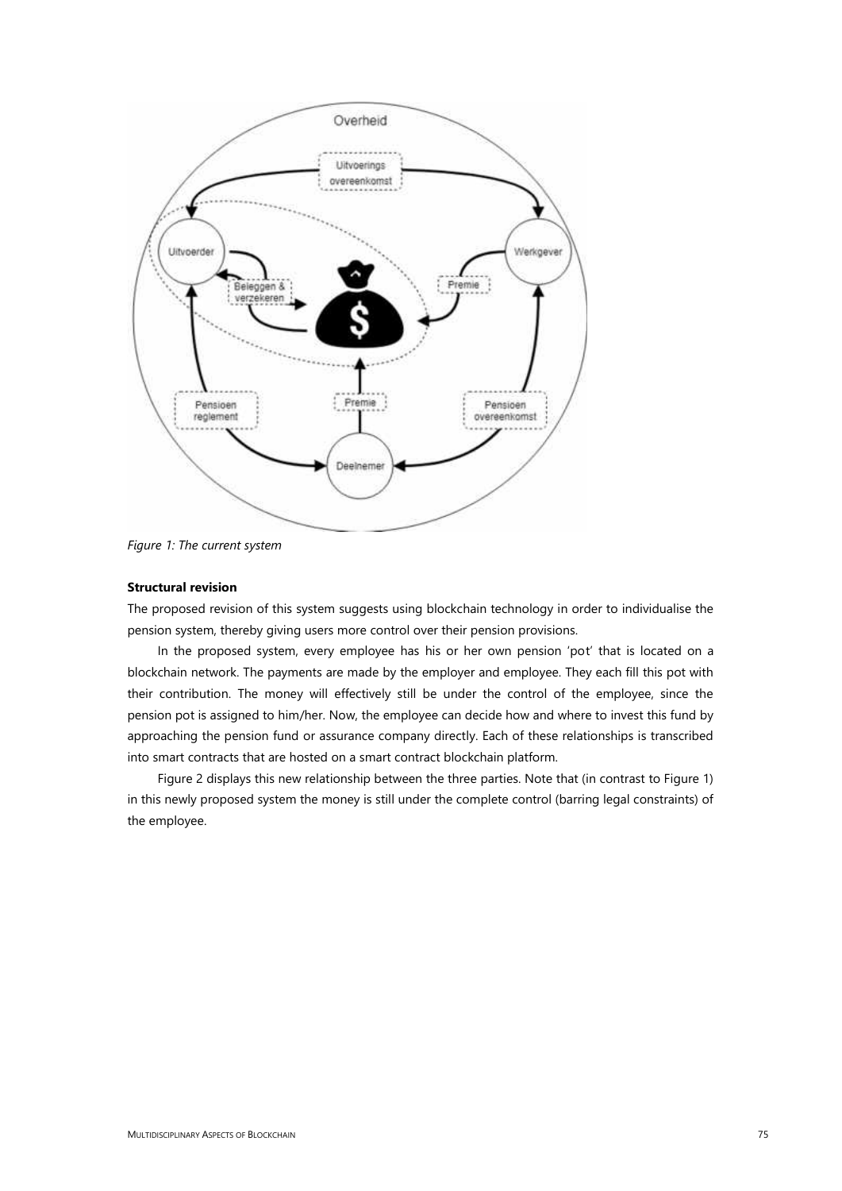*Figure 1: The current system*

**Structural revision**

The proposed revision of this system suggests using blockchain technology in order to individualise the pension system, thereby giving users more control over their pension provisions.

In the proposed system, every employee has his or her own pension 'pot' that is located on a blockchain network. The payments are made by the employer and employee. They each fill this pot with their contribution. The money will effectively still be under the control of the employee, since the pension pot is assigned to him/her. Now, the employee can decide how and where to invest this fund by approaching the pension fund or assurance company directly. Each of these relationships is transcribed into smart contracts that are hosted on a smart contract blockchain platform.

Figure 2 displays this new relationship between the three parties. Note that (in contrast to Figure 1) in this newly proposed system the money is still under the complete control (barring legal constraints) of the employee.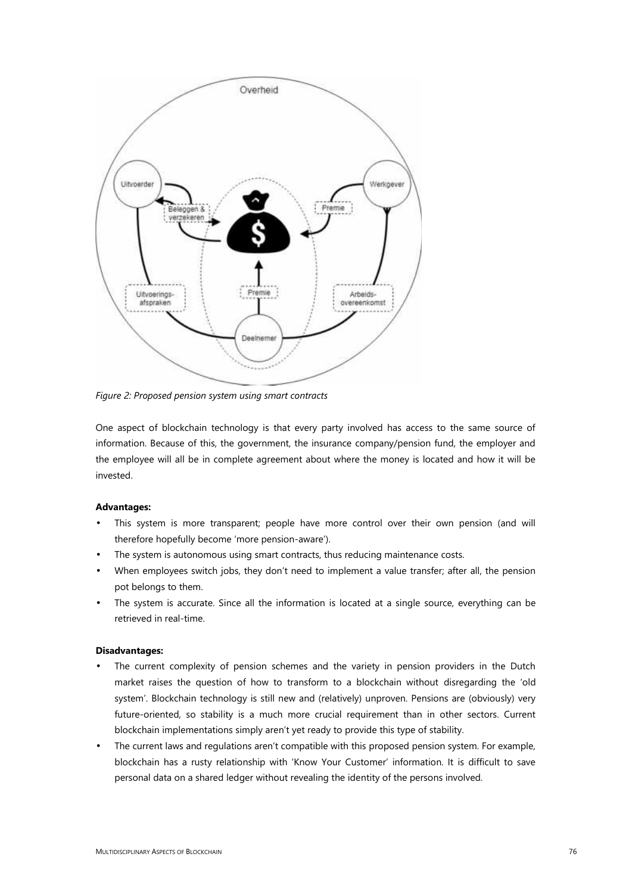*Figure 2: Proposed pension system using smart contracts*

One aspect of blockchain technology is that every party involved has access to the same source of information. Because of this, the government, the insurance company/pension fund, the employer and the employee will all be in complete agreement about where the money is located and how it will be invested.

**Advantages:**

- This system is more transparent; people have more control over their own pension (and will therefore hopefully become 'more pension-aware').
- The system is autonomous using smart contracts, thus reducing maintenance costs.
- When employees switch jobs, they don't need to implement a value transfer; after all, the pension pot belongs to them.
- The system is accurate. Since all the information is located at a single source, everything can be retrieved in real-time.

**Disadvantages:**

- The current complexity of pension schemes and the variety in pension providers in the Dutch market raises the question of how to transform to a blockchain without disregarding the 'old system'. Blockchain technology is still new and (relatively) unproven. Pensions are (obviously) very future-oriented, so stability is a much more crucial requirement than in other sectors. Current blockchain implementations simply aren't yet ready to provide this type of stability.
- The current laws and regulations aren't compatible with this proposed pension system. For example, blockchain has a rusty relationship with 'Know Your Customer' information. It is difficult to save personal data on a shared ledger without revealing the identity of the persons involved.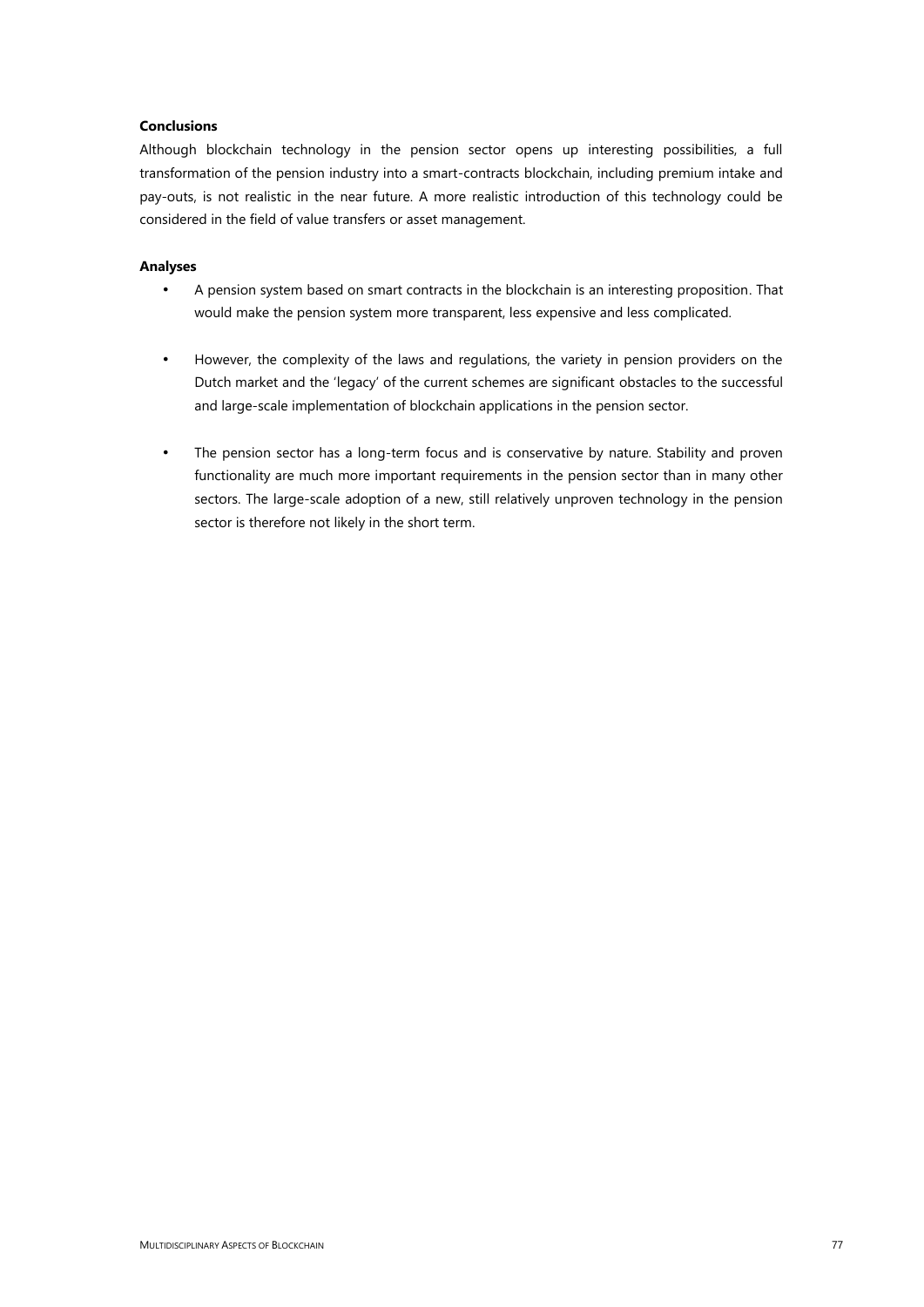**Conclusions**

Although blockchain technology in the pension sector opens up interesting possibilities, a full transformation of the pension industry into a smart-contracts blockchain, including premium intake and pay-outs, is not realistic in the near future. A more realistic introduction of this technology could be considered in the field of value transfers or asset management.

**Analyses**

- A pension system based on smart contracts in the blockchain is an interesting proposition. That would make the pension system more transparent, less expensive and less complicated.
- However, the complexity of the laws and regulations, the variety in pension providers on the Dutch market and the 'legacy' of the current schemes are significant obstacles to the successful and large-scale implementation of blockchain applications in the pension sector.
- The pension sector has a long-term focus and is conservative by nature. Stability and proven functionality are much more important requirements in the pension sector than in many other sectors. The large-scale adoption of a new, still relatively unproven technology in the pension sector is therefore not likely in the short term.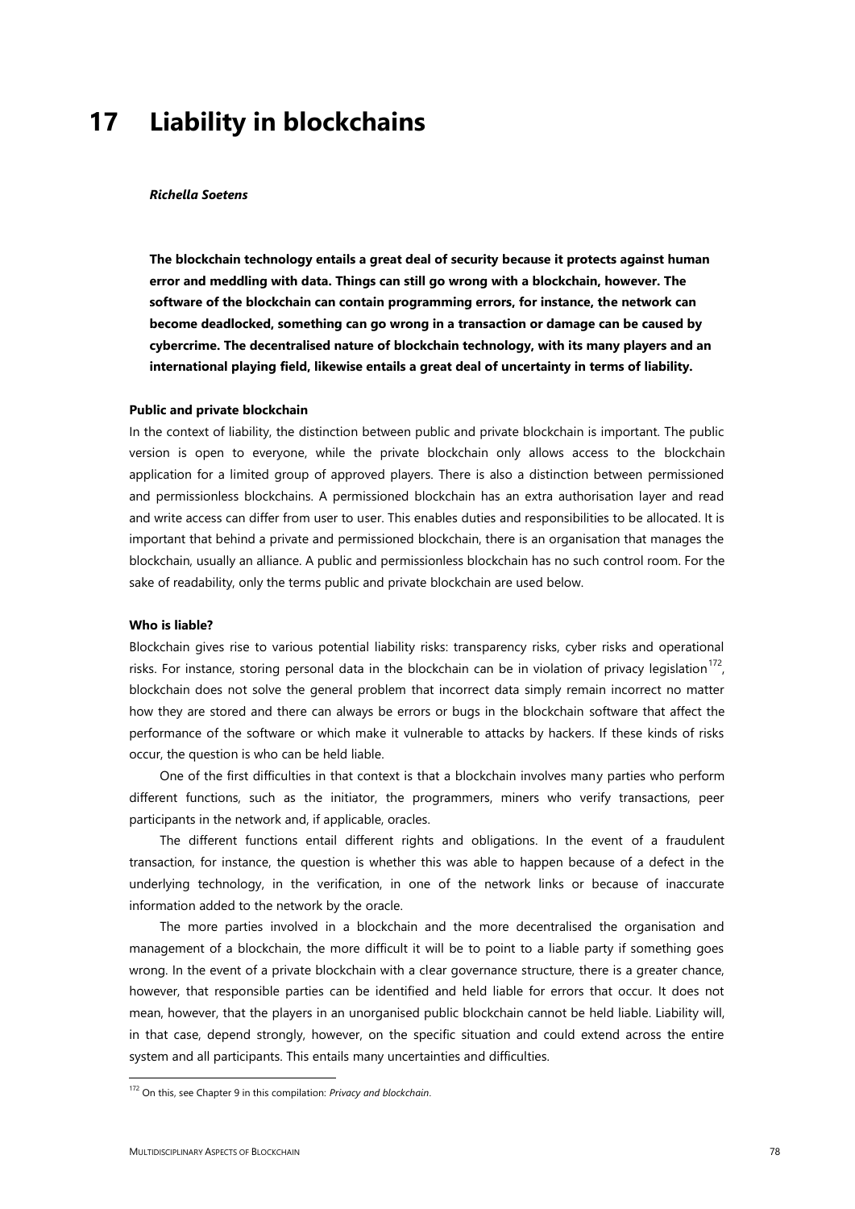# 17 Liability in blockchains

***Richella Soetens***

**The blockchain technology entails a great deal of security because it protects against human error and meddling with data. Things can still go wrong with a blockchain, however. The software of the blockchain can contain programming errors, for instance, the network can become deadlocked, something can go wrong in a transaction or damage can be caused by cybercrime. The decentralised nature of blockchain technology, with its many players and an international playing field, likewise entails a great deal of uncertainty in terms of liability.**

**Public and private blockchain**

In the context of liability, the distinction between public and private blockchain is important. The public version is open to everyone, while the private blockchain only allows access to the blockchain application for a limited group of approved players. There is also a distinction between permissioned and permissionless blockchains. A permissioned blockchain has an extra authorisation layer and read and write access can differ from user to user. This enables duties and responsibilities to be allocated. It is important that behind a private and permissioned blockchain, there is an organisation that manages the blockchain, usually an alliance. A public and permissionless blockchain has no such control room. For the sake of readability, only the terms public and private blockchain are used below.

**Who is liable?**

Blockchain gives rise to various potential liability risks: transparency risks, cyber risks and operational risks. For instance, storing personal data in the blockchain can be in violation of privacy legislation[172], blockchain does not solve the general problem that incorrect data simply remain incorrect no matter how they are stored and there can always be errors or bugs in the blockchain software that affect the performance of the software or which make it vulnerable to attacks by hackers. If these kinds of risks occur, the question is who can be held liable.

One of the first difficulties in that context is that a blockchain involves many parties who perform different functions, such as the initiator, the programmers, miners who verify transactions, peer participants in the network and, if applicable, oracles.

The different functions entail different rights and obligations. In the event of a fraudulent transaction, for instance, the question is whether this was able to happen because of a defect in the underlying technology, in the verification, in one of the network links or because of inaccurate information added to the network by the oracle.

The more parties involved in a blockchain and the more decentralised the organisation and management of a blockchain, the more difficult it will be to point to a liable party if something goes wrong. In the event of a private blockchain with a clear governance structure, there is a greater chance, however, that responsible parties can be identified and held liable for errors that occur. It does not mean, however, that the players in an unorganised public blockchain cannot be held liable. Liability will, in that case, depend strongly, however, on the specific situation and could extend across the entire system and all participants. This entails many uncertainties and difficulties.

---

[172] On this, see Chapter 9 in this compilation: *Privacy and blockchain*.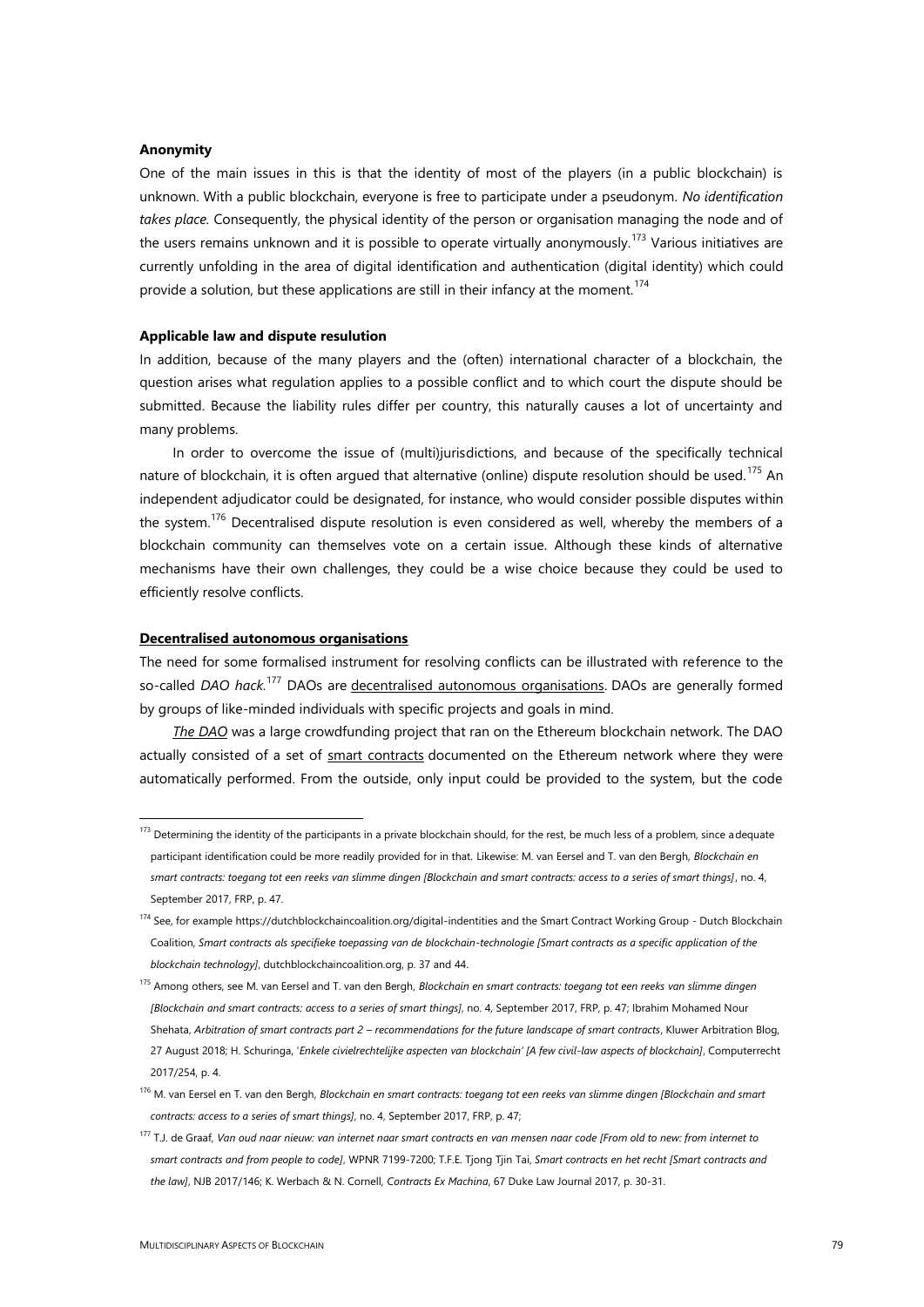**Anonymity**

One of the main issues in this is that the identity of most of the players (in a public blockchain) is unknown. With a public blockchain, everyone is free to participate under a pseudonym. *No identification takes place.* Consequently, the physical identity of the person or organisation managing the node and of the users remains unknown and it is possible to operate virtually anonymously.[173] Various initiatives are currently unfolding in the area of digital identification and authentication (digital identity) which could provide a solution, but these applications are still in their infancy at the moment.[174]

**Applicable law and dispute resulution**

In addition, because of the many players and the (often) international character of a blockchain, the question arises what regulation applies to a possible conflict and to which court the dispute should be submitted. Because the liability rules differ per country, this naturally causes a lot of uncertainty and many problems.

In order to overcome the issue of (multi)jurisdictions, and because of the specifically technical nature of blockchain, it is often argued that alternative (online) dispute resolution should be used.[175] An independent adjudicator could be designated, for instance, who would consider possible disputes within the system.[176] Decentralised dispute resolution is even considered as well, whereby the members of a blockchain community can themselves vote on a certain issue. Although these kinds of alternative mechanisms have their own challenges, they could be a wise choice because they could be used to efficiently resolve conflicts.

**Decentralised autonomous organisations**

The need for some formalised instrument for resolving conflicts can be illustrated with reference to the so-called *DAO hack.*[177] DAOs are decentralised autonomous organisations. DAOs are generally formed by groups of like-minded individuals with specific projects and goals in mind.

*The DAO* was a large crowdfunding project that ran on the Ethereum blockchain network. The DAO actually consisted of a set of smart contracts documented on the Ethereum network where they were automatically performed. From the outside, only input could be provided to the system, but the code

---

[173] Determining the identity of the participants in a private blockchain should, for the rest, be much less of a problem, since adequate participant identification could be more readily provided for in that. Likewise: M. van Eersel and T. van den Bergh, *Blockchain en smart contracts: toegang tot een reeks van slimme dingen [Blockchain and smart contracts: access to a series of smart things]*, no. 4, September 2017, FRP, p. 47.

[174] See, for example https://dutchblockchaincoalition.org/digital-indentities and the Smart Contract Working Group - Dutch Blockchain Coalition, *Smart contracts als specifieke toepassing van de blockchain-technologie [Smart contracts as a specific application of the blockchain technology]*, dutchblockchaincoalition.org, p. 37 and 44.

[175] Among others, see M. van Eersel and T. van den Bergh, *Blockchain en smart contracts: toegang tot een reeks van slimme dingen [Blockchain and smart contracts: access to a series of smart things]*, no. 4, September 2017, FRP, p. 47; Ibrahim Mohamed Nour Shehata, *Arbitration of smart contracts part 2 – recommendations for the future landscape of smart contracts*, Kluwer Arbitration Blog, 27 August 2018; H. Schuringa, '*Enkele civielrechtelijke aspecten van blockchain' [A few civil-law aspects of blockchain]*, Computerrecht 2017/254, p. 4.

[176] M. van Eersel en T. van den Bergh, *Blockchain en smart contracts: toegang tot een reeks van slimme dingen [Blockchain and smart contracts: access to a series of smart things]*, no. 4, September 2017, FRP, p. 47;

[177] T.J. de Graaf, *Van oud naar nieuw: van internet naar smart contracts en van mensen naar code [From old to new: from internet to smart contracts and from people to code]*, WPNR 7199-7200; T.F.E. Tjong Tjin Tai, *Smart contracts en het recht [Smart contracts and the law]*, NJB 2017/146; K. Werbach & N. Cornell, *Contracts Ex Machina*, 67 Duke Law Journal 2017, p. 30-31.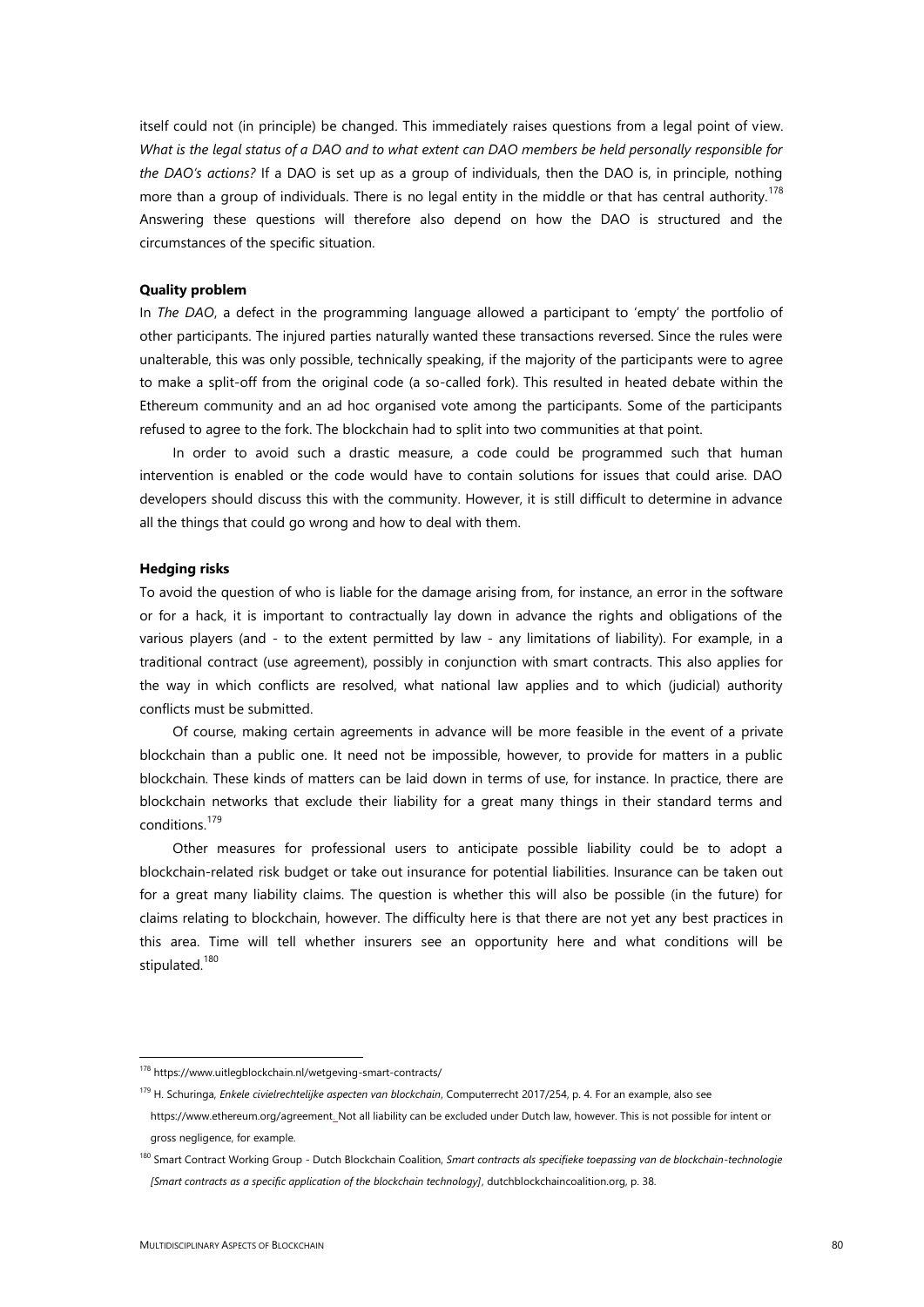itself could not (in principle) be changed. This immediately raises questions from a legal point of view. *What is the legal status of a DAO and to what extent can DAO members be held personally responsible for the DAO's actions?* If a DAO is set up as a group of individuals, then the DAO is, in principle, nothing more than a group of individuals. There is no legal entity in the middle or that has central authority.[178] Answering these questions will therefore also depend on how the DAO is structured and the circumstances of the specific situation.

**Quality problem**

In *The DAO*, a defect in the programming language allowed a participant to 'empty' the portfolio of other participants. The injured parties naturally wanted these transactions reversed. Since the rules were unalterable, this was only possible, technically speaking, if the majority of the participants were to agree to make a split-off from the original code (a so-called fork). This resulted in heated debate within the Ethereum community and an ad hoc organised vote among the participants. Some of the participants refused to agree to the fork. The blockchain had to split into two communities at that point.

In order to avoid such a drastic measure, a code could be programmed such that human intervention is enabled or the code would have to contain solutions for issues that could arise. DAO developers should discuss this with the community. However, it is still difficult to determine in advance all the things that could go wrong and how to deal with them.

**Hedging risks**

To avoid the question of who is liable for the damage arising from, for instance, an error in the software or for a hack, it is important to contractually lay down in advance the rights and obligations of the various players (and - to the extent permitted by law - any limitations of liability). For example, in a traditional contract (use agreement), possibly in conjunction with smart contracts. This also applies for the way in which conflicts are resolved, what national law applies and to which (judicial) authority conflicts must be submitted.

Of course, making certain agreements in advance will be more feasible in the event of a private blockchain than a public one. It need not be impossible, however, to provide for matters in a public blockchain. These kinds of matters can be laid down in terms of use, for instance. In practice, there are blockchain networks that exclude their liability for a great many things in their standard terms and conditions.[179]

Other measures for professional users to anticipate possible liability could be to adopt a blockchain-related risk budget or take out insurance for potential liabilities. Insurance can be taken out for a great many liability claims. The question is whether this will also be possible (in the future) for claims relating to blockchain, however. The difficulty here is that there are not yet any best practices in this area. Time will tell whether insurers see an opportunity here and what conditions will be stipulated.[180]

---

[178] https://www.uitlegblockchain.nl/wetgeving-smart-contracts/

[179] H. Schuringa, *Enkele civielrechtelijke aspecten van blockchain*, Computerrecht 2017/254, p. 4. For an example, also see https://www.ethereum.org/agreement_Not all liability can be excluded under Dutch law, however. This is not possible for intent or gross negligence, for example.

[180] Smart Contract Working Group - Dutch Blockchain Coalition, *Smart contracts als specifieke toepassing van de blockchain-technologie [Smart contracts as a specific application of the blockchain technology]*, dutchblockchaincoalition.org, p. 38.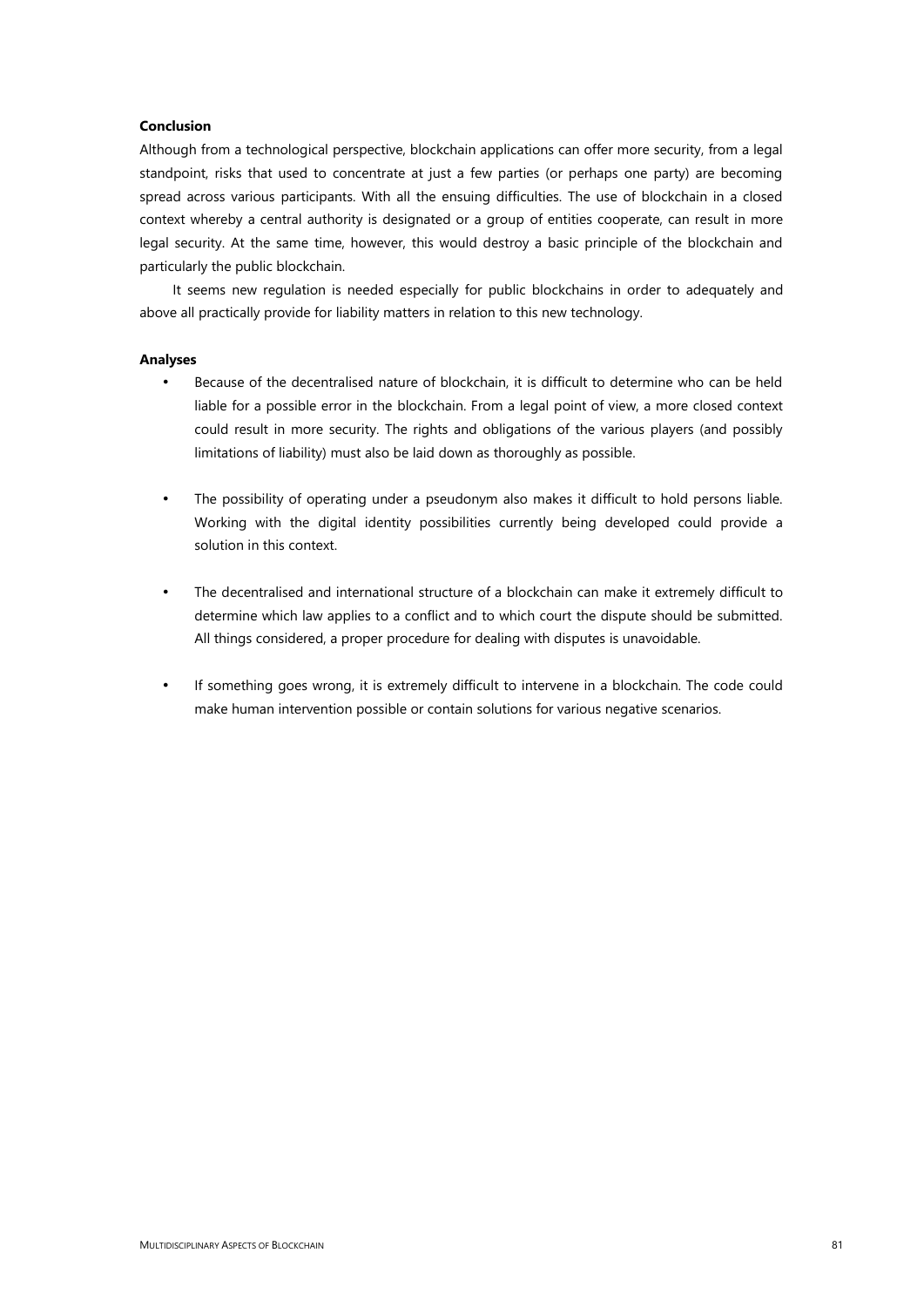**Conclusion**

Although from a technological perspective, blockchain applications can offer more security, from a legal standpoint, risks that used to concentrate at just a few parties (or perhaps one party) are becoming spread across various participants. With all the ensuing difficulties. The use of blockchain in a closed context whereby a central authority is designated or a group of entities cooperate, can result in more legal security. At the same time, however, this would destroy a basic principle of the blockchain and particularly the public blockchain.

It seems new regulation is needed especially for public blockchains in order to adequately and above all practically provide for liability matters in relation to this new technology.

**Analyses**

- Because of the decentralised nature of blockchain, it is difficult to determine who can be held liable for a possible error in the blockchain. From a legal point of view, a more closed context could result in more security. The rights and obligations of the various players (and possibly limitations of liability) must also be laid down as thoroughly as possible.

- The possibility of operating under a pseudonym also makes it difficult to hold persons liable. Working with the digital identity possibilities currently being developed could provide a solution in this context.

- The decentralised and international structure of a blockchain can make it extremely difficult to determine which law applies to a conflict and to which court the dispute should be submitted. All things considered, a proper procedure for dealing with disputes is unavoidable.

- If something goes wrong, it is extremely difficult to intervene in a blockchain. The code could make human intervention possible or contain solutions for various negative scenarios.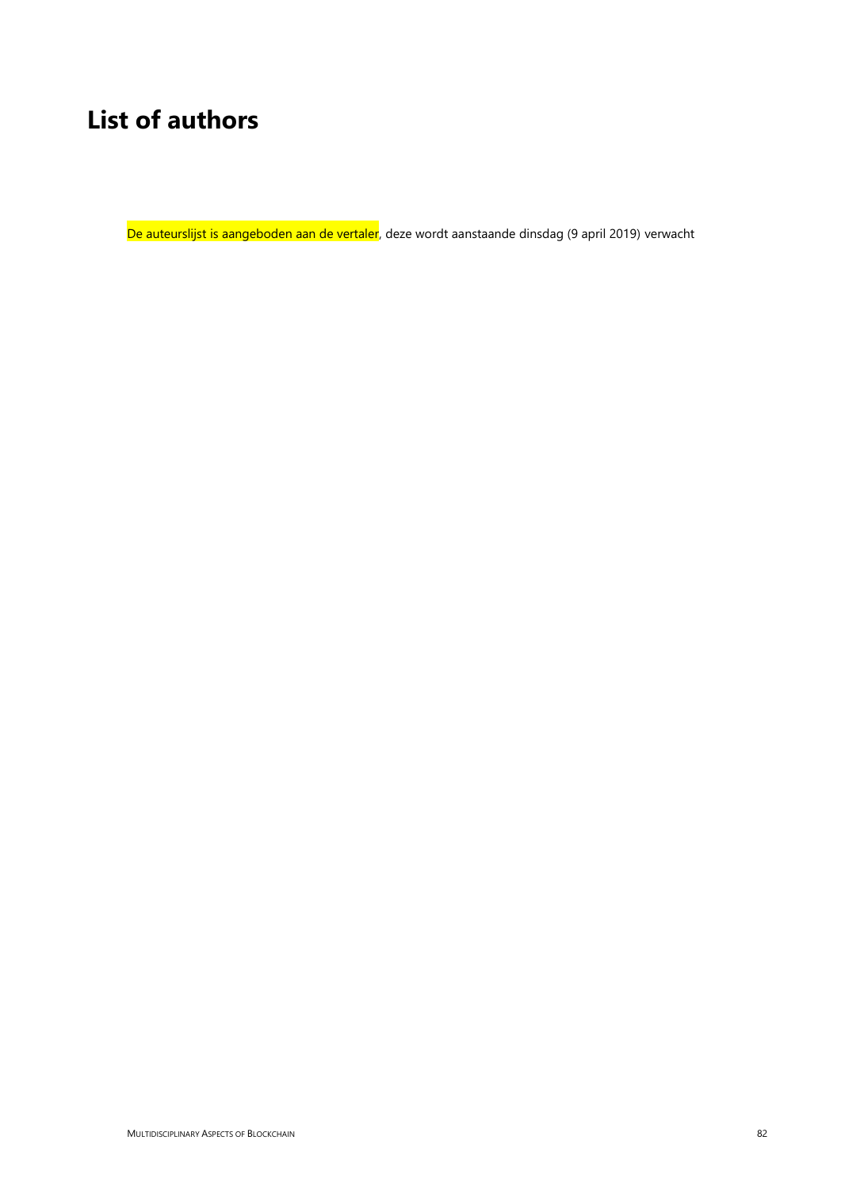# List of authors

De auteurslijst is aangeboden aan de vertaler, deze wordt aanstaande dinsdag (9 april 2019) verwacht